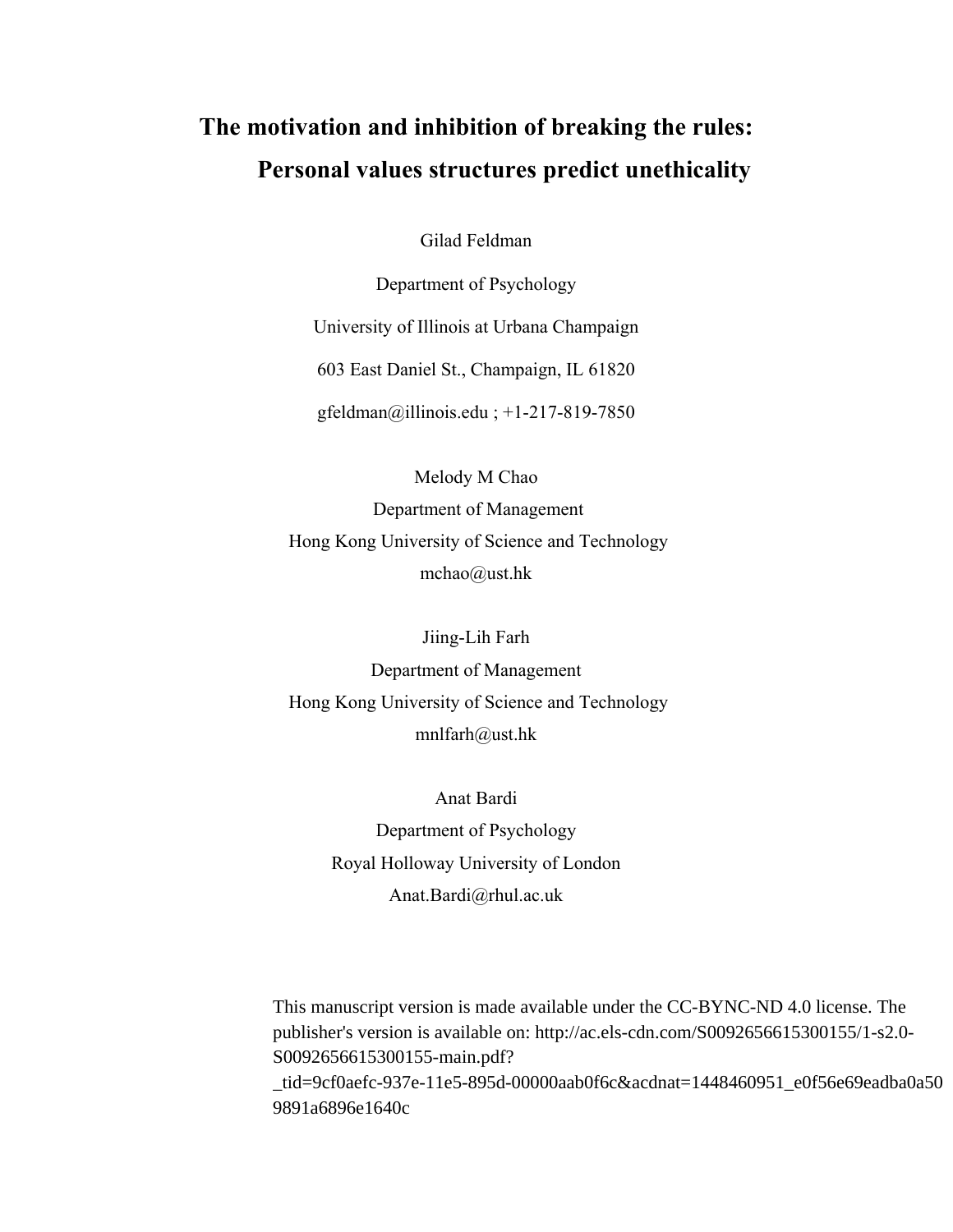# The motivation and inhibition of breaking the rules: Personal values structures predict unethicality

Gilad Feldman

Department of Psychology

University of Illinois at Urbana Champaign

603 East Daniel St., Champaign, IL 61820

gfeldman@illinois.edu ; +1-217-819-7850

Melody M Chao

Department of Management

Hong Kong University of Science and Technology

mchao@ust.hk

Jiing-Lih Farh

Department of Management

Hong Kong University of Science and Technology

mnlfarh@ust.hk

Anat Bardi

Department of Psychology

Royal Holloway University of London

Anat.Bardi@rhul.ac.uk

This manuscript version is made available under the CC-BYNC-ND 4.0 license. The publisher's version is available on: http://ac.els-cdn.com/S0092656615300155/1-s2.0-S0092656615300155-main.pdf?_tid=9cf0aefc-937e-11e5-895d-00000aab0f6c&acdnat=1448460951_e0f56e69eadba0a509891a6896e1640c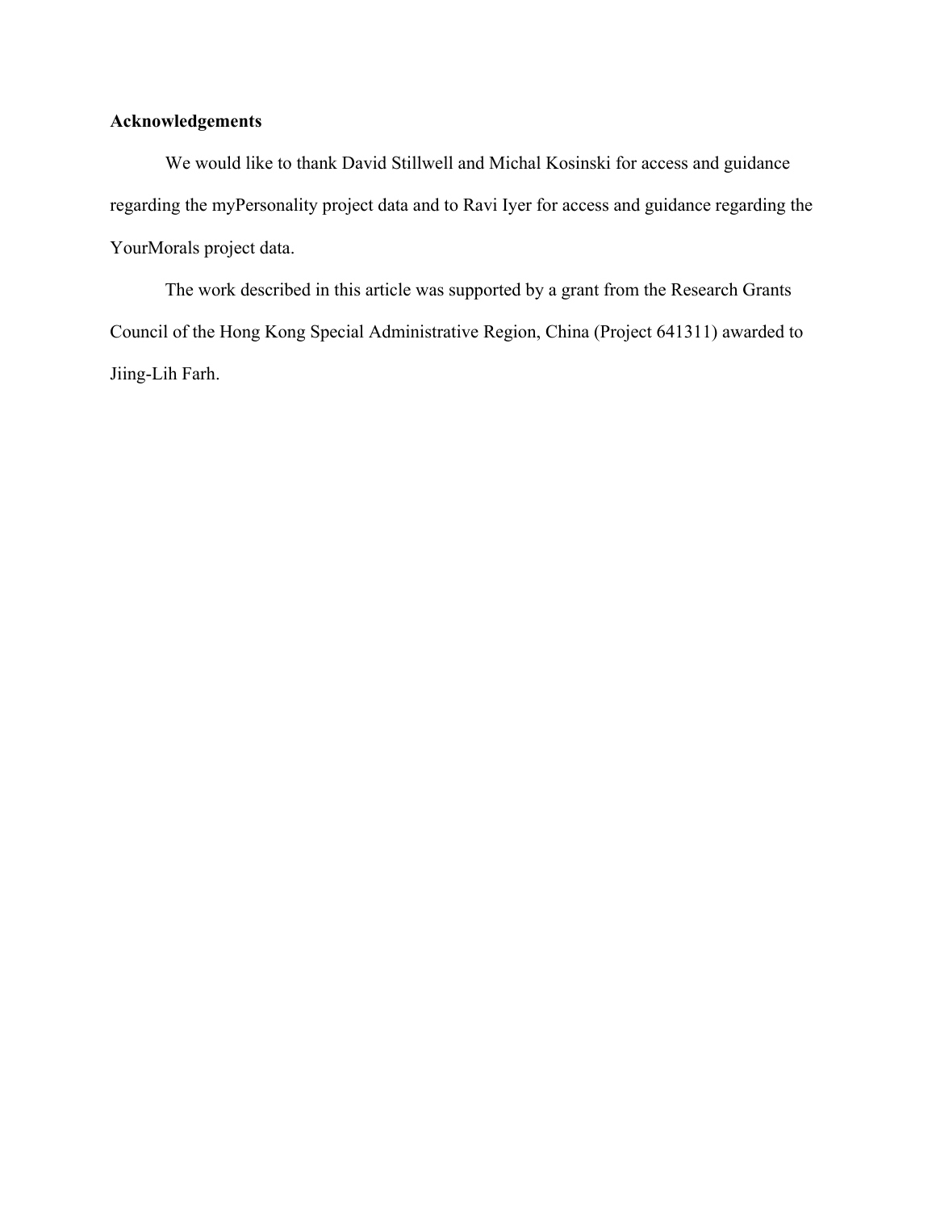**Acknowledgements**

We would like to thank David Stillwell and Michal Kosinski for access and guidance regarding the myPersonality project data and to Ravi Iyer for access and guidance regarding the YourMorals project data.

The work described in this article was supported by a grant from the Research Grants Council of the Hong Kong Special Administrative Region, China (Project 641311) awarded to Jiing-Lih Farh.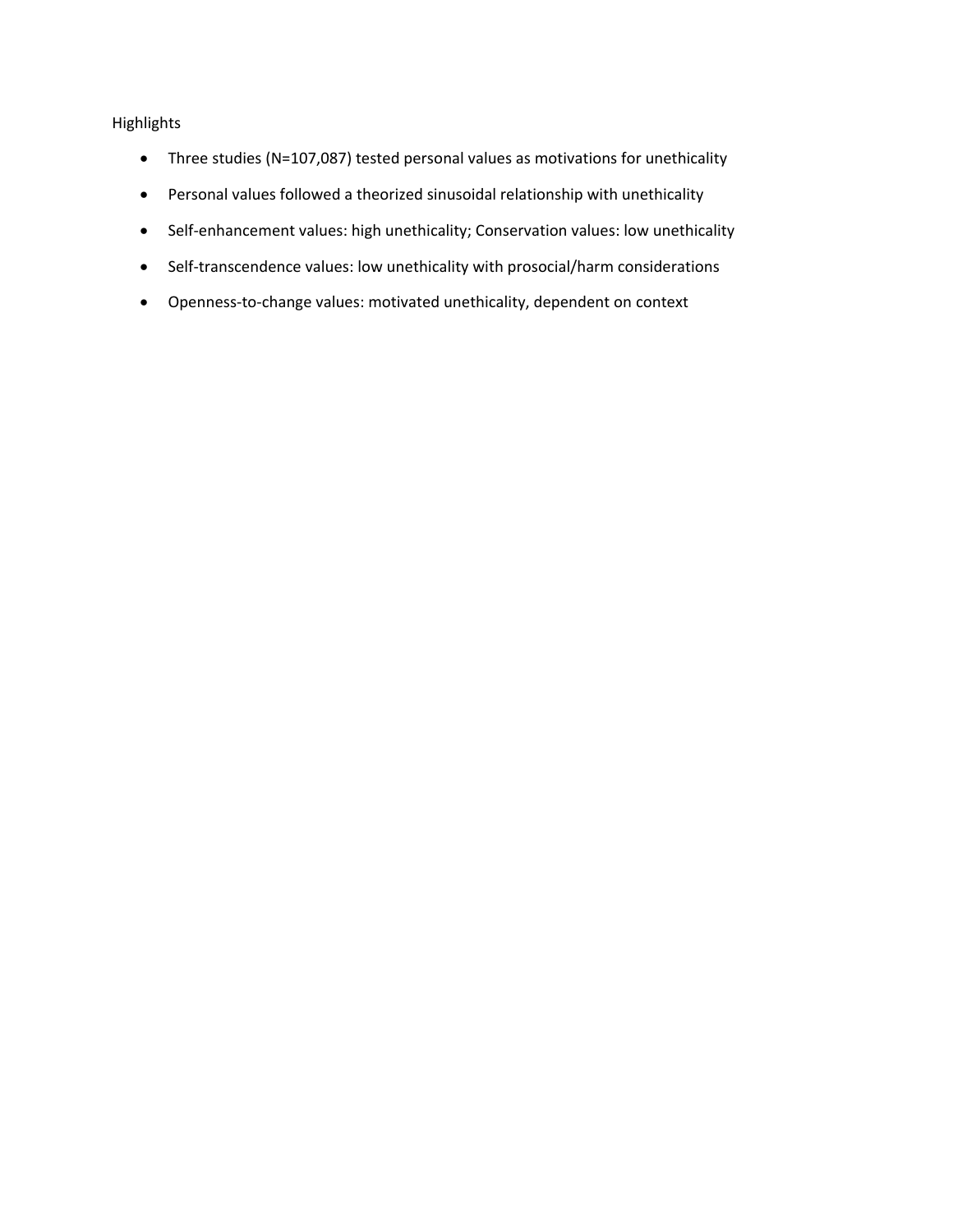Highlights

- Three studies (N=107,087) tested personal values as motivations for unethicality
- Personal values followed a theorized sinusoidal relationship with unethicality
- Self-enhancement values: high unethicality; Conservation values: low unethicality
- Self-transcendence values: low unethicality with prosocial/harm considerations
- Openness-to-change values: motivated unethicality, dependent on context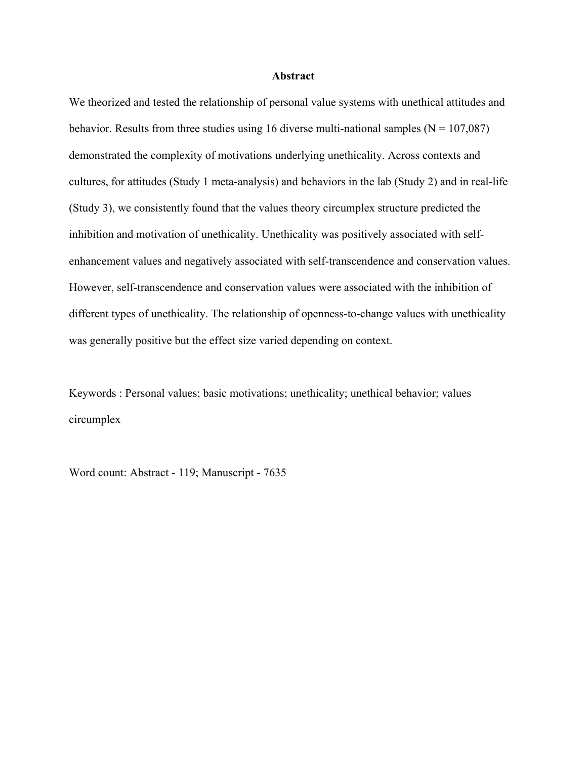# Abstract

We theorized and tested the relationship of personal value systems with unethical attitudes and behavior. Results from three studies using 16 diverse multi-national samples (N = 107,087) demonstrated the complexity of motivations underlying unethicality. Across contexts and cultures, for attitudes (Study 1 meta-analysis) and behaviors in the lab (Study 2) and in real-life (Study 3), we consistently found that the values theory circumplex structure predicted the inhibition and motivation of unethicality. Unethicality was positively associated with self-enhancement values and negatively associated with self-transcendence and conservation values. However, self-transcendence and conservation values were associated with the inhibition of different types of unethicality. The relationship of openness-to-change values with unethicality was generally positive but the effect size varied depending on context.

Keywords : Personal values; basic motivations; unethicality; unethical behavior; values circumplex

Word count: Abstract - 119; Manuscript - 7635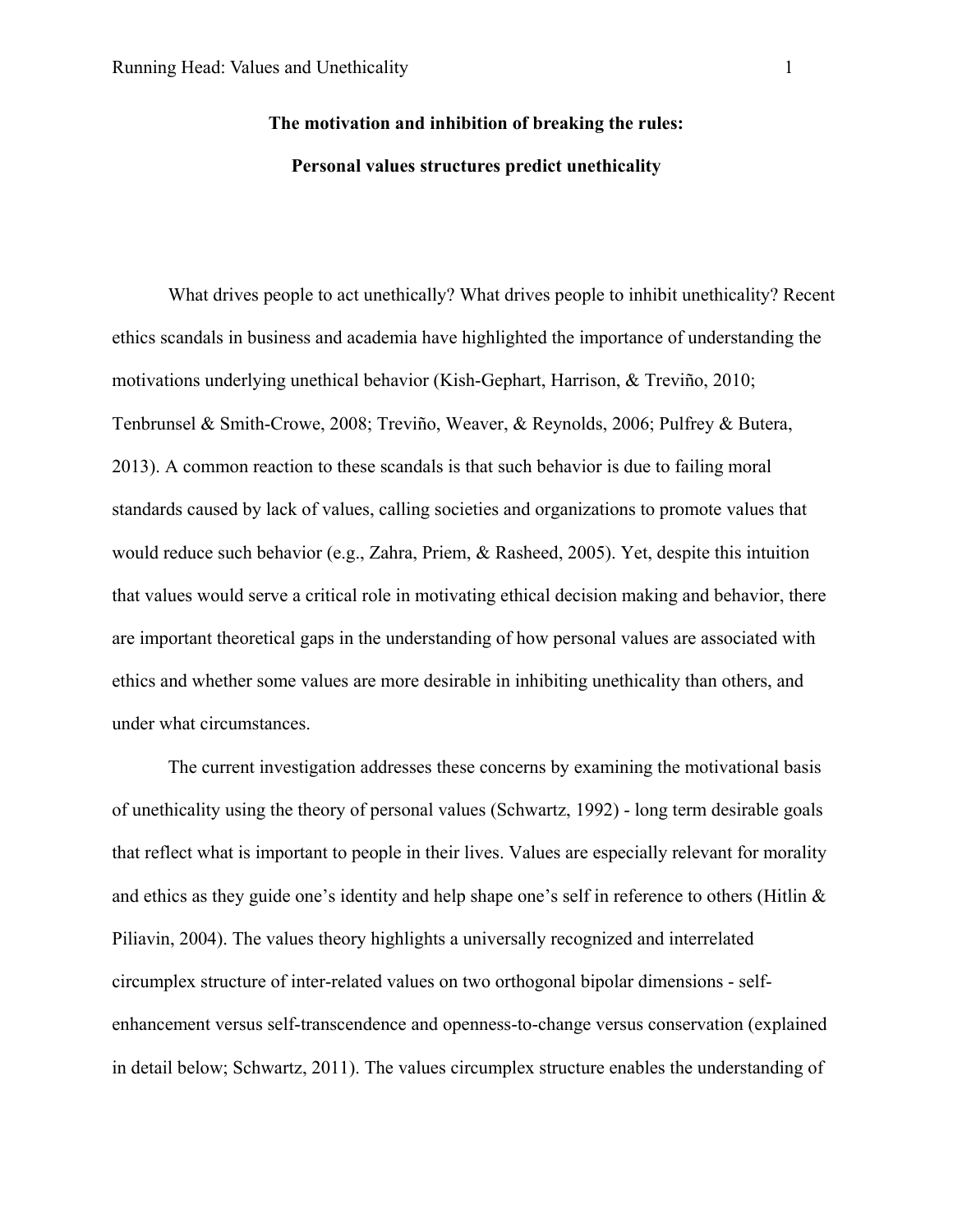**The motivation and inhibition of breaking the rules:**

**Personal values structures predict unethicality**

What drives people to act unethically? What drives people to inhibit unethicality? Recent ethics scandals in business and academia have highlighted the importance of understanding the motivations underlying unethical behavior (Kish-Gephart, Harrison, & Treviño, 2010; Tenbrunsel & Smith-Crowe, 2008; Treviño, Weaver, & Reynolds, 2006; Pulfrey & Butera, 2013). A common reaction to these scandals is that such behavior is due to failing moral standards caused by lack of values, calling societies and organizations to promote values that would reduce such behavior (e.g., Zahra, Priem, & Rasheed, 2005). Yet, despite this intuition that values would serve a critical role in motivating ethical decision making and behavior, there are important theoretical gaps in the understanding of how personal values are associated with ethics and whether some values are more desirable in inhibiting unethicality than others, and under what circumstances.

The current investigation addresses these concerns by examining the motivational basis of unethicality using the theory of personal values (Schwartz, 1992) - long term desirable goals that reflect what is important to people in their lives. Values are especially relevant for morality and ethics as they guide one's identity and help shape one's self in reference to others (Hitlin & Piliavin, 2004). The values theory highlights a universally recognized and interrelated circumplex structure of inter-related values on two orthogonal bipolar dimensions - self-enhancement versus self-transcendence and openness-to-change versus conservation (explained in detail below; Schwartz, 2011). The values circumplex structure enables the understanding of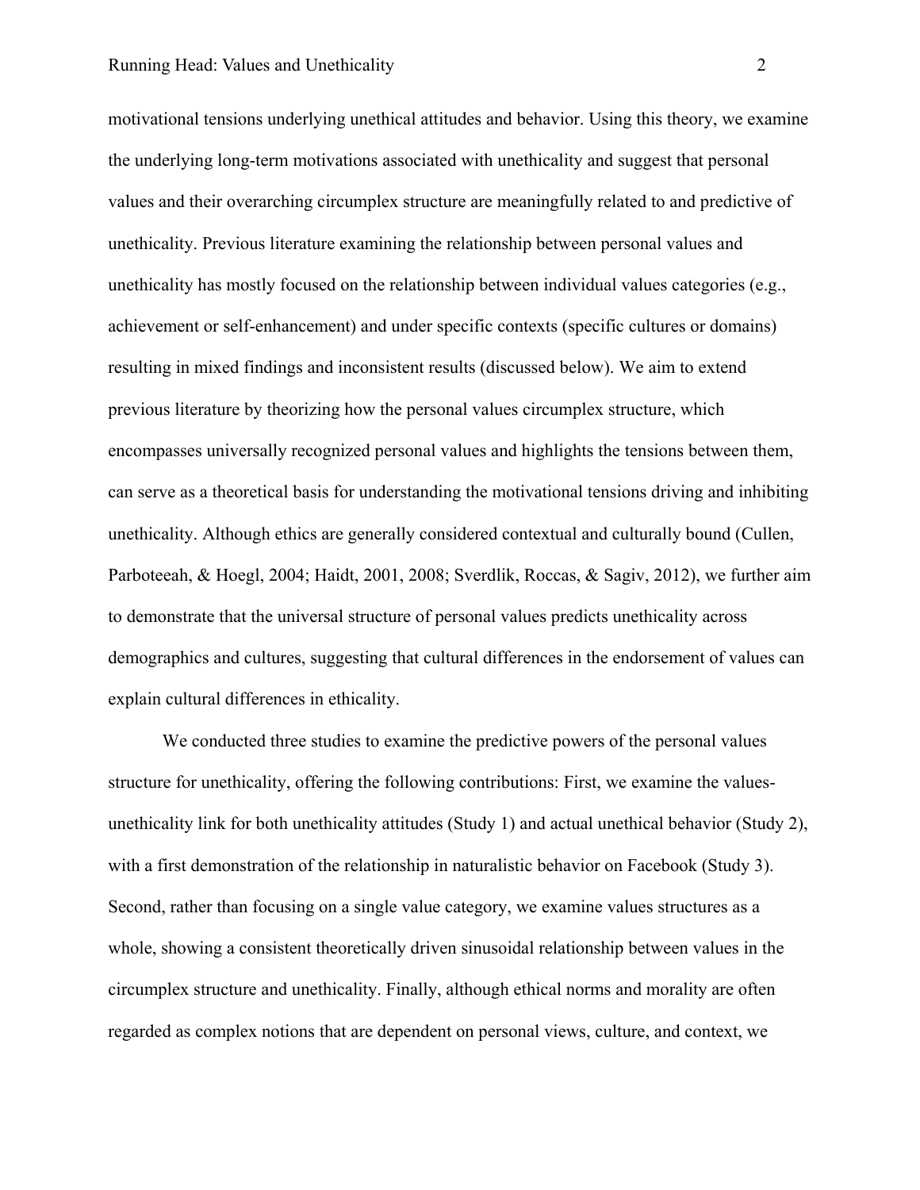motivational tensions underlying unethical attitudes and behavior. Using this theory, we examine the underlying long-term motivations associated with unethicality and suggest that personal values and their overarching circumplex structure are meaningfully related to and predictive of unethicality. Previous literature examining the relationship between personal values and unethicality has mostly focused on the relationship between individual values categories (e.g., achievement or self-enhancement) and under specific contexts (specific cultures or domains) resulting in mixed findings and inconsistent results (discussed below). We aim to extend previous literature by theorizing how the personal values circumplex structure, which encompasses universally recognized personal values and highlights the tensions between them, can serve as a theoretical basis for understanding the motivational tensions driving and inhibiting unethicality. Although ethics are generally considered contextual and culturally bound (Cullen, Parboteeah, & Hoegl, 2004; Haidt, 2001, 2008; Sverdlik, Roccas, & Sagiv, 2012), we further aim to demonstrate that the universal structure of personal values predicts unethicality across demographics and cultures, suggesting that cultural differences in the endorsement of values can explain cultural differences in ethicality.

We conducted three studies to examine the predictive powers of the personal values structure for unethicality, offering the following contributions: First, we examine the values-unethicality link for both unethicality attitudes (Study 1) and actual unethical behavior (Study 2), with a first demonstration of the relationship in naturalistic behavior on Facebook (Study 3). Second, rather than focusing on a single value category, we examine values structures as a whole, showing a consistent theoretically driven sinusoidal relationship between values in the circumplex structure and unethicality. Finally, although ethical norms and morality are often regarded as complex notions that are dependent on personal views, culture, and context, we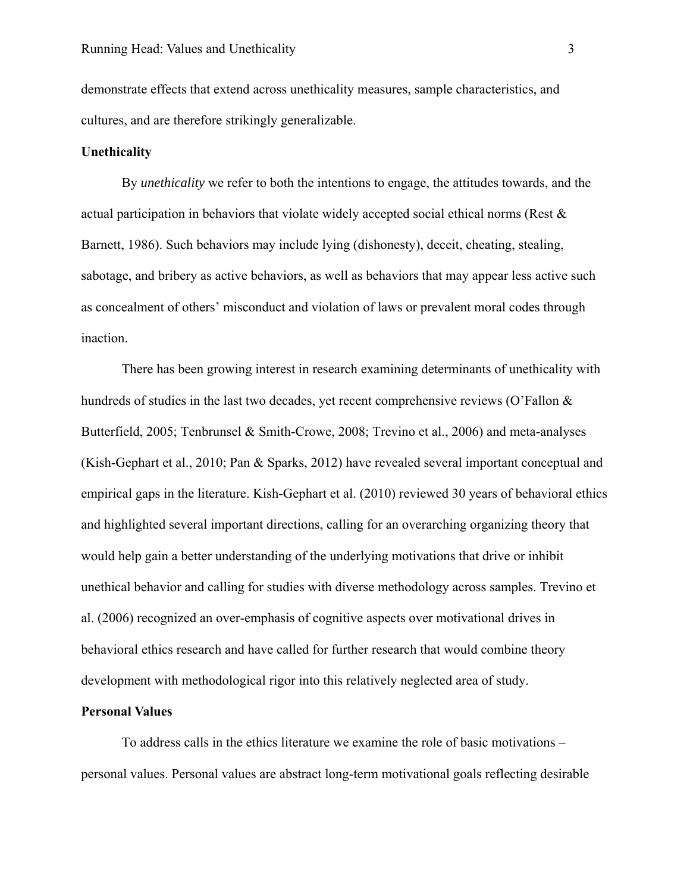demonstrate effects that extend across unethicality measures, sample characteristics, and cultures, and are therefore strikingly generalizable.

## Unethicality

By *unethicality* we refer to both the intentions to engage, the attitudes towards, and the actual participation in behaviors that violate widely accepted social ethical norms (Rest & Barnett, 1986). Such behaviors may include lying (dishonesty), deceit, cheating, stealing, sabotage, and bribery as active behaviors, as well as behaviors that may appear less active such as concealment of others' misconduct and violation of laws or prevalent moral codes through inaction.

There has been growing interest in research examining determinants of unethicality with hundreds of studies in the last two decades, yet recent comprehensive reviews (O'Fallon & Butterfield, 2005; Tenbrunsel & Smith-Crowe, 2008; Trevino et al., 2006) and meta-analyses (Kish-Gephart et al., 2010; Pan & Sparks, 2012) have revealed several important conceptual and empirical gaps in the literature. Kish-Gephart et al. (2010) reviewed 30 years of behavioral ethics and highlighted several important directions, calling for an overarching organizing theory that would help gain a better understanding of the underlying motivations that drive or inhibit unethical behavior and calling for studies with diverse methodology across samples. Trevino et al. (2006) recognized an over-emphasis of cognitive aspects over motivational drives in behavioral ethics research and have called for further research that would combine theory development with methodological rigor into this relatively neglected area of study.

## Personal Values

To address calls in the ethics literature we examine the role of basic motivations – personal values. Personal values are abstract long-term motivational goals reflecting desirable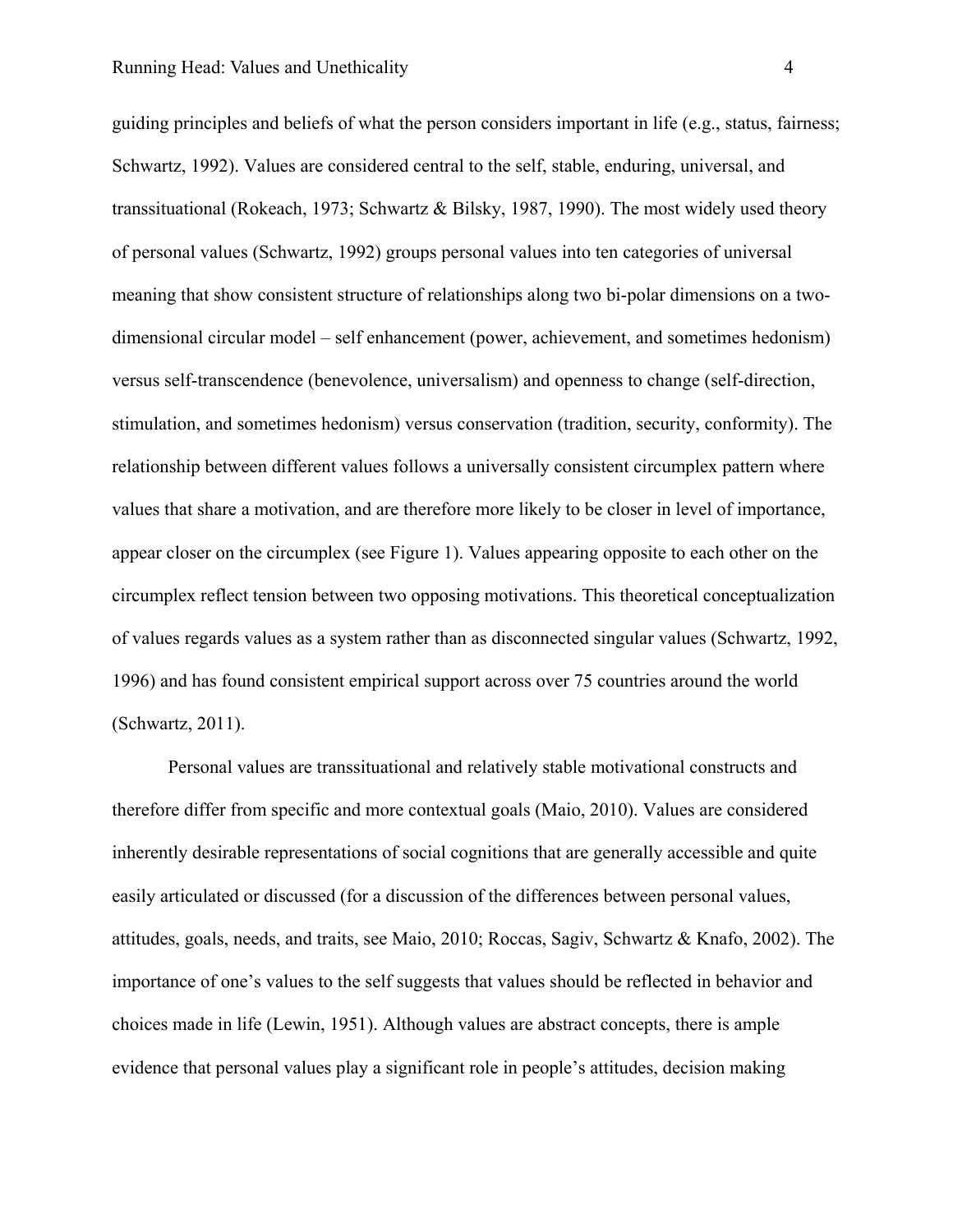guiding principles and beliefs of what the person considers important in life (e.g., status, fairness; Schwartz, 1992). Values are considered central to the self, stable, enduring, universal, and transsituational (Rokeach, 1973; Schwartz & Bilsky, 1987, 1990). The most widely used theory of personal values (Schwartz, 1992) groups personal values into ten categories of universal meaning that show consistent structure of relationships along two bi-polar dimensions on a two-dimensional circular model – self enhancement (power, achievement, and sometimes hedonism) versus self-transcendence (benevolence, universalism) and openness to change (self-direction, stimulation, and sometimes hedonism) versus conservation (tradition, security, conformity). The relationship between different values follows a universally consistent circumplex pattern where values that share a motivation, and are therefore more likely to be closer in level of importance, appear closer on the circumplex (see Figure 1). Values appearing opposite to each other on the circumplex reflect tension between two opposing motivations. This theoretical conceptualization of values regards values as a system rather than as disconnected singular values (Schwartz, 1992, 1996) and has found consistent empirical support across over 75 countries around the world (Schwartz, 2011).

Personal values are transsituational and relatively stable motivational constructs and therefore differ from specific and more contextual goals (Maio, 2010). Values are considered inherently desirable representations of social cognitions that are generally accessible and quite easily articulated or discussed (for a discussion of the differences between personal values, attitudes, goals, needs, and traits, see Maio, 2010; Roccas, Sagiv, Schwartz & Knafo, 2002). The importance of one's values to the self suggests that values should be reflected in behavior and choices made in life (Lewin, 1951). Although values are abstract concepts, there is ample evidence that personal values play a significant role in people's attitudes, decision making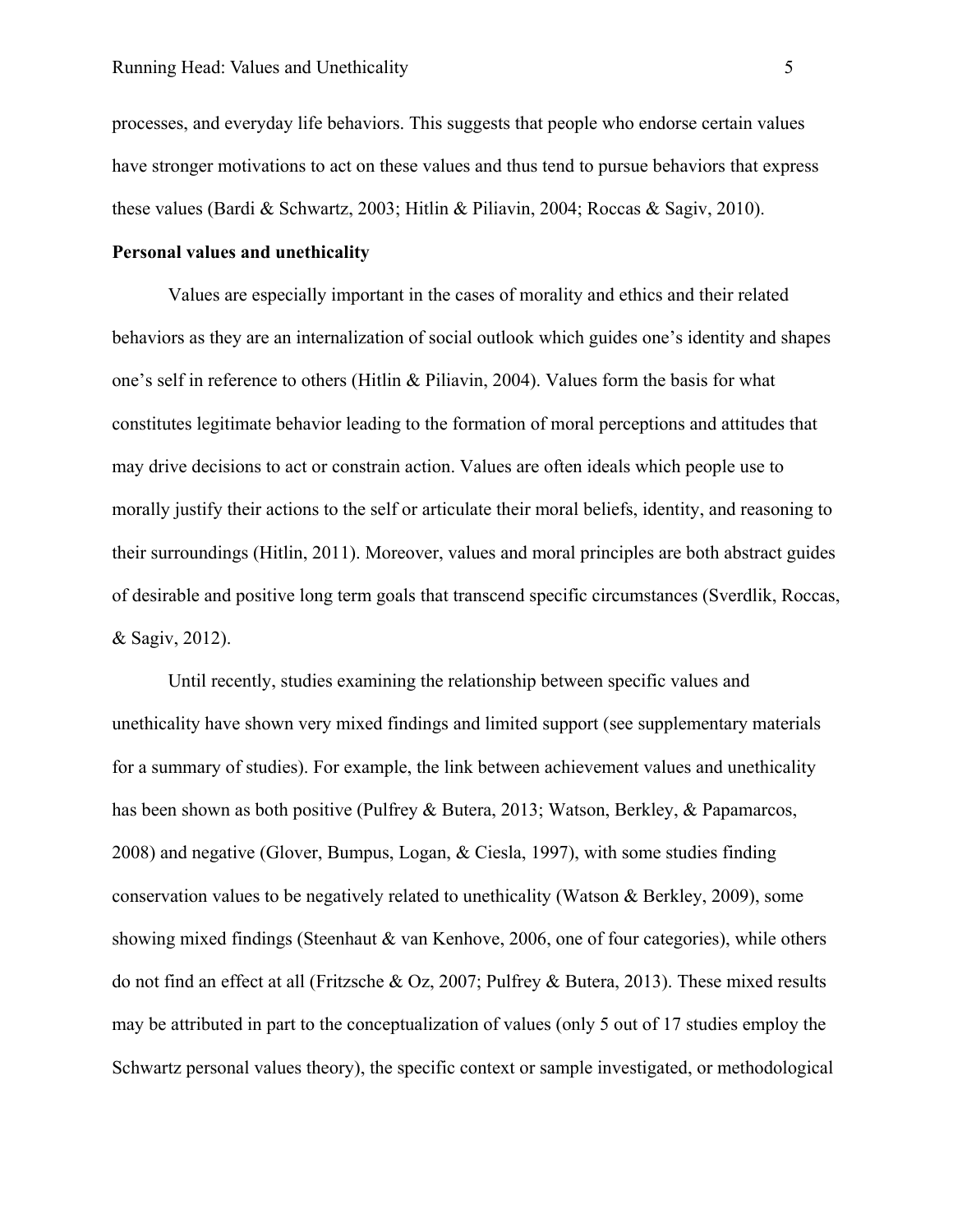processes, and everyday life behaviors. This suggests that people who endorse certain values have stronger motivations to act on these values and thus tend to pursue behaviors that express these values (Bardi & Schwartz, 2003; Hitlin & Piliavin, 2004; Roccas & Sagiv, 2010).

**Personal values and unethicality**

Values are especially important in the cases of morality and ethics and their related behaviors as they are an internalization of social outlook which guides one's identity and shapes one's self in reference to others (Hitlin & Piliavin, 2004). Values form the basis for what constitutes legitimate behavior leading to the formation of moral perceptions and attitudes that may drive decisions to act or constrain action. Values are often ideals which people use to morally justify their actions to the self or articulate their moral beliefs, identity, and reasoning to their surroundings (Hitlin, 2011). Moreover, values and moral principles are both abstract guides of desirable and positive long term goals that transcend specific circumstances (Sverdlik, Roccas, & Sagiv, 2012).

Until recently, studies examining the relationship between specific values and unethicality have shown very mixed findings and limited support (see supplementary materials for a summary of studies). For example, the link between achievement values and unethicality has been shown as both positive (Pulfrey & Butera, 2013; Watson, Berkley, & Papamarcos, 2008) and negative (Glover, Bumpus, Logan, & Ciesla, 1997), with some studies finding conservation values to be negatively related to unethicality (Watson & Berkley, 2009), some showing mixed findings (Steenhaut & van Kenhove, 2006, one of four categories), while others do not find an effect at all (Fritzsche & Oz, 2007; Pulfrey & Butera, 2013). These mixed results may be attributed in part to the conceptualization of values (only 5 out of 17 studies employ the Schwartz personal values theory), the specific context or sample investigated, or methodological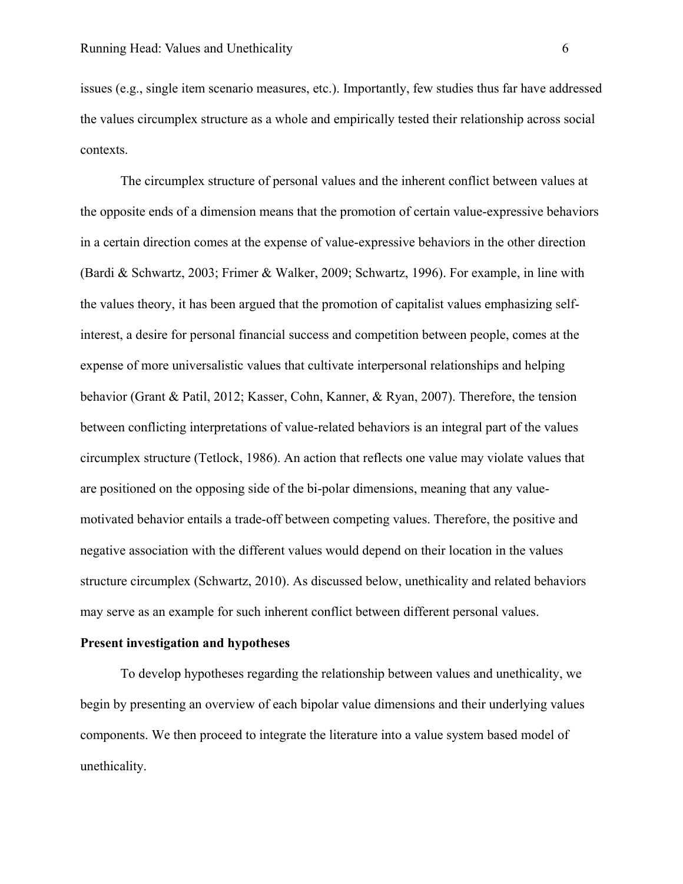issues (e.g., single item scenario measures, etc.). Importantly, few studies thus far have addressed the values circumplex structure as a whole and empirically tested their relationship across social contexts.

The circumplex structure of personal values and the inherent conflict between values at the opposite ends of a dimension means that the promotion of certain value-expressive behaviors in a certain direction comes at the expense of value-expressive behaviors in the other direction (Bardi & Schwartz, 2003; Frimer & Walker, 2009; Schwartz, 1996). For example, in line with the values theory, it has been argued that the promotion of capitalist values emphasizing self-interest, a desire for personal financial success and competition between people, comes at the expense of more universalistic values that cultivate interpersonal relationships and helping behavior (Grant & Patil, 2012; Kasser, Cohn, Kanner, & Ryan, 2007). Therefore, the tension between conflicting interpretations of value-related behaviors is an integral part of the values circumplex structure (Tetlock, 1986). An action that reflects one value may violate values that are positioned on the opposing side of the bi-polar dimensions, meaning that any value-motivated behavior entails a trade-off between competing values. Therefore, the positive and negative association with the different values would depend on their location in the values structure circumplex (Schwartz, 2010). As discussed below, unethicality and related behaviors may serve as an example for such inherent conflict between different personal values.

**Present investigation and hypotheses**

To develop hypotheses regarding the relationship between values and unethicality, we begin by presenting an overview of each bipolar value dimensions and their underlying values components. We then proceed to integrate the literature into a value system based model of unethicality.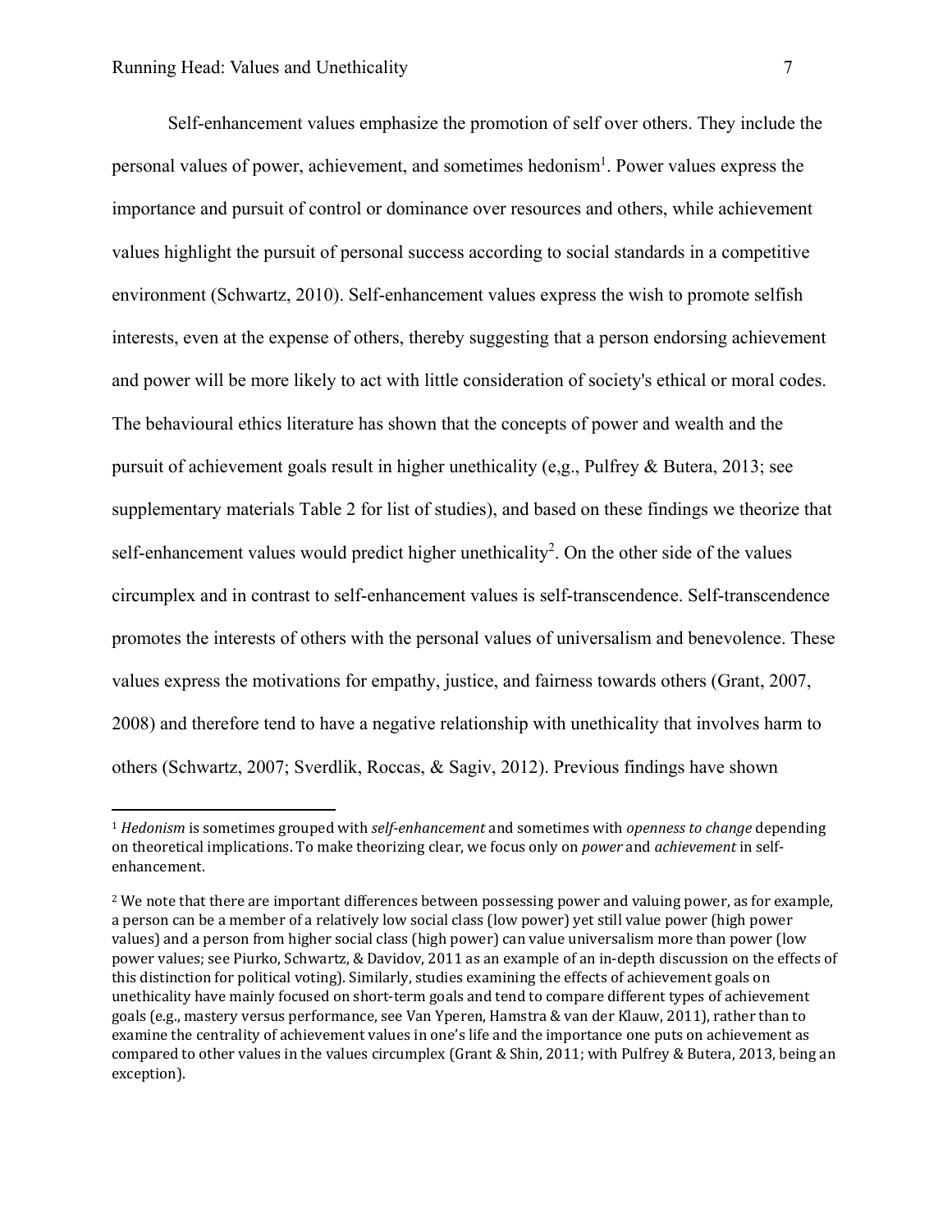Self-enhancement values emphasize the promotion of self over others. They include the personal values of power, achievement, and sometimes hedonism[1]. Power values express the importance and pursuit of control or dominance over resources and others, while achievement values highlight the pursuit of personal success according to social standards in a competitive environment (Schwartz, 2010). Self-enhancement values express the wish to promote selfish interests, even at the expense of others, thereby suggesting that a person endorsing achievement and power will be more likely to act with little consideration of society's ethical or moral codes. The behavioural ethics literature has shown that the concepts of power and wealth and the pursuit of achievement goals result in higher unethicality (e,g., Pulfrey & Butera, 2013; see supplementary materials Table 2 for list of studies), and based on these findings we theorize that self-enhancement values would predict higher unethicality[2]. On the other side of the values circumplex and in contrast to self-enhancement values is self-transcendence. Self-transcendence promotes the interests of others with the personal values of universalism and benevolence. These values express the motivations for empathy, justice, and fairness towards others (Grant, 2007, 2008) and therefore tend to have a negative relationship with unethicality that involves harm to others (Schwartz, 2007; Sverdlik, Roccas, & Sagiv, 2012). Previous findings have shown

---

[1] *Hedonism* is sometimes grouped with *self-enhancement* and sometimes with *openness to change* depending on theoretical implications. To make theorizing clear, we focus only on *power* and *achievement* in self-enhancement.

[2] We note that there are important differences between possessing power and valuing power, as for example, a person can be a member of a relatively low social class (low power) yet still value power (high power values) and a person from higher social class (high power) can value universalism more than power (low power values; see Piurko, Schwartz, & Davidov, 2011 as an example of an in-depth discussion on the effects of this distinction for political voting). Similarly, studies examining the effects of achievement goals on unethicality have mainly focused on short-term goals and tend to compare different types of achievement goals (e.g., mastery versus performance, see Van Yperen, Hamstra & van der Klauw, 2011), rather than to examine the centrality of achievement values in one's life and the importance one puts on achievement as compared to other values in the values circumplex (Grant & Shin, 2011; with Pulfrey & Butera, 2013, being an exception).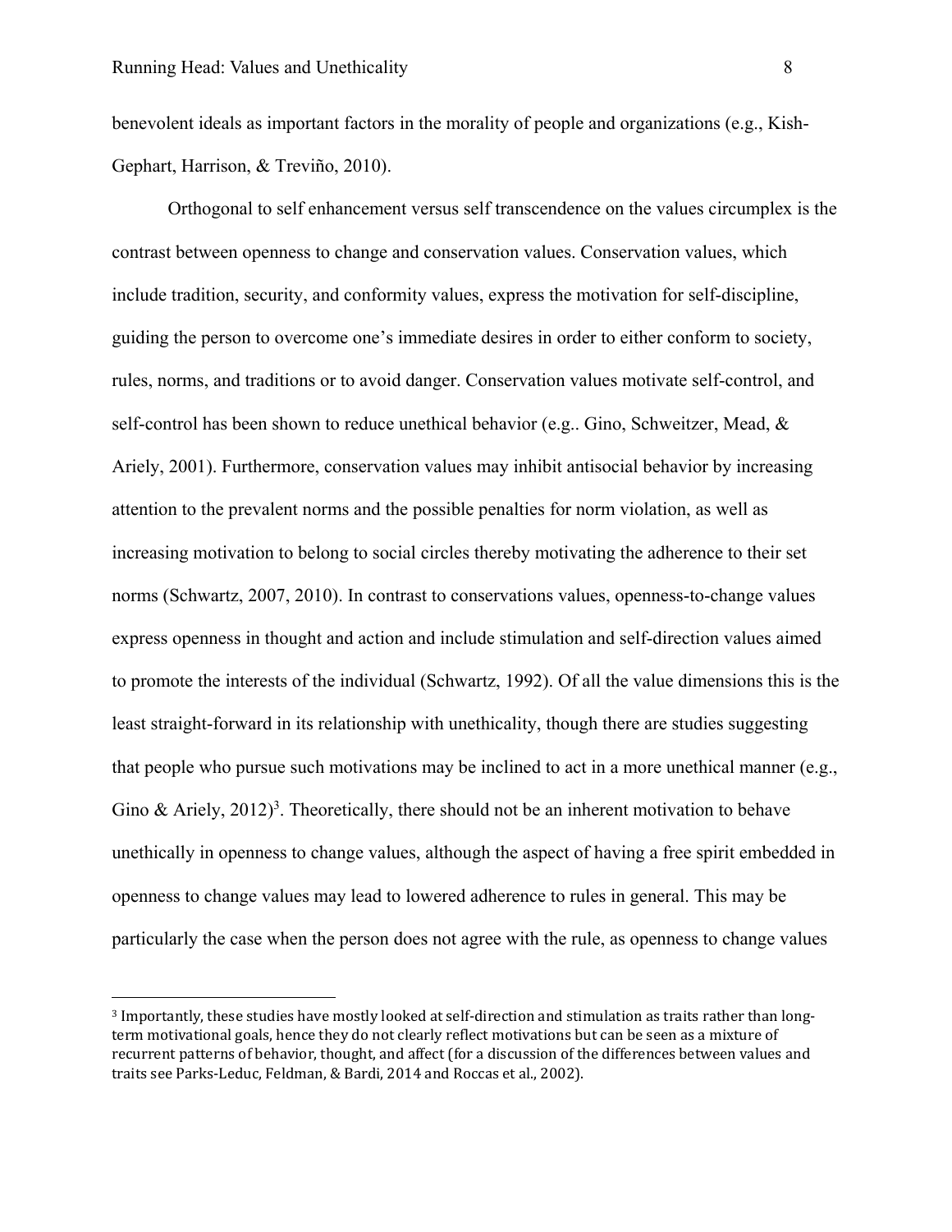benevolent ideals as important factors in the morality of people and organizations (e.g., Kish-Gephart, Harrison, & Treviño, 2010).

Orthogonal to self enhancement versus self transcendence on the values circumplex is the contrast between openness to change and conservation values. Conservation values, which include tradition, security, and conformity values, express the motivation for self-discipline, guiding the person to overcome one's immediate desires in order to either conform to society, rules, norms, and traditions or to avoid danger. Conservation values motivate self-control, and self-control has been shown to reduce unethical behavior (e.g.. Gino, Schweitzer, Mead, & Ariely, 2001). Furthermore, conservation values may inhibit antisocial behavior by increasing attention to the prevalent norms and the possible penalties for norm violation, as well as increasing motivation to belong to social circles thereby motivating the adherence to their set norms (Schwartz, 2007, 2010). In contrast to conservations values, openness-to-change values express openness in thought and action and include stimulation and self-direction values aimed to promote the interests of the individual (Schwartz, 1992). Of all the value dimensions this is the least straight-forward in its relationship with unethicality, though there are studies suggesting that people who pursue such motivations may be inclined to act in a more unethical manner (e.g., Gino & Ariely, 2012)[3]. Theoretically, there should not be an inherent motivation to behave unethically in openness to change values, although the aspect of having a free spirit embedded in openness to change values may lead to lowered adherence to rules in general. This may be particularly the case when the person does not agree with the rule, as openness to change values

[3] Importantly, these studies have mostly looked at self-direction and stimulation as traits rather than long-term motivational goals, hence they do not clearly reflect motivations but can be seen as a mixture of recurrent patterns of behavior, thought, and affect (for a discussion of the differences between values and traits see Parks-Leduc, Feldman, & Bardi, 2014 and Roccas et al., 2002).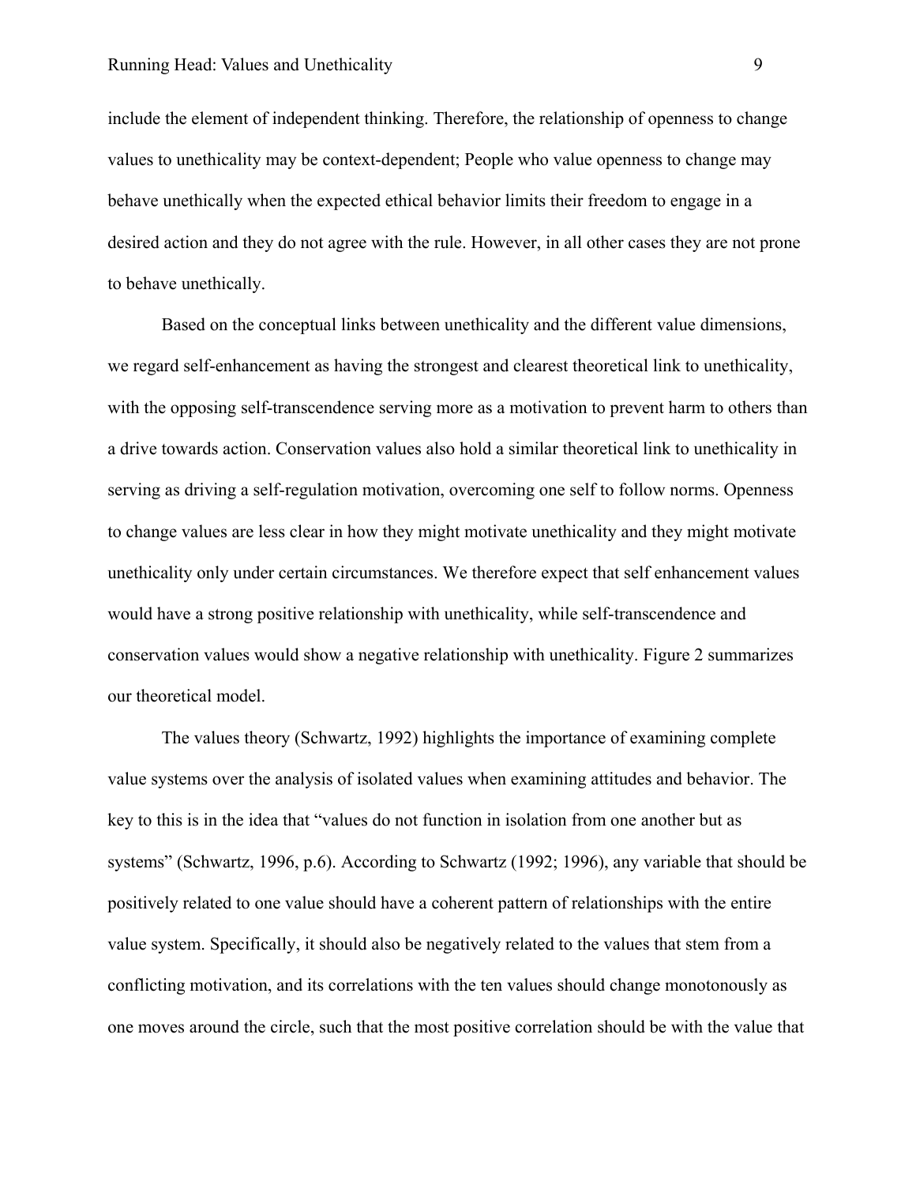include the element of independent thinking. Therefore, the relationship of openness to change values to unethicality may be context-dependent; People who value openness to change may behave unethically when the expected ethical behavior limits their freedom to engage in a desired action and they do not agree with the rule. However, in all other cases they are not prone to behave unethically.

Based on the conceptual links between unethicality and the different value dimensions, we regard self-enhancement as having the strongest and clearest theoretical link to unethicality, with the opposing self-transcendence serving more as a motivation to prevent harm to others than a drive towards action. Conservation values also hold a similar theoretical link to unethicality in serving as driving a self-regulation motivation, overcoming one self to follow norms. Openness to change values are less clear in how they might motivate unethicality and they might motivate unethicality only under certain circumstances. We therefore expect that self enhancement values would have a strong positive relationship with unethicality, while self-transcendence and conservation values would show a negative relationship with unethicality. Figure 2 summarizes our theoretical model.

The values theory (Schwartz, 1992) highlights the importance of examining complete value systems over the analysis of isolated values when examining attitudes and behavior. The key to this is in the idea that "values do not function in isolation from one another but as systems" (Schwartz, 1996, p.6). According to Schwartz (1992; 1996), any variable that should be positively related to one value should have a coherent pattern of relationships with the entire value system. Specifically, it should also be negatively related to the values that stem from a conflicting motivation, and its correlations with the ten values should change monotonously as one moves around the circle, such that the most positive correlation should be with the value that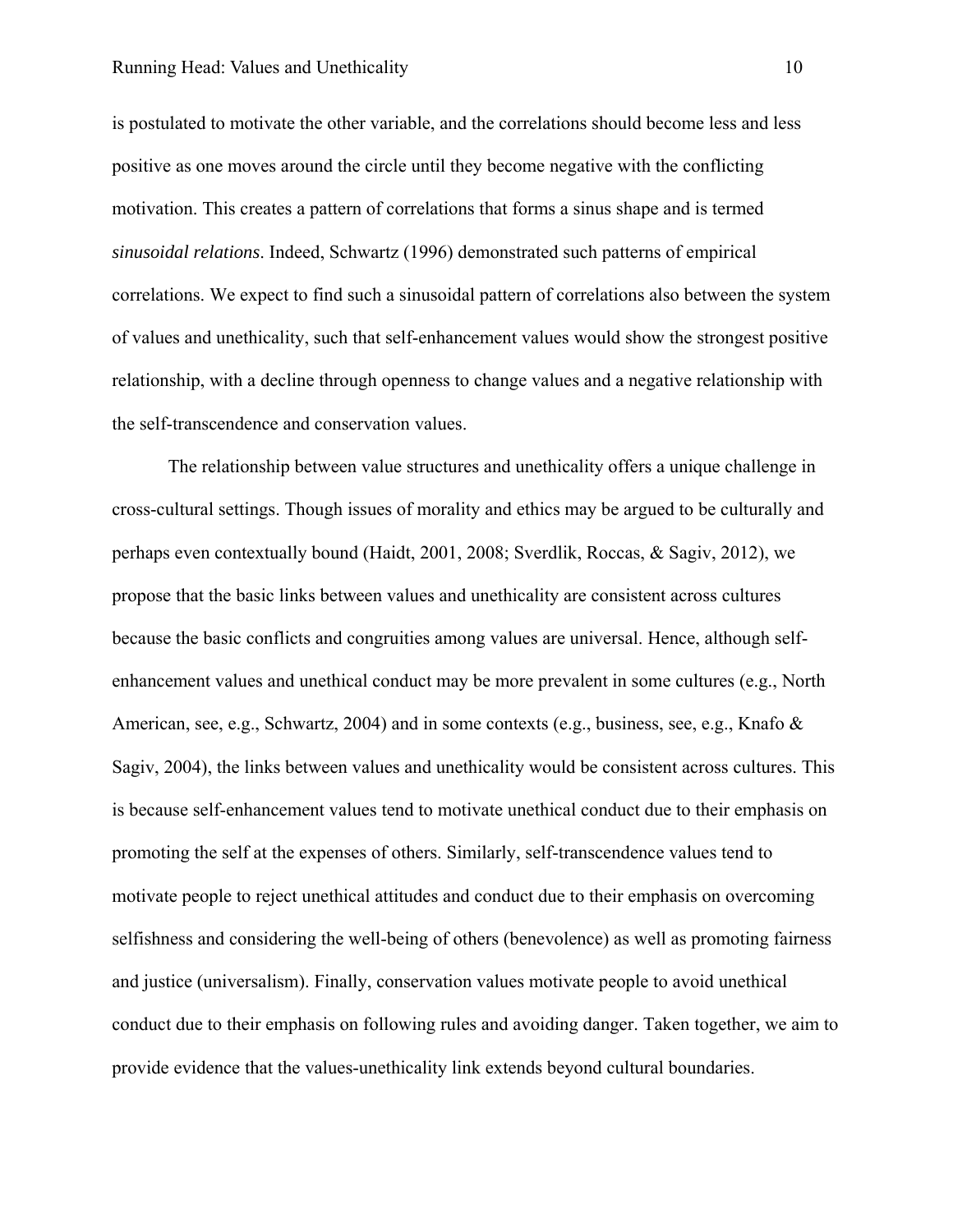is postulated to motivate the other variable, and the correlations should become less and less positive as one moves around the circle until they become negative with the conflicting motivation. This creates a pattern of correlations that forms a sinus shape and is termed *sinusoidal relations*. Indeed, Schwartz (1996) demonstrated such patterns of empirical correlations. We expect to find such a sinusoidal pattern of correlations also between the system of values and unethicality, such that self-enhancement values would show the strongest positive relationship, with a decline through openness to change values and a negative relationship with the self-transcendence and conservation values.

The relationship between value structures and unethicality offers a unique challenge in cross-cultural settings. Though issues of morality and ethics may be argued to be culturally and perhaps even contextually bound (Haidt, 2001, 2008; Sverdlik, Roccas, & Sagiv, 2012), we propose that the basic links between values and unethicality are consistent across cultures because the basic conflicts and congruities among values are universal. Hence, although self-enhancement values and unethical conduct may be more prevalent in some cultures (e.g., North American, see, e.g., Schwartz, 2004) and in some contexts (e.g., business, see, e.g., Knafo & Sagiv, 2004), the links between values and unethicality would be consistent across cultures. This is because self-enhancement values tend to motivate unethical conduct due to their emphasis on promoting the self at the expenses of others. Similarly, self-transcendence values tend to motivate people to reject unethical attitudes and conduct due to their emphasis on overcoming selfishness and considering the well-being of others (benevolence) as well as promoting fairness and justice (universalism). Finally, conservation values motivate people to avoid unethical conduct due to their emphasis on following rules and avoiding danger. Taken together, we aim to provide evidence that the values-unethicality link extends beyond cultural boundaries.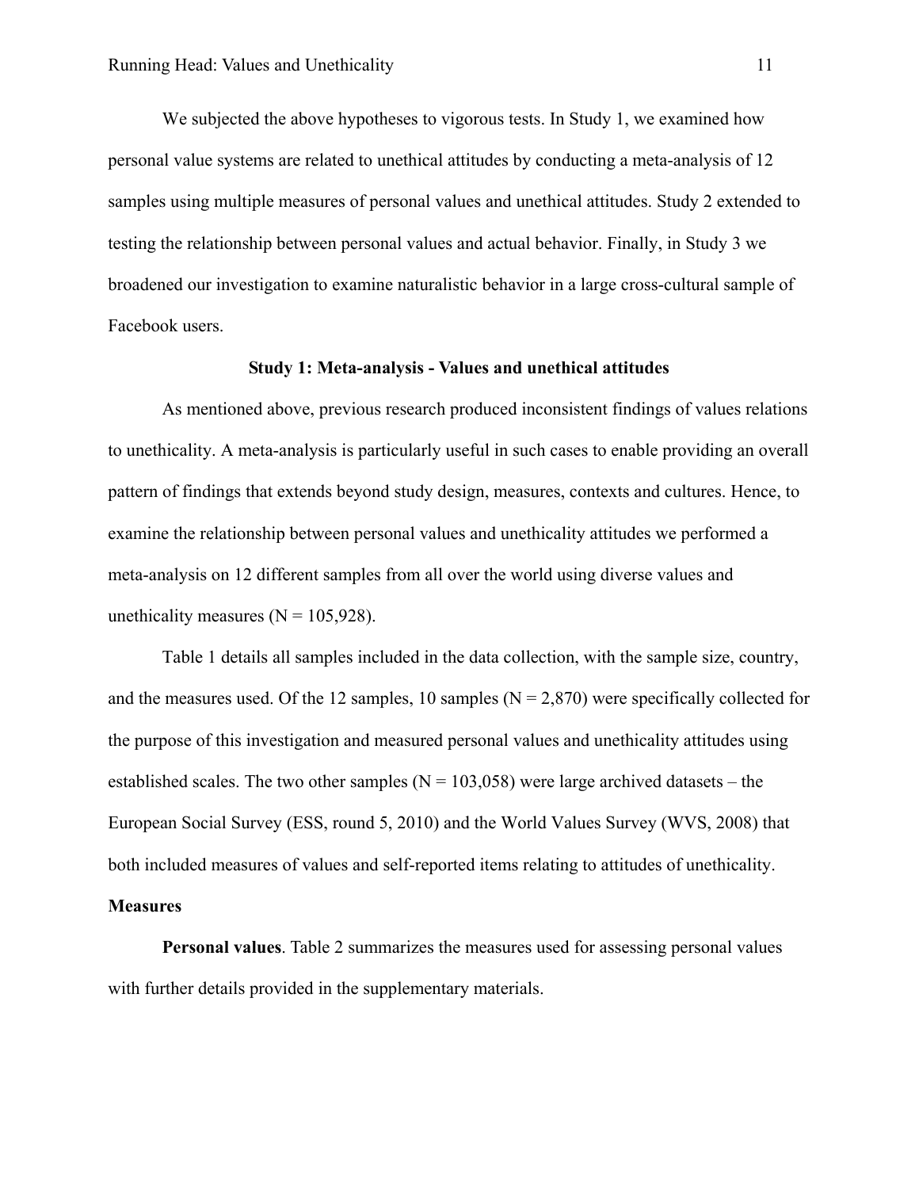We subjected the above hypotheses to vigorous tests. In Study 1, we examined how personal value systems are related to unethical attitudes by conducting a meta-analysis of 12 samples using multiple measures of personal values and unethical attitudes. Study 2 extended to testing the relationship between personal values and actual behavior. Finally, in Study 3 we broadened our investigation to examine naturalistic behavior in a large cross-cultural sample of Facebook users.

## Study 1: Meta-analysis - Values and unethical attitudes

As mentioned above, previous research produced inconsistent findings of values relations to unethicality. A meta-analysis is particularly useful in such cases to enable providing an overall pattern of findings that extends beyond study design, measures, contexts and cultures. Hence, to examine the relationship between personal values and unethicality attitudes we performed a meta-analysis on 12 different samples from all over the world using diverse values and unethicality measures (N = 105,928).

Table 1 details all samples included in the data collection, with the sample size, country, and the measures used. Of the 12 samples, 10 samples (N = 2,870) were specifically collected for the purpose of this investigation and measured personal values and unethicality attitudes using established scales. The two other samples (N = 103,058) were large archived datasets – the European Social Survey (ESS, round 5, 2010) and the World Values Survey (WVS, 2008) that both included measures of values and self-reported items relating to attitudes of unethicality.

### Measures

**Personal values**. Table 2 summarizes the measures used for assessing personal values with further details provided in the supplementary materials.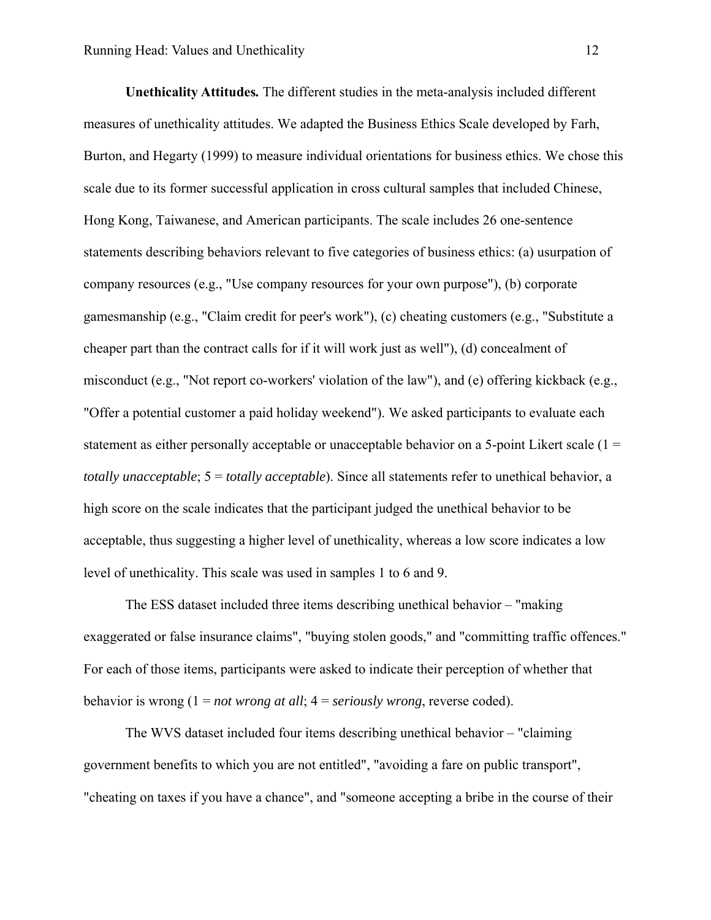**Unethicality Attitudes.** The different studies in the meta-analysis included different measures of unethicality attitudes. We adapted the Business Ethics Scale developed by Farh, Burton, and Hegarty (1999) to measure individual orientations for business ethics. We chose this scale due to its former successful application in cross cultural samples that included Chinese, Hong Kong, Taiwanese, and American participants. The scale includes 26 one-sentence statements describing behaviors relevant to five categories of business ethics: (a) usurpation of company resources (e.g., "Use company resources for your own purpose"), (b) corporate gamesmanship (e.g., "Claim credit for peer's work"), (c) cheating customers (e.g., "Substitute a cheaper part than the contract calls for if it will work just as well"), (d) concealment of misconduct (e.g., "Not report co-workers' violation of the law"), and (e) offering kickback (e.g., "Offer a potential customer a paid holiday weekend"). We asked participants to evaluate each statement as either personally acceptable or unacceptable behavior on a 5-point Likert scale (1 = *totally unacceptable*; 5 = *totally acceptable*). Since all statements refer to unethical behavior, a high score on the scale indicates that the participant judged the unethical behavior to be acceptable, thus suggesting a higher level of unethicality, whereas a low score indicates a low level of unethicality. This scale was used in samples 1 to 6 and 9.

The ESS dataset included three items describing unethical behavior – "making exaggerated or false insurance claims", "buying stolen goods," and "committing traffic offences." For each of those items, participants were asked to indicate their perception of whether that behavior is wrong (1 = *not wrong at all*; 4 = *seriously wrong*, reverse coded).

The WVS dataset included four items describing unethical behavior – "claiming government benefits to which you are not entitled", "avoiding a fare on public transport", "cheating on taxes if you have a chance", and "someone accepting a bribe in the course of their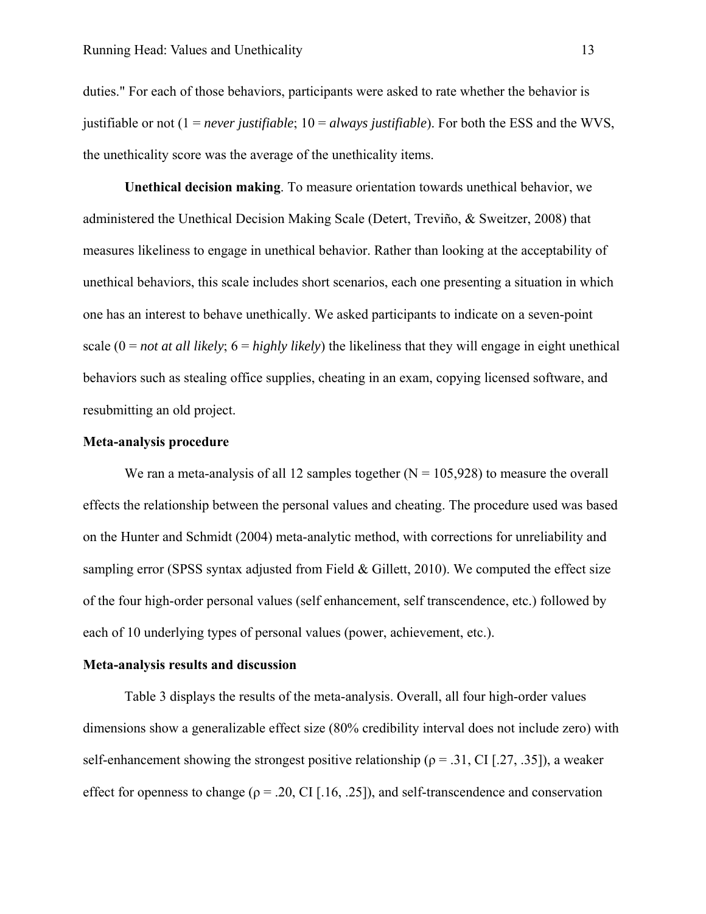duties." For each of those behaviors, participants were asked to rate whether the behavior is justifiable or not (1 = *never justifiable*; 10 = *always justifiable*). For both the ESS and the WVS, the unethicality score was the average of the unethicality items.

**Unethical decision making**. To measure orientation towards unethical behavior, we administered the Unethical Decision Making Scale (Detert, Treviño, & Sweitzer, 2008) that measures likeliness to engage in unethical behavior. Rather than looking at the acceptability of unethical behaviors, this scale includes short scenarios, each one presenting a situation in which one has an interest to behave unethically. We asked participants to indicate on a seven-point scale (0 = *not at all likely*; 6 = *highly likely*) the likeliness that they will engage in eight unethical behaviors such as stealing office supplies, cheating in an exam, copying licensed software, and resubmitting an old project.

## Meta-analysis procedure

We ran a meta-analysis of all 12 samples together (N = 105,928) to measure the overall effects the relationship between the personal values and cheating. The procedure used was based on the Hunter and Schmidt (2004) meta-analytic method, with corrections for unreliability and sampling error (SPSS syntax adjusted from Field & Gillett, 2010). We computed the effect size of the four high-order personal values (self enhancement, self transcendence, etc.) followed by each of 10 underlying types of personal values (power, achievement, etc.).

## Meta-analysis results and discussion

Table 3 displays the results of the meta-analysis. Overall, all four high-order values dimensions show a generalizable effect size (80% credibility interval does not include zero) with self-enhancement showing the strongest positive relationship ($\rho = .31$, CI [.27, .35]), a weaker effect for openness to change ($\rho = .20$, CI [.16, .25]), and self-transcendence and conservation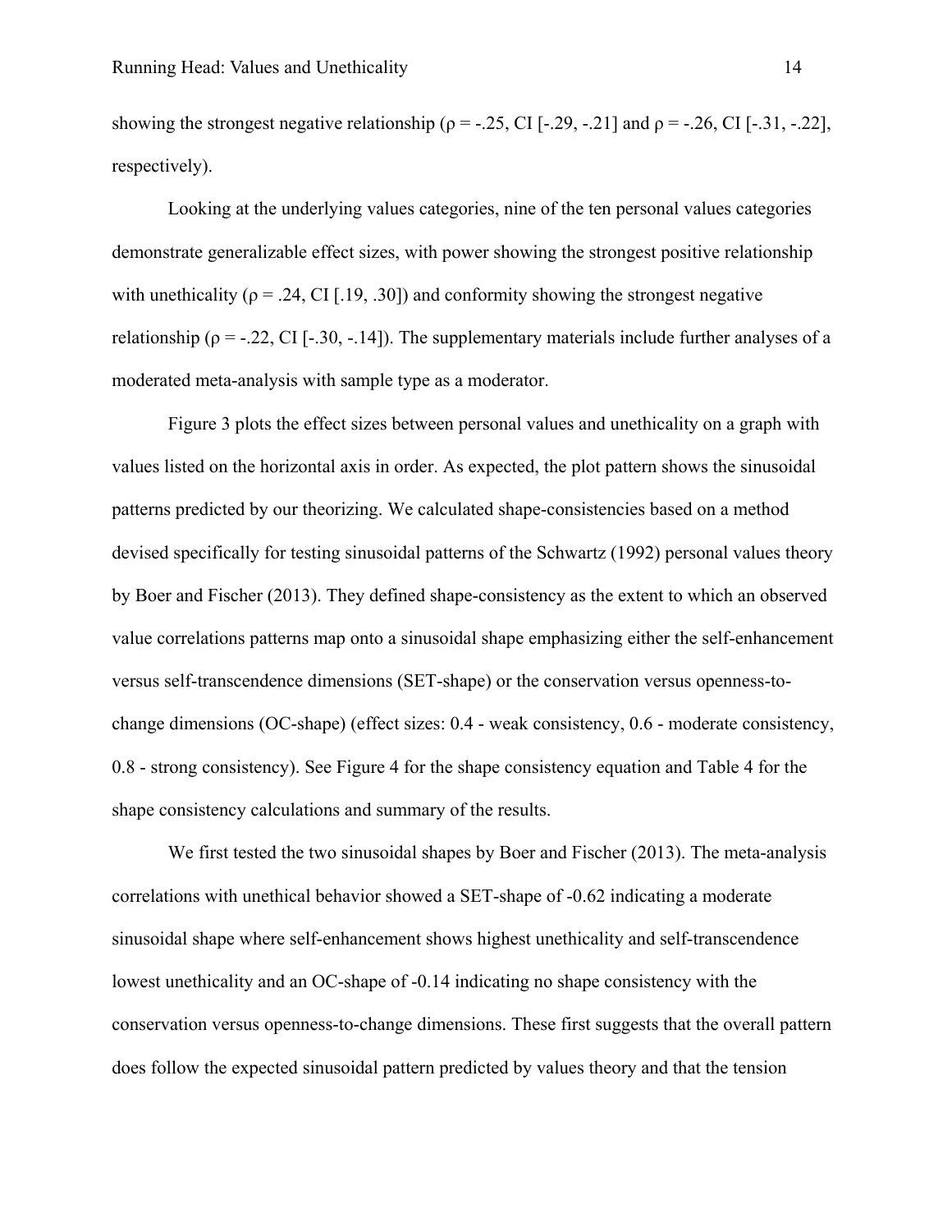showing the strongest negative relationship ($\rho = -.25$, CI [-.29, -.21] and $\rho = -.26$, CI [-.31, -.22], respectively).

Looking at the underlying values categories, nine of the ten personal values categories demonstrate generalizable effect sizes, with power showing the strongest positive relationship with unethicality ($\rho = .24$, CI [.19, .30]) and conformity showing the strongest negative relationship ($\rho = -.22$, CI [-.30, -.14]). The supplementary materials include further analyses of a moderated meta-analysis with sample type as a moderator.

Figure 3 plots the effect sizes between personal values and unethicality on a graph with values listed on the horizontal axis in order. As expected, the plot pattern shows the sinusoidal patterns predicted by our theorizing. We calculated shape-consistencies based on a method devised specifically for testing sinusoidal patterns of the Schwartz (1992) personal values theory by Boer and Fischer (2013). They defined shape-consistency as the extent to which an observed value correlations patterns map onto a sinusoidal shape emphasizing either the self-enhancement versus self-transcendence dimensions (SET-shape) or the conservation versus openness-to-change dimensions (OC-shape) (effect sizes: 0.4 - weak consistency, 0.6 - moderate consistency, 0.8 - strong consistency). See Figure 4 for the shape consistency equation and Table 4 for the shape consistency calculations and summary of the results.

We first tested the two sinusoidal shapes by Boer and Fischer (2013). The meta-analysis correlations with unethical behavior showed a SET-shape of -0.62 indicating a moderate sinusoidal shape where self-enhancement shows highest unethicality and self-transcendence lowest unethicality and an OC-shape of -0.14 indicating no shape consistency with the conservation versus openness-to-change dimensions. These first suggests that the overall pattern does follow the expected sinusoidal pattern predicted by values theory and that the tension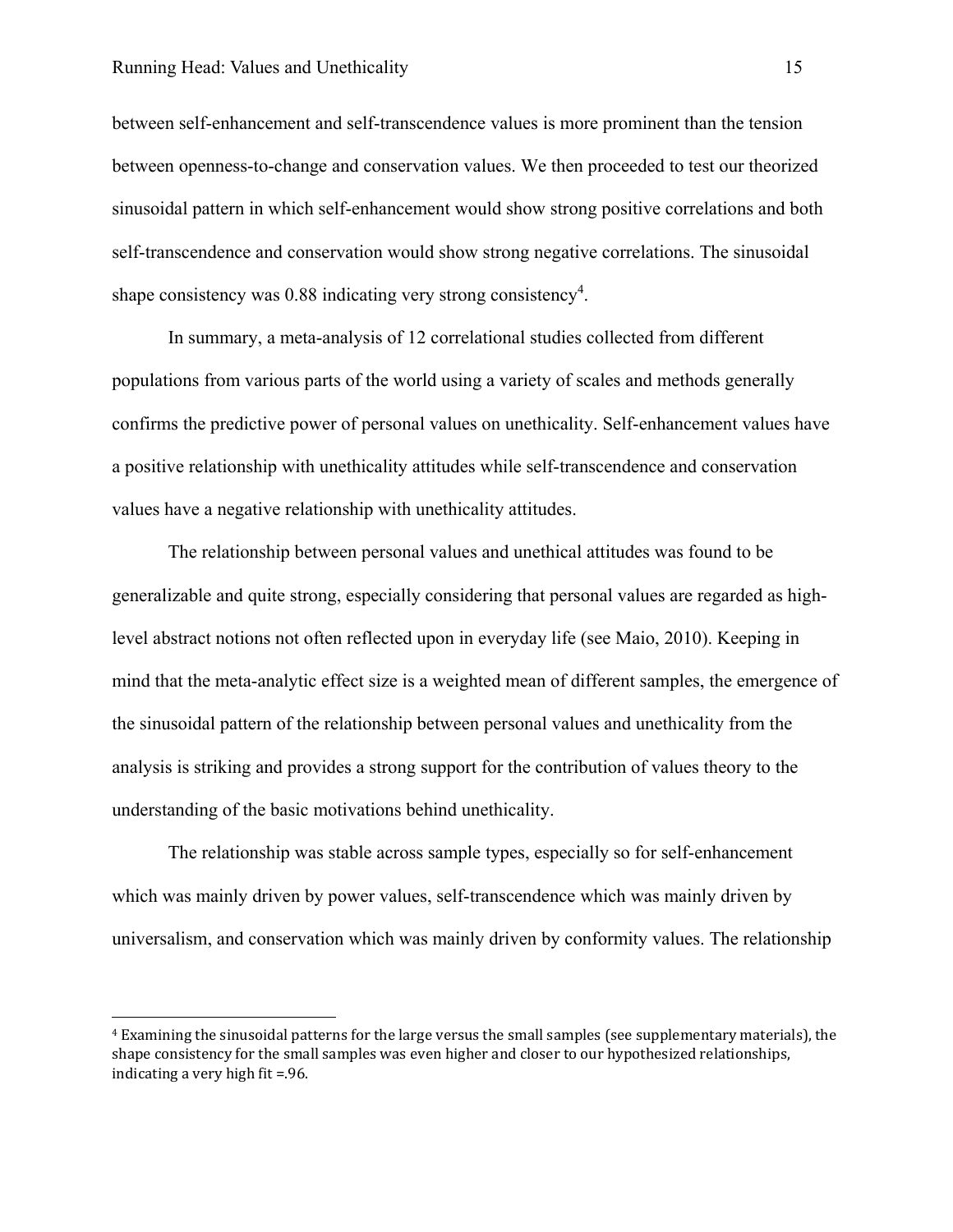between self-enhancement and self-transcendence values is more prominent than the tension between openness-to-change and conservation values. We then proceeded to test our theorized sinusoidal pattern in which self-enhancement would show strong positive correlations and both self-transcendence and conservation would show strong negative correlations. The sinusoidal shape consistency was 0.88 indicating very strong consistency[4].

In summary, a meta-analysis of 12 correlational studies collected from different populations from various parts of the world using a variety of scales and methods generally confirms the predictive power of personal values on unethicality. Self-enhancement values have a positive relationship with unethicality attitudes while self-transcendence and conservation values have a negative relationship with unethicality attitudes.

The relationship between personal values and unethical attitudes was found to be generalizable and quite strong, especially considering that personal values are regarded as high-level abstract notions not often reflected upon in everyday life (see Maio, 2010). Keeping in mind that the meta-analytic effect size is a weighted mean of different samples, the emergence of the sinusoidal pattern of the relationship between personal values and unethicality from the analysis is striking and provides a strong support for the contribution of values theory to the understanding of the basic motivations behind unethicality.

The relationship was stable across sample types, especially so for self-enhancement which was mainly driven by power values, self-transcendence which was mainly driven by universalism, and conservation which was mainly driven by conformity values. The relationship

---

[4] Examining the sinusoidal patterns for the large versus the small samples (see supplementary materials), the shape consistency for the small samples was even higher and closer to our hypothesized relationships, indicating a very high fit =.96.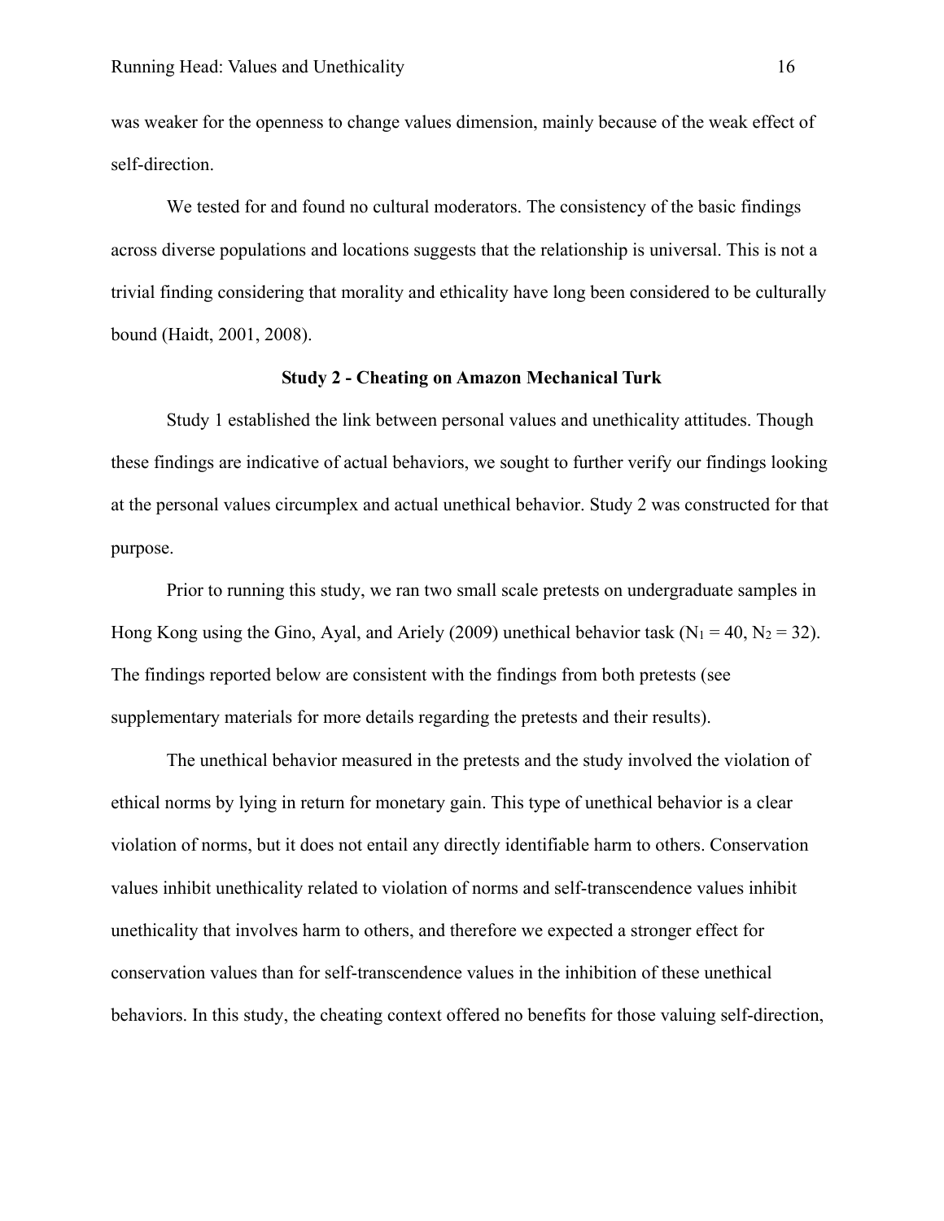was weaker for the openness to change values dimension, mainly because of the weak effect of self-direction.

We tested for and found no cultural moderators. The consistency of the basic findings across diverse populations and locations suggests that the relationship is universal. This is not a trivial finding considering that morality and ethicality have long been considered to be culturally bound (Haidt, 2001, 2008).

## Study 2 - Cheating on Amazon Mechanical Turk

Study 1 established the link between personal values and unethicality attitudes. Though these findings are indicative of actual behaviors, we sought to further verify our findings looking at the personal values circumplex and actual unethical behavior. Study 2 was constructed for that purpose.

Prior to running this study, we ran two small scale pretests on undergraduate samples in Hong Kong using the Gino, Ayal, and Ariely (2009) unethical behavior task ($N_1 = 40$, $N_2 = 32$). The findings reported below are consistent with the findings from both pretests (see supplementary materials for more details regarding the pretests and their results).

The unethical behavior measured in the pretests and the study involved the violation of ethical norms by lying in return for monetary gain. This type of unethical behavior is a clear violation of norms, but it does not entail any directly identifiable harm to others. Conservation values inhibit unethicality related to violation of norms and self-transcendence values inhibit unethicality that involves harm to others, and therefore we expected a stronger effect for conservation values than for self-transcendence values in the inhibition of these unethical behaviors. In this study, the cheating context offered no benefits for those valuing self-direction,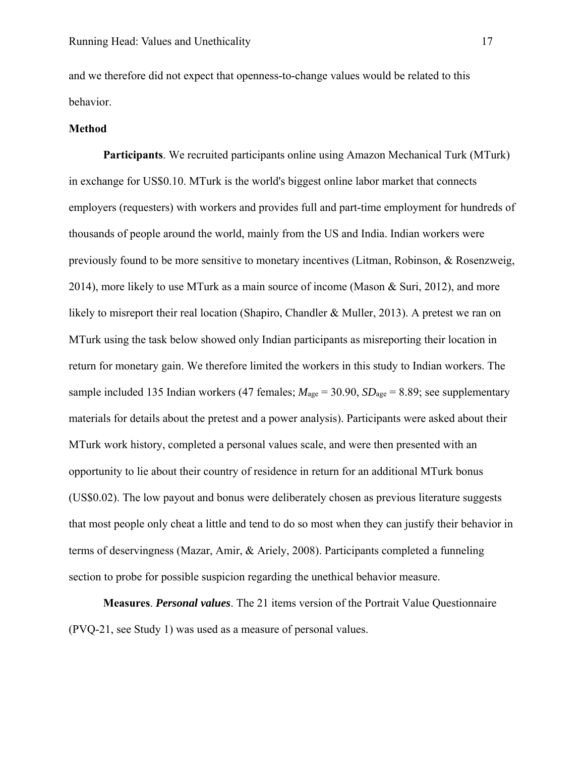and we therefore did not expect that openness-to-change values would be related to this behavior.

## Method

**Participants**. We recruited participants online using Amazon Mechanical Turk (MTurk) in exchange for US$0.10. MTurk is the world's biggest online labor market that connects employers (requesters) with workers and provides full and part-time employment for hundreds of thousands of people around the world, mainly from the US and India. Indian workers were previously found to be more sensitive to monetary incentives (Litman, Robinson, & Rosenzweig, 2014), more likely to use MTurk as a main source of income (Mason & Suri, 2012), and more likely to misreport their real location (Shapiro, Chandler & Muller, 2013). A pretest we ran on MTurk using the task below showed only Indian participants as misreporting their location in return for monetary gain. We therefore limited the workers in this study to Indian workers. The sample included 135 Indian workers (47 females; $M_{age}$ = 30.90, $SD_{age}$ = 8.89; see supplementary materials for details about the pretest and a power analysis). Participants were asked about their MTurk work history, completed a personal values scale, and were then presented with an opportunity to lie about their country of residence in return for an additional MTurk bonus (US$0.02). The low payout and bonus were deliberately chosen as previous literature suggests that most people only cheat a little and tend to do so most when they can justify their behavior in terms of deservingness (Mazar, Amir, & Ariely, 2008). Participants completed a funneling section to probe for possible suspicion regarding the unethical behavior measure.

**Measures**. ***Personal values***. The 21 items version of the Portrait Value Questionnaire (PVQ-21, see Study 1) was used as a measure of personal values.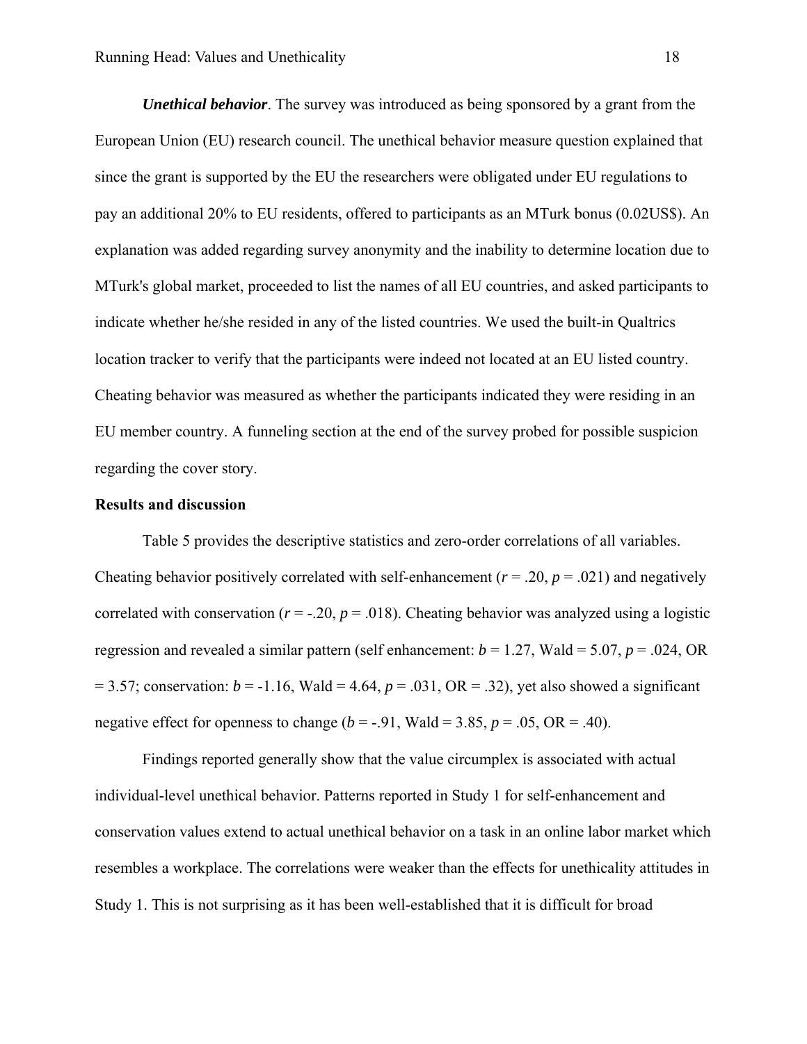***Unethical behavior***. The survey was introduced as being sponsored by a grant from the European Union (EU) research council. The unethical behavior measure question explained that since the grant is supported by the EU the researchers were obligated under EU regulations to pay an additional 20% to EU residents, offered to participants as an MTurk bonus (0.02US$). An explanation was added regarding survey anonymity and the inability to determine location due to MTurk's global market, proceeded to list the names of all EU countries, and asked participants to indicate whether he/she resided in any of the listed countries. We used the built-in Qualtrics location tracker to verify that the participants were indeed not located at an EU listed country. Cheating behavior was measured as whether the participants indicated they were residing in an EU member country. A funneling section at the end of the survey probed for possible suspicion regarding the cover story.

**Results and discussion**

Table 5 provides the descriptive statistics and zero-order correlations of all variables. Cheating behavior positively correlated with self-enhancement ($r = .20$, $p = .021$) and negatively correlated with conservation ($r = -.20$, $p = .018$). Cheating behavior was analyzed using a logistic regression and revealed a similar pattern (self enhancement: $b = 1.27$, Wald = 5.07, $p = .024$, OR = 3.57; conservation: $b = -1.16$, Wald = 4.64, $p = .031$, OR = .32), yet also showed a significant negative effect for openness to change ($b = -.91$, Wald = 3.85, $p = .05$, OR = .40).

Findings reported generally show that the value circumplex is associated with actual individual-level unethical behavior. Patterns reported in Study 1 for self-enhancement and conservation values extend to actual unethical behavior on a task in an online labor market which resembles a workplace. The correlations were weaker than the effects for unethicality attitudes in Study 1. This is not surprising as it has been well-established that it is difficult for broad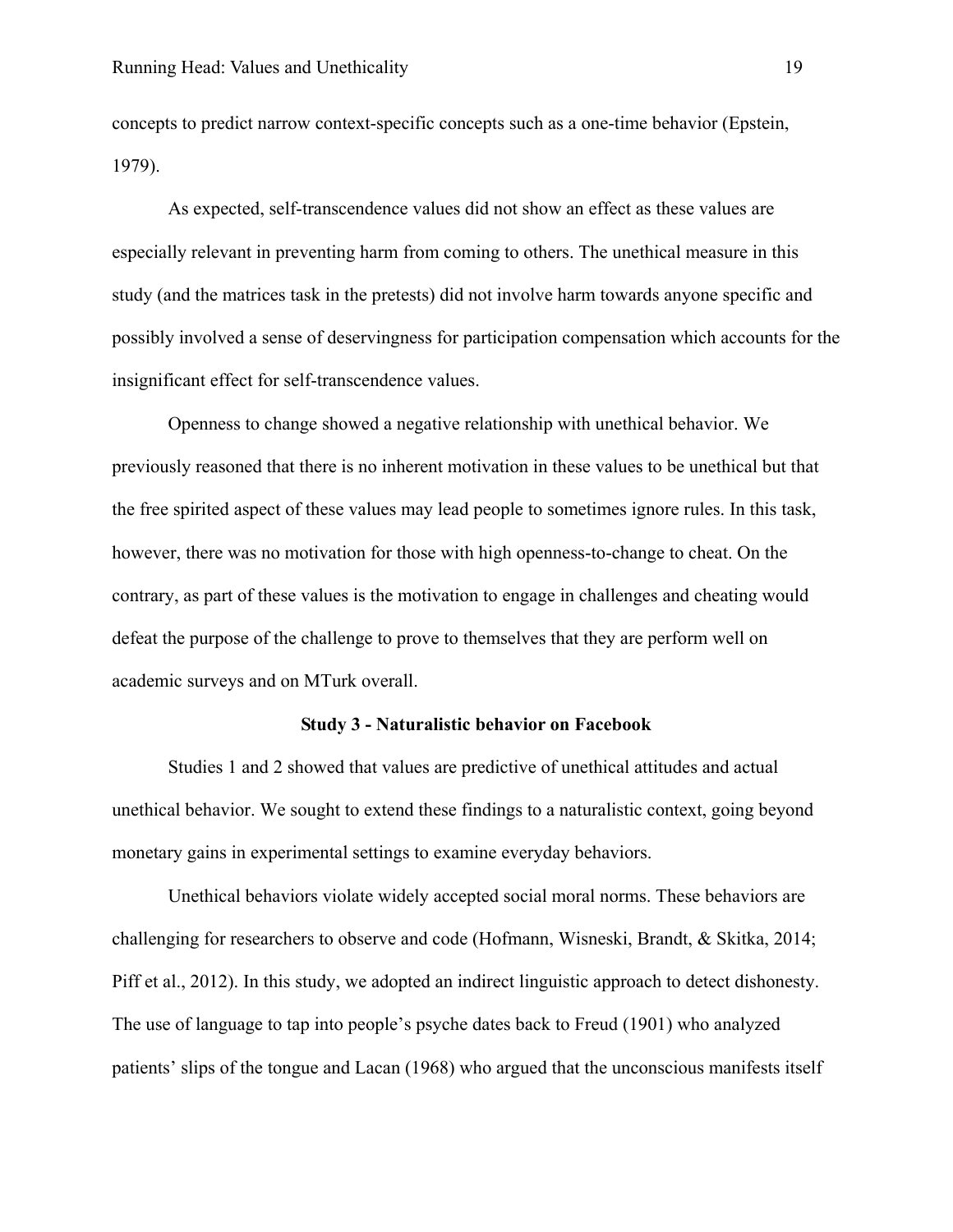concepts to predict narrow context-specific concepts such as a one-time behavior (Epstein, 1979).

As expected, self-transcendence values did not show an effect as these values are especially relevant in preventing harm from coming to others. The unethical measure in this study (and the matrices task in the pretests) did not involve harm towards anyone specific and possibly involved a sense of deservingness for participation compensation which accounts for the insignificant effect for self-transcendence values.

Openness to change showed a negative relationship with unethical behavior. We previously reasoned that there is no inherent motivation in these values to be unethical but that the free spirited aspect of these values may lead people to sometimes ignore rules. In this task, however, there was no motivation for those with high openness-to-change to cheat. On the contrary, as part of these values is the motivation to engage in challenges and cheating would defeat the purpose of the challenge to prove to themselves that they are perform well on academic surveys and on MTurk overall.

## Study 3 - Naturalistic behavior on Facebook

Studies 1 and 2 showed that values are predictive of unethical attitudes and actual unethical behavior. We sought to extend these findings to a naturalistic context, going beyond monetary gains in experimental settings to examine everyday behaviors.

Unethical behaviors violate widely accepted social moral norms. These behaviors are challenging for researchers to observe and code (Hofmann, Wisneski, Brandt, & Skitka, 2014; Piff et al., 2012). In this study, we adopted an indirect linguistic approach to detect dishonesty. The use of language to tap into people's psyche dates back to Freud (1901) who analyzed patients' slips of the tongue and Lacan (1968) who argued that the unconscious manifests itself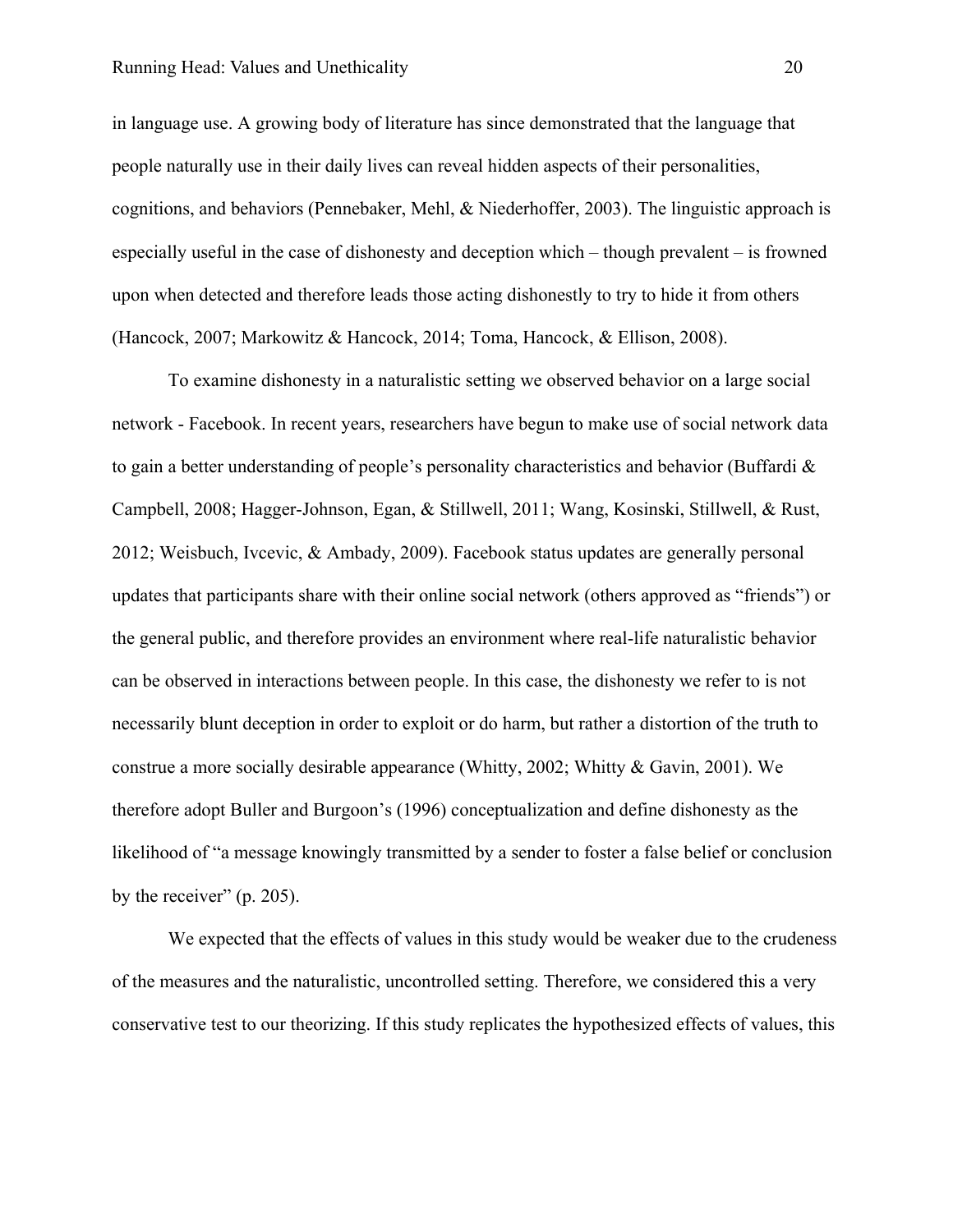in language use. A growing body of literature has since demonstrated that the language that people naturally use in their daily lives can reveal hidden aspects of their personalities, cognitions, and behaviors (Pennebaker, Mehl, & Niederhoffer, 2003). The linguistic approach is especially useful in the case of dishonesty and deception which – though prevalent – is frowned upon when detected and therefore leads those acting dishonestly to try to hide it from others (Hancock, 2007; Markowitz & Hancock, 2014; Toma, Hancock, & Ellison, 2008).

To examine dishonesty in a naturalistic setting we observed behavior on a large social network - Facebook. In recent years, researchers have begun to make use of social network data to gain a better understanding of people's personality characteristics and behavior (Buffardi & Campbell, 2008; Hagger-Johnson, Egan, & Stillwell, 2011; Wang, Kosinski, Stillwell, & Rust, 2012; Weisbuch, Ivcevic, & Ambady, 2009). Facebook status updates are generally personal updates that participants share with their online social network (others approved as "friends") or the general public, and therefore provides an environment where real-life naturalistic behavior can be observed in interactions between people. In this case, the dishonesty we refer to is not necessarily blunt deception in order to exploit or do harm, but rather a distortion of the truth to construe a more socially desirable appearance (Whitty, 2002; Whitty & Gavin, 2001). We therefore adopt Buller and Burgoon's (1996) conceptualization and define dishonesty as the likelihood of "a message knowingly transmitted by a sender to foster a false belief or conclusion by the receiver" (p. 205).

We expected that the effects of values in this study would be weaker due to the crudeness of the measures and the naturalistic, uncontrolled setting. Therefore, we considered this a very conservative test to our theorizing. If this study replicates the hypothesized effects of values, this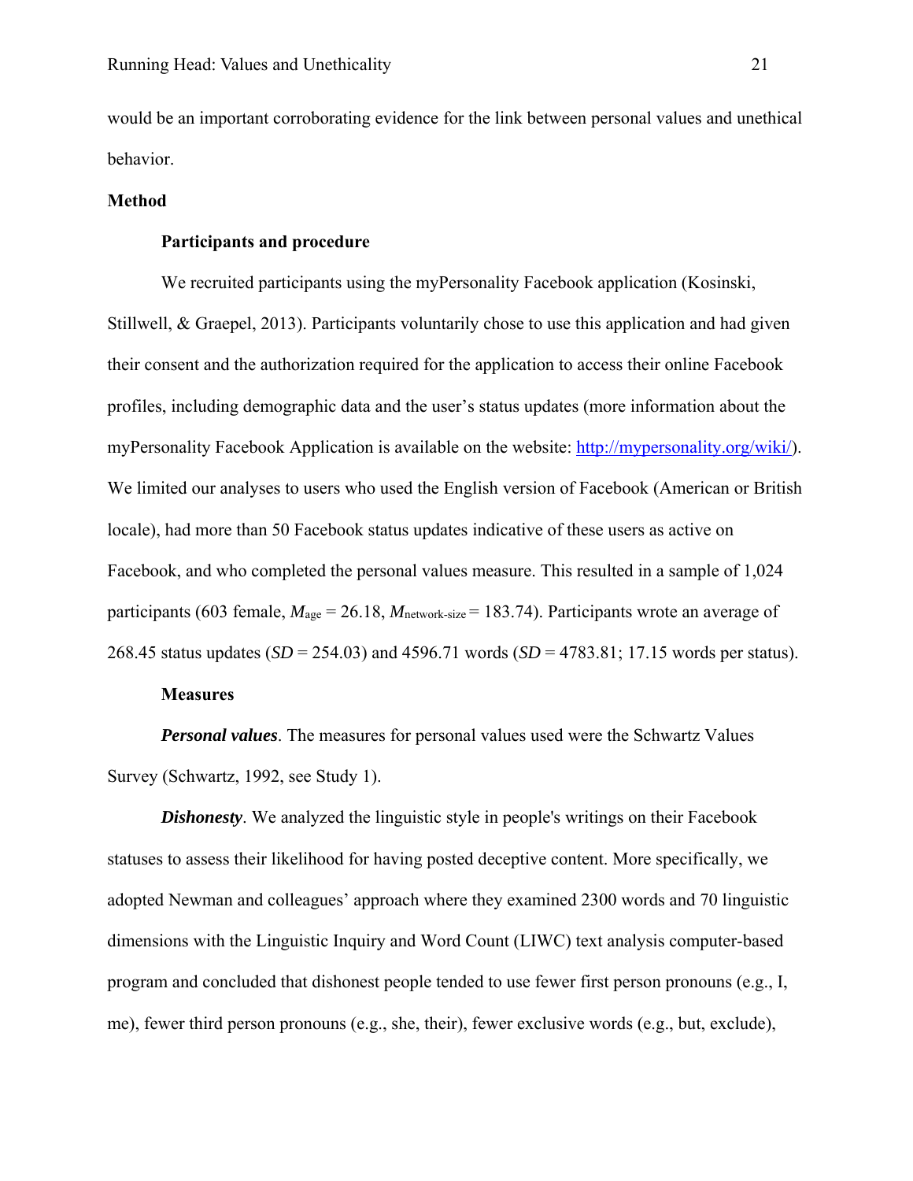would be an important corroborating evidence for the link between personal values and unethical behavior.

## Method

### Participants and procedure

We recruited participants using the myPersonality Facebook application (Kosinski, Stillwell, & Graepel, 2013). Participants voluntarily chose to use this application and had given their consent and the authorization required for the application to access their online Facebook profiles, including demographic data and the user's status updates (more information about the myPersonality Facebook Application is available on the website: http://mypersonality.org/wiki/). We limited our analyses to users who used the English version of Facebook (American or British locale), had more than 50 Facebook status updates indicative of these users as active on Facebook, and who completed the personal values measure. This resulted in a sample of 1,024 participants (603 female, $M_{age}$ = 26.18, $M_{network\text{-}size}$ = 183.74). Participants wrote an average of 268.45 status updates (*SD* = 254.03) and 4596.71 words (*SD* = 4783.81; 17.15 words per status).

### Measures

***Personal values***. The measures for personal values used were the Schwartz Values Survey (Schwartz, 1992, see Study 1).

***Dishonesty***. We analyzed the linguistic style in people's writings on their Facebook statuses to assess their likelihood for having posted deceptive content. More specifically, we adopted Newman and colleagues' approach where they examined 2300 words and 70 linguistic dimensions with the Linguistic Inquiry and Word Count (LIWC) text analysis computer-based program and concluded that dishonest people tended to use fewer first person pronouns (e.g., I, me), fewer third person pronouns (e.g., she, their), fewer exclusive words (e.g., but, exclude),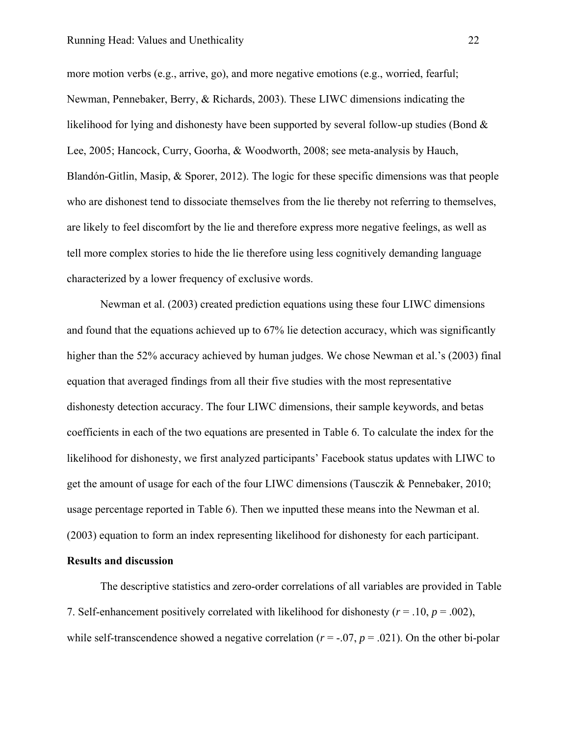more motion verbs (e.g., arrive, go), and more negative emotions (e.g., worried, fearful; Newman, Pennebaker, Berry, & Richards, 2003). These LIWC dimensions indicating the likelihood for lying and dishonesty have been supported by several follow-up studies (Bond & Lee, 2005; Hancock, Curry, Goorha, & Woodworth, 2008; see meta-analysis by Hauch, Blandón-Gitlin, Masip, & Sporer, 2012). The logic for these specific dimensions was that people who are dishonest tend to dissociate themselves from the lie thereby not referring to themselves, are likely to feel discomfort by the lie and therefore express more negative feelings, as well as tell more complex stories to hide the lie therefore using less cognitively demanding language characterized by a lower frequency of exclusive words.

Newman et al. (2003) created prediction equations using these four LIWC dimensions and found that the equations achieved up to 67% lie detection accuracy, which was significantly higher than the 52% accuracy achieved by human judges. We chose Newman et al.'s (2003) final equation that averaged findings from all their five studies with the most representative dishonesty detection accuracy. The four LIWC dimensions, their sample keywords, and betas coefficients in each of the two equations are presented in Table 6. To calculate the index for the likelihood for dishonesty, we first analyzed participants' Facebook status updates with LIWC to get the amount of usage for each of the four LIWC dimensions (Tausczik & Pennebaker, 2010; usage percentage reported in Table 6). Then we inputted these means into the Newman et al. (2003) equation to form an index representing likelihood for dishonesty for each participant.

**Results and discussion**

The descriptive statistics and zero-order correlations of all variables are provided in Table 7. Self-enhancement positively correlated with likelihood for dishonesty ($r = .10$, $p = .002$), while self-transcendence showed a negative correlation ($r = -.07$, $p = .021$). On the other bi-polar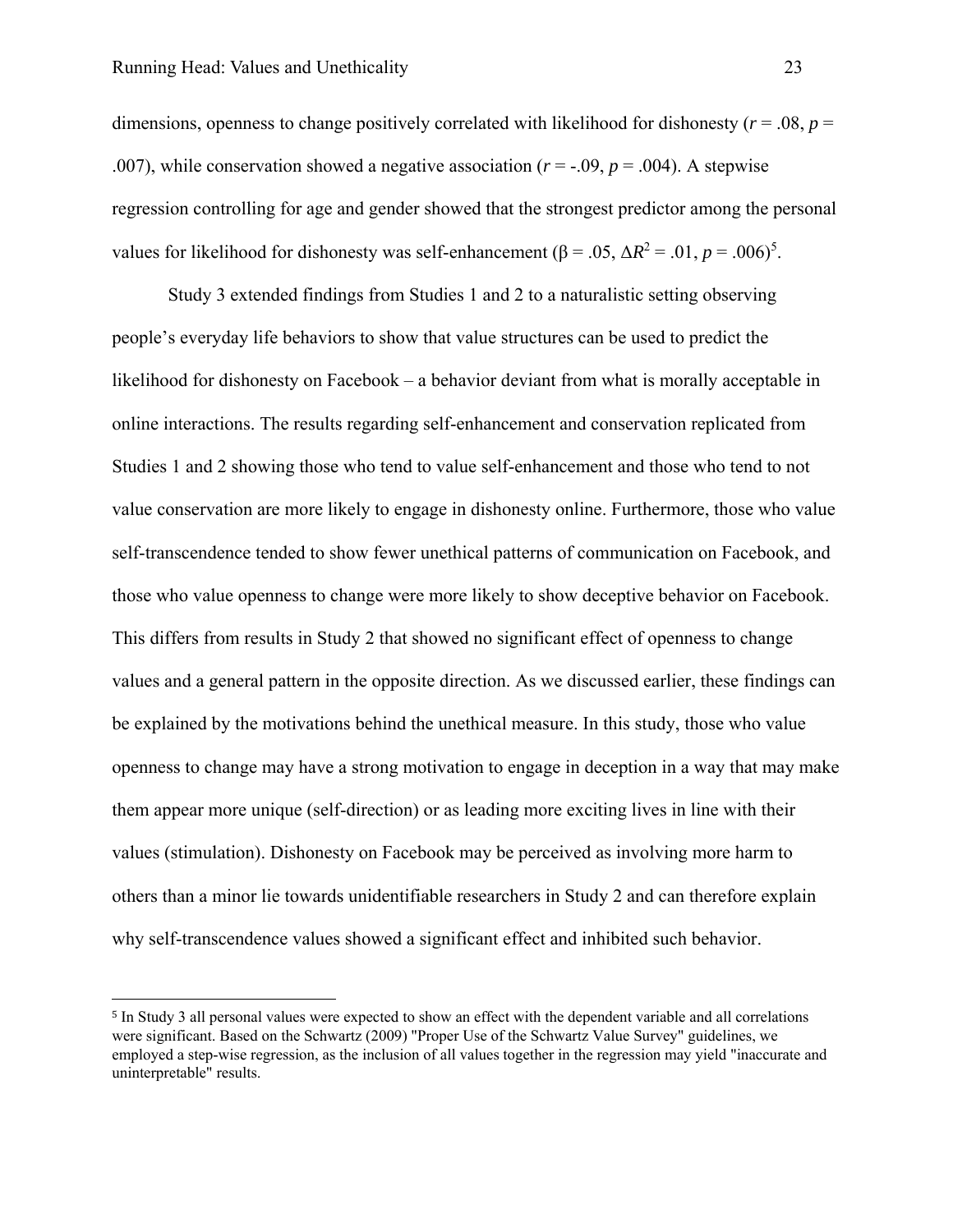dimensions, openness to change positively correlated with likelihood for dishonesty ($r = .08$, $p = .007$), while conservation showed a negative association ($r = -.09$, $p = .004$). A stepwise regression controlling for age and gender showed that the strongest predictor among the personal values for likelihood for dishonesty was self-enhancement ($\beta = .05$, $\Delta R^2 = .01$, $p = .006$)[5].

Study 3 extended findings from Studies 1 and 2 to a naturalistic setting observing people's everyday life behaviors to show that value structures can be used to predict the likelihood for dishonesty on Facebook – a behavior deviant from what is morally acceptable in online interactions. The results regarding self-enhancement and conservation replicated from Studies 1 and 2 showing those who tend to value self-enhancement and those who tend to not value conservation are more likely to engage in dishonesty online. Furthermore, those who value self-transcendence tended to show fewer unethical patterns of communication on Facebook, and those who value openness to change were more likely to show deceptive behavior on Facebook. This differs from results in Study 2 that showed no significant effect of openness to change values and a general pattern in the opposite direction. As we discussed earlier, these findings can be explained by the motivations behind the unethical measure. In this study, those who value openness to change may have a strong motivation to engage in deception in a way that may make them appear more unique (self-direction) or as leading more exciting lives in line with their values (stimulation). Dishonesty on Facebook may be perceived as involving more harm to others than a minor lie towards unidentifiable researchers in Study 2 and can therefore explain why self-transcendence values showed a significant effect and inhibited such behavior.

---

[5] In Study 3 all personal values were expected to show an effect with the dependent variable and all correlations were significant. Based on the Schwartz (2009) "Proper Use of the Schwartz Value Survey" guidelines, we employed a step-wise regression, as the inclusion of all values together in the regression may yield "inaccurate and uninterpretable" results.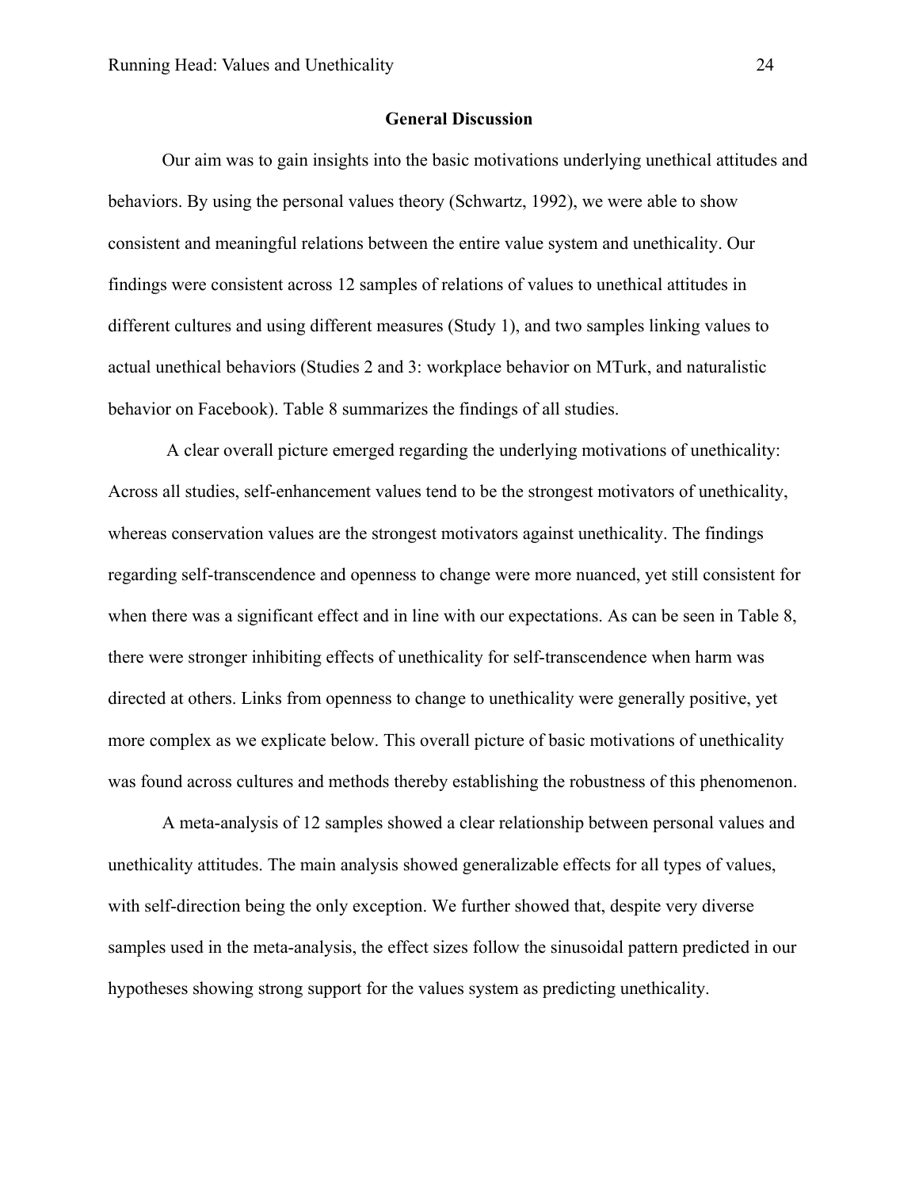## General Discussion

Our aim was to gain insights into the basic motivations underlying unethical attitudes and behaviors. By using the personal values theory (Schwartz, 1992), we were able to show consistent and meaningful relations between the entire value system and unethicality. Our findings were consistent across 12 samples of relations of values to unethical attitudes in different cultures and using different measures (Study 1), and two samples linking values to actual unethical behaviors (Studies 2 and 3: workplace behavior on MTurk, and naturalistic behavior on Facebook). Table 8 summarizes the findings of all studies.

A clear overall picture emerged regarding the underlying motivations of unethicality: Across all studies, self-enhancement values tend to be the strongest motivators of unethicality, whereas conservation values are the strongest motivators against unethicality. The findings regarding self-transcendence and openness to change were more nuanced, yet still consistent for when there was a significant effect and in line with our expectations. As can be seen in Table 8, there were stronger inhibiting effects of unethicality for self-transcendence when harm was directed at others. Links from openness to change to unethicality were generally positive, yet more complex as we explicate below. This overall picture of basic motivations of unethicality was found across cultures and methods thereby establishing the robustness of this phenomenon.

A meta-analysis of 12 samples showed a clear relationship between personal values and unethicality attitudes. The main analysis showed generalizable effects for all types of values, with self-direction being the only exception. We further showed that, despite very diverse samples used in the meta-analysis, the effect sizes follow the sinusoidal pattern predicted in our hypotheses showing strong support for the values system as predicting unethicality.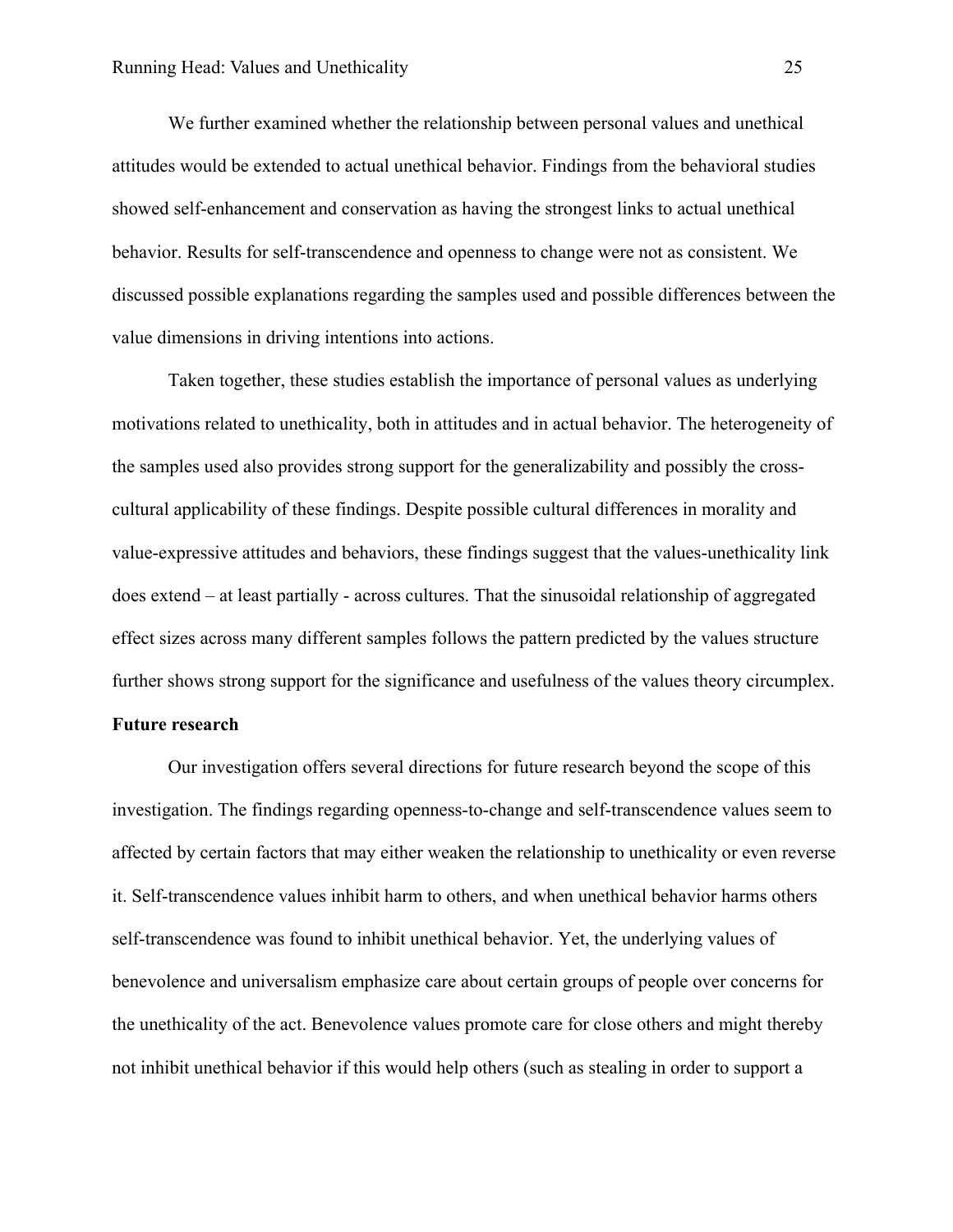We further examined whether the relationship between personal values and unethical attitudes would be extended to actual unethical behavior. Findings from the behavioral studies showed self-enhancement and conservation as having the strongest links to actual unethical behavior. Results for self-transcendence and openness to change were not as consistent. We discussed possible explanations regarding the samples used and possible differences between the value dimensions in driving intentions into actions.

Taken together, these studies establish the importance of personal values as underlying motivations related to unethicality, both in attitudes and in actual behavior. The heterogeneity of the samples used also provides strong support for the generalizability and possibly the cross-cultural applicability of these findings. Despite possible cultural differences in morality and value-expressive attitudes and behaviors, these findings suggest that the values-unethicality link does extend – at least partially - across cultures. That the sinusoidal relationship of aggregated effect sizes across many different samples follows the pattern predicted by the values structure further shows strong support for the significance and usefulness of the values theory circumplex.

**Future research**

Our investigation offers several directions for future research beyond the scope of this investigation. The findings regarding openness-to-change and self-transcendence values seem to affected by certain factors that may either weaken the relationship to unethicality or even reverse it. Self-transcendence values inhibit harm to others, and when unethical behavior harms others self-transcendence was found to inhibit unethical behavior. Yet, the underlying values of benevolence and universalism emphasize care about certain groups of people over concerns for the unethicality of the act. Benevolence values promote care for close others and might thereby not inhibit unethical behavior if this would help others (such as stealing in order to support a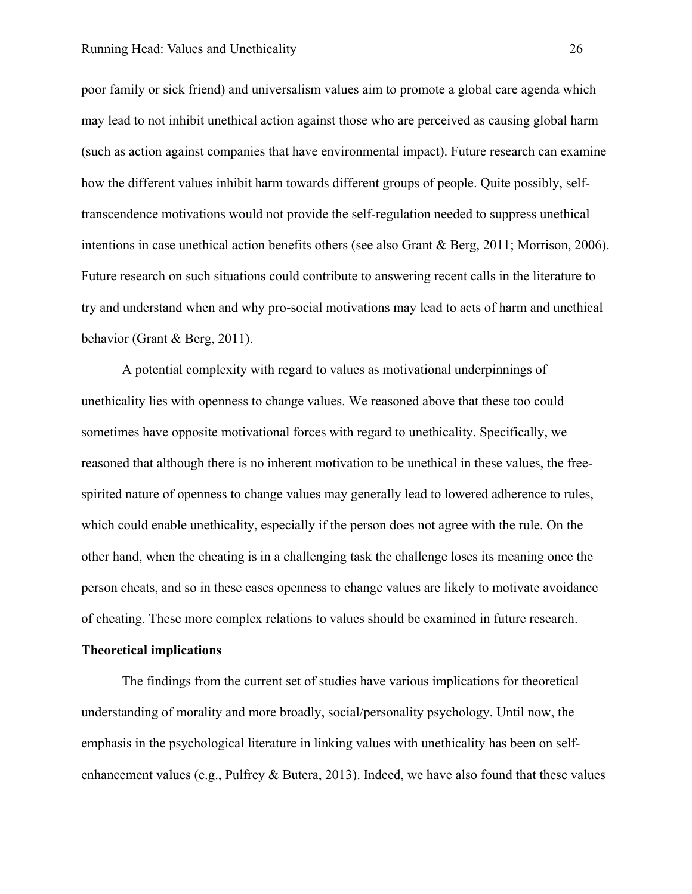poor family or sick friend) and universalism values aim to promote a global care agenda which may lead to not inhibit unethical action against those who are perceived as causing global harm (such as action against companies that have environmental impact). Future research can examine how the different values inhibit harm towards different groups of people. Quite possibly, self-transcendence motivations would not provide the self-regulation needed to suppress unethical intentions in case unethical action benefits others (see also Grant & Berg, 2011; Morrison, 2006). Future research on such situations could contribute to answering recent calls in the literature to try and understand when and why pro-social motivations may lead to acts of harm and unethical behavior (Grant & Berg, 2011).

A potential complexity with regard to values as motivational underpinnings of unethicality lies with openness to change values. We reasoned above that these too could sometimes have opposite motivational forces with regard to unethicality. Specifically, we reasoned that although there is no inherent motivation to be unethical in these values, the free-spirited nature of openness to change values may generally lead to lowered adherence to rules, which could enable unethicality, especially if the person does not agree with the rule. On the other hand, when the cheating is in a challenging task the challenge loses its meaning once the person cheats, and so in these cases openness to change values are likely to motivate avoidance of cheating. These more complex relations to values should be examined in future research.

**Theoretical implications**

The findings from the current set of studies have various implications for theoretical understanding of morality and more broadly, social/personality psychology. Until now, the emphasis in the psychological literature in linking values with unethicality has been on self-enhancement values (e.g., Pulfrey & Butera, 2013). Indeed, we have also found that these values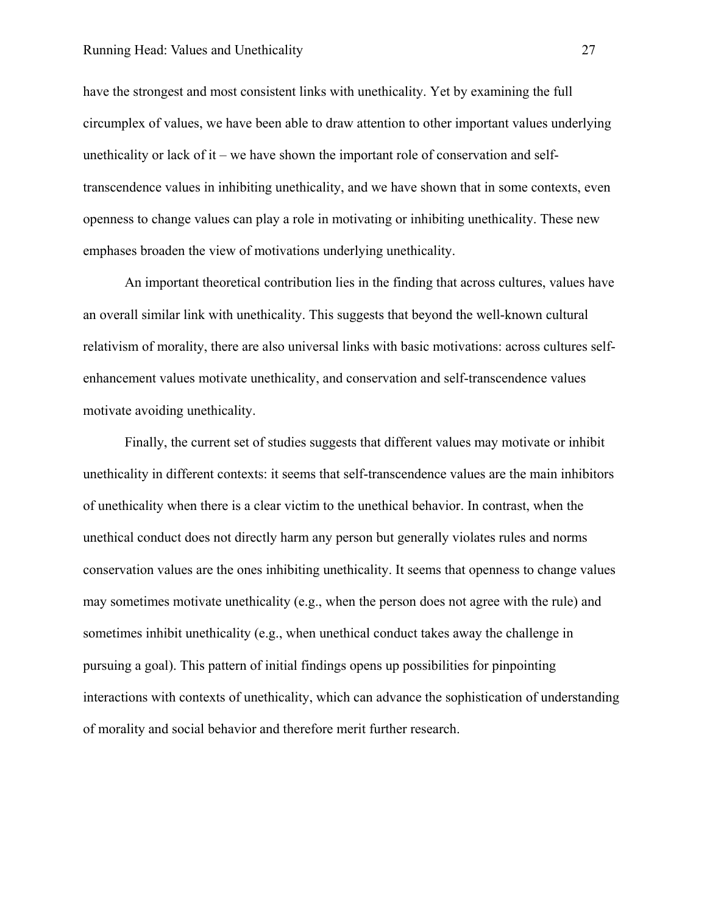have the strongest and most consistent links with unethicality. Yet by examining the full circumplex of values, we have been able to draw attention to other important values underlying unethicality or lack of it – we have shown the important role of conservation and self-transcendence values in inhibiting unethicality, and we have shown that in some contexts, even openness to change values can play a role in motivating or inhibiting unethicality. These new emphases broaden the view of motivations underlying unethicality.

An important theoretical contribution lies in the finding that across cultures, values have an overall similar link with unethicality. This suggests that beyond the well-known cultural relativism of morality, there are also universal links with basic motivations: across cultures self-enhancement values motivate unethicality, and conservation and self-transcendence values motivate avoiding unethicality.

Finally, the current set of studies suggests that different values may motivate or inhibit unethicality in different contexts: it seems that self-transcendence values are the main inhibitors of unethicality when there is a clear victim to the unethical behavior. In contrast, when the unethical conduct does not directly harm any person but generally violates rules and norms conservation values are the ones inhibiting unethicality. It seems that openness to change values may sometimes motivate unethicality (e.g., when the person does not agree with the rule) and sometimes inhibit unethicality (e.g., when unethical conduct takes away the challenge in pursuing a goal). This pattern of initial findings opens up possibilities for pinpointing interactions with contexts of unethicality, which can advance the sophistication of understanding of morality and social behavior and therefore merit further research.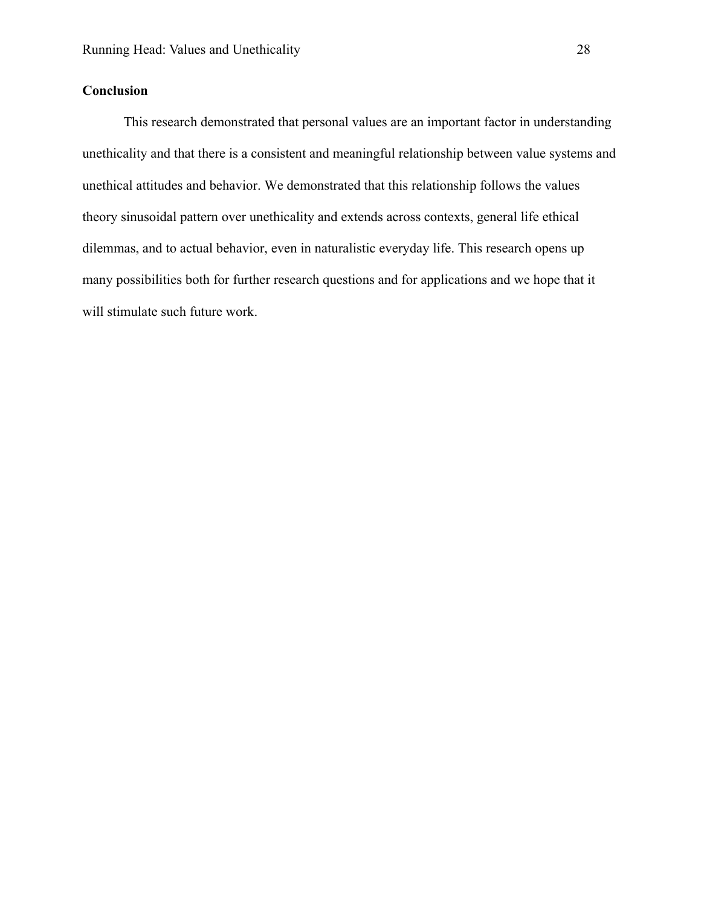## Conclusion

This research demonstrated that personal values are an important factor in understanding unethicality and that there is a consistent and meaningful relationship between value systems and unethical attitudes and behavior. We demonstrated that this relationship follows the values theory sinusoidal pattern over unethicality and extends across contexts, general life ethical dilemmas, and to actual behavior, even in naturalistic everyday life. This research opens up many possibilities both for further research questions and for applications and we hope that it will stimulate such future work.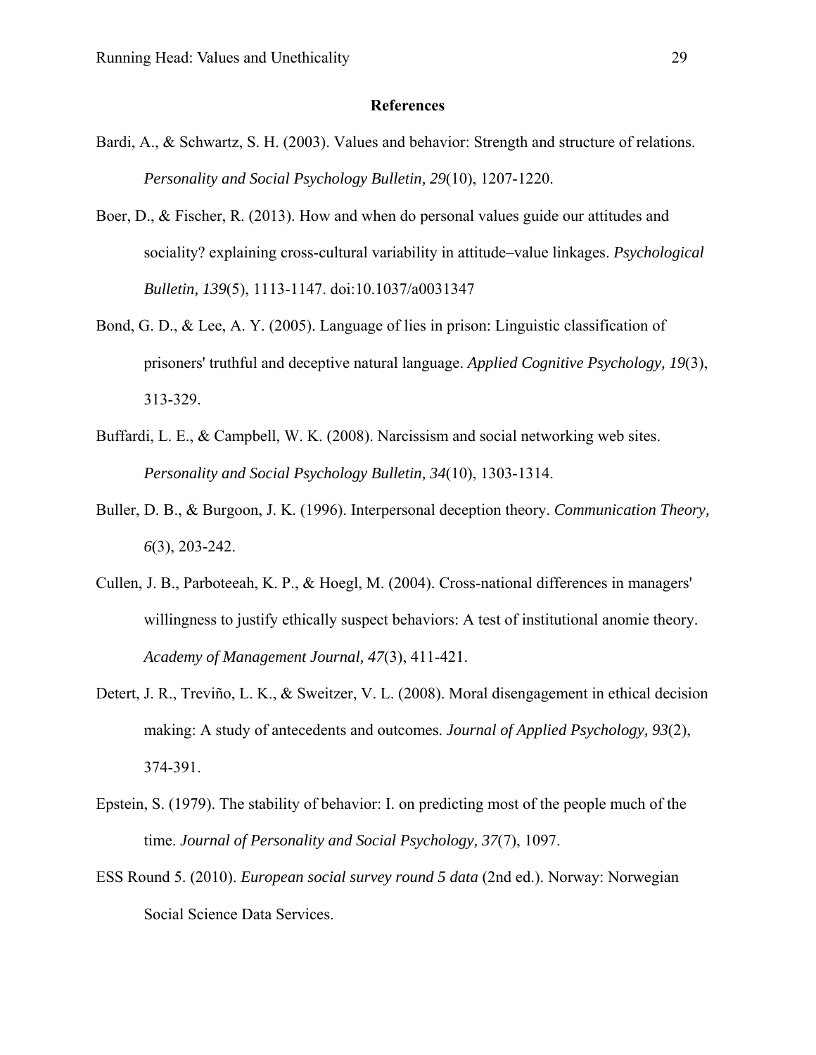## References

Bardi, A., & Schwartz, S. H. (2003). Values and behavior: Strength and structure of relations. *Personality and Social Psychology Bulletin, 29*(10), 1207-1220.

Boer, D., & Fischer, R. (2013). How and when do personal values guide our attitudes and sociality? explaining cross-cultural variability in attitude–value linkages. *Psychological Bulletin, 139*(5), 1113-1147. doi:10.1037/a0031347

Bond, G. D., & Lee, A. Y. (2005). Language of lies in prison: Linguistic classification of prisoners' truthful and deceptive natural language. *Applied Cognitive Psychology, 19*(3), 313-329.

Buffardi, L. E., & Campbell, W. K. (2008). Narcissism and social networking web sites. *Personality and Social Psychology Bulletin, 34*(10), 1303-1314.

Buller, D. B., & Burgoon, J. K. (1996). Interpersonal deception theory. *Communication Theory, 6*(3), 203-242.

Cullen, J. B., Parboteeah, K. P., & Hoegl, M. (2004). Cross-national differences in managers' willingness to justify ethically suspect behaviors: A test of institutional anomie theory. *Academy of Management Journal, 47*(3), 411-421.

Detert, J. R., Treviño, L. K., & Sweitzer, V. L. (2008). Moral disengagement in ethical decision making: A study of antecedents and outcomes. *Journal of Applied Psychology, 93*(2), 374-391.

Epstein, S. (1979). The stability of behavior: I. on predicting most of the people much of the time. *Journal of Personality and Social Psychology, 37*(7), 1097.

ESS Round 5. (2010). *European social survey round 5 data* (2nd ed.). Norway: Norwegian Social Science Data Services.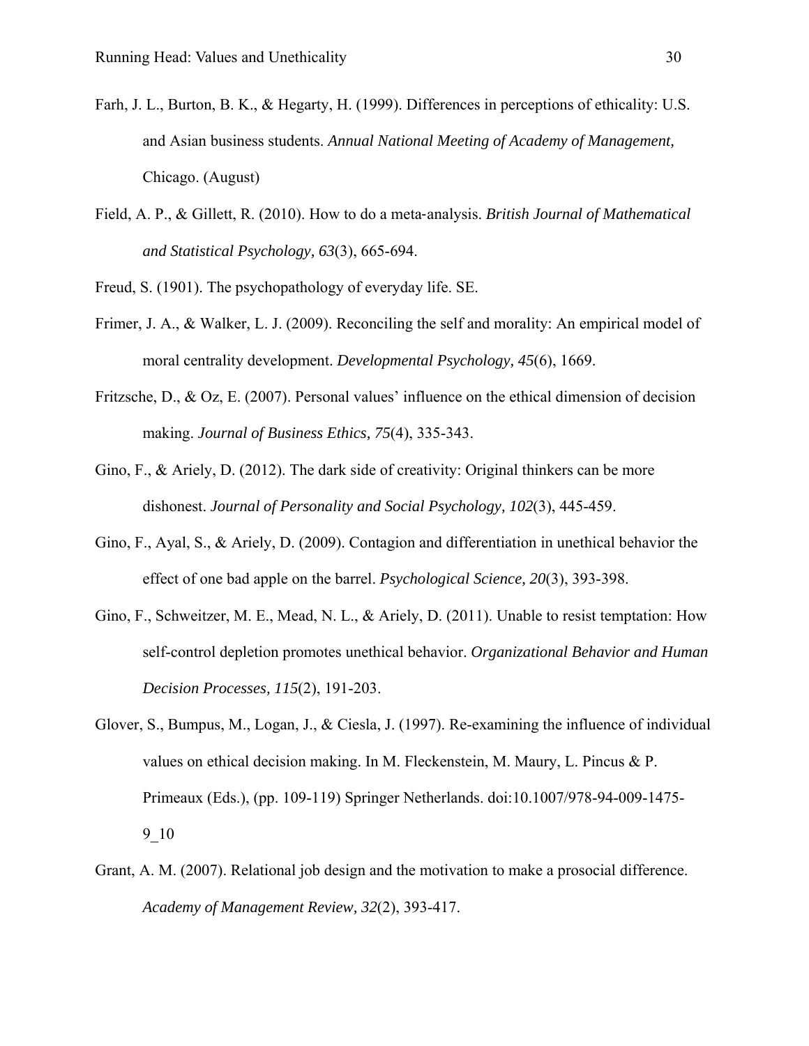Farh, J. L., Burton, B. K., & Hegarty, H. (1999). Differences in perceptions of ethicality: U.S. and Asian business students. *Annual National Meeting of Academy of Management,* Chicago. (August)

Field, A. P., & Gillett, R. (2010). How to do a meta-analysis. *British Journal of Mathematical and Statistical Psychology, 63*(3), 665-694.

Freud, S. (1901). The psychopathology of everyday life. SE.

Frimer, J. A., & Walker, L. J. (2009). Reconciling the self and morality: An empirical model of moral centrality development. *Developmental Psychology, 45*(6), 1669.

Fritzsche, D., & Oz, E. (2007). Personal values' influence on the ethical dimension of decision making. *Journal of Business Ethics, 75*(4), 335-343.

Gino, F., & Ariely, D. (2012). The dark side of creativity: Original thinkers can be more dishonest. *Journal of Personality and Social Psychology, 102*(3), 445-459.

Gino, F., Ayal, S., & Ariely, D. (2009). Contagion and differentiation in unethical behavior the effect of one bad apple on the barrel. *Psychological Science, 20*(3), 393-398.

Gino, F., Schweitzer, M. E., Mead, N. L., & Ariely, D. (2011). Unable to resist temptation: How self-control depletion promotes unethical behavior. *Organizational Behavior and Human Decision Processes, 115*(2), 191-203.

Glover, S., Bumpus, M., Logan, J., & Ciesla, J. (1997). Re-examining the influence of individual values on ethical decision making. In M. Fleckenstein, M. Maury, L. Pincus & P. Primeaux (Eds.), (pp. 109-119) Springer Netherlands. doi:10.1007/978-94-009-1475-9_10

Grant, A. M. (2007). Relational job design and the motivation to make a prosocial difference. *Academy of Management Review, 32*(2), 393-417.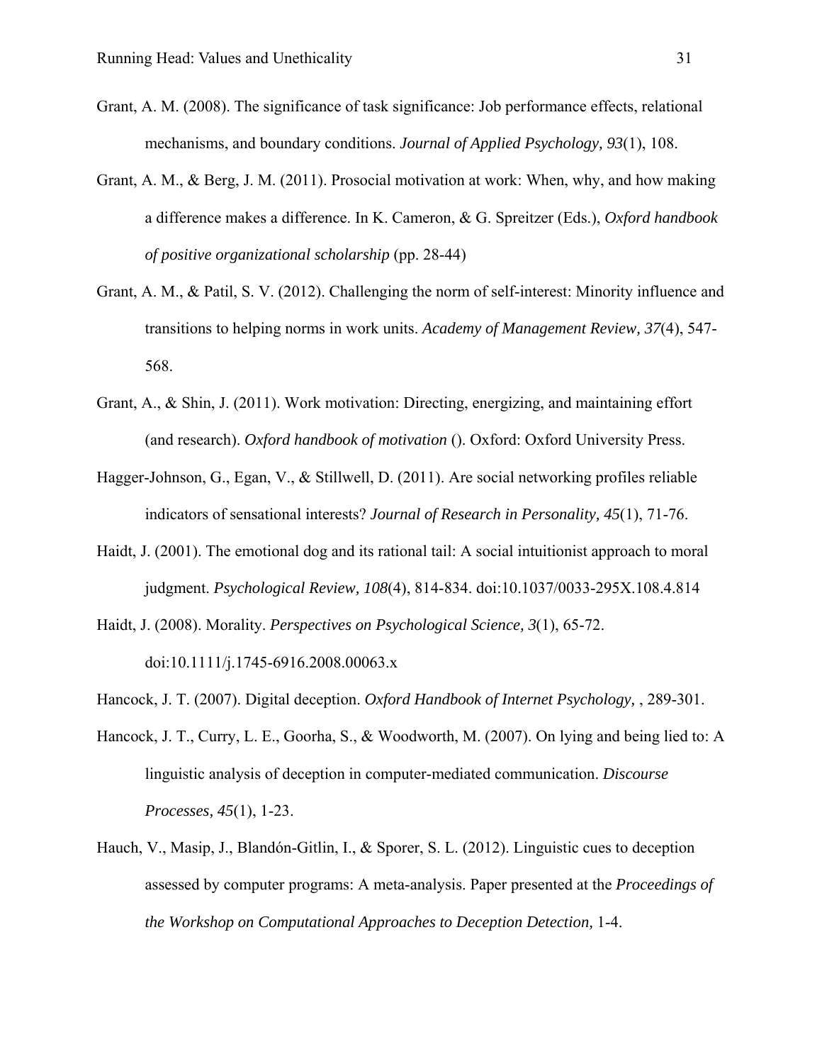Grant, A. M. (2008). The significance of task significance: Job performance effects, relational mechanisms, and boundary conditions. *Journal of Applied Psychology, 93*(1), 108.

Grant, A. M., & Berg, J. M. (2011). Prosocial motivation at work: When, why, and how making a difference makes a difference. In K. Cameron, & G. Spreitzer (Eds.), *Oxford handbook of positive organizational scholarship* (pp. 28-44)

Grant, A. M., & Patil, S. V. (2012). Challenging the norm of self-interest: Minority influence and transitions to helping norms in work units. *Academy of Management Review, 37*(4), 547-568.

Grant, A., & Shin, J. (2011). Work motivation: Directing, energizing, and maintaining effort (and research). *Oxford handbook of motivation* (). Oxford: Oxford University Press.

Hagger-Johnson, G., Egan, V., & Stillwell, D. (2011). Are social networking profiles reliable indicators of sensational interests? *Journal of Research in Personality, 45*(1), 71-76.

Haidt, J. (2001). The emotional dog and its rational tail: A social intuitionist approach to moral judgment. *Psychological Review, 108*(4), 814-834. doi:10.1037/0033-295X.108.4.814

Haidt, J. (2008). Morality. *Perspectives on Psychological Science, 3*(1), 65-72. doi:10.1111/j.1745-6916.2008.00063.x

Hancock, J. T. (2007). Digital deception. *Oxford Handbook of Internet Psychology,* , 289-301.

Hancock, J. T., Curry, L. E., Goorha, S., & Woodworth, M. (2007). On lying and being lied to: A linguistic analysis of deception in computer-mediated communication. *Discourse Processes, 45*(1), 1-23.

Hauch, V., Masip, J., Blandón-Gitlin, I., & Sporer, S. L. (2012). Linguistic cues to deception assessed by computer programs: A meta-analysis. Paper presented at the *Proceedings of the Workshop on Computational Approaches to Deception Detection,* 1-4.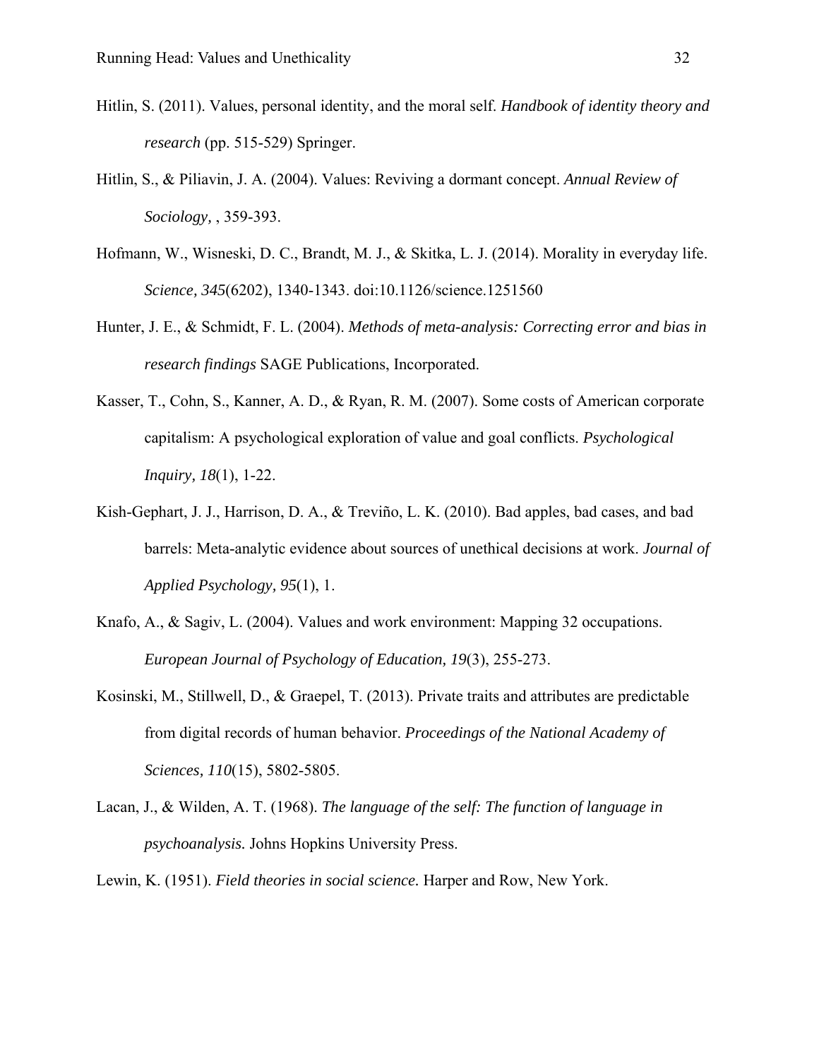Hitlin, S. (2011). Values, personal identity, and the moral self. *Handbook of identity theory and research* (pp. 515-529) Springer.

Hitlin, S., & Piliavin, J. A. (2004). Values: Reviving a dormant concept. *Annual Review of Sociology,* , 359-393.

Hofmann, W., Wisneski, D. C., Brandt, M. J., & Skitka, L. J. (2014). Morality in everyday life. *Science, 345*(6202), 1340-1343. doi:10.1126/science.1251560

Hunter, J. E., & Schmidt, F. L. (2004). *Methods of meta-analysis: Correcting error and bias in research findings* SAGE Publications, Incorporated.

Kasser, T., Cohn, S., Kanner, A. D., & Ryan, R. M. (2007). Some costs of American corporate capitalism: A psychological exploration of value and goal conflicts. *Psychological Inquiry, 18*(1), 1-22.

Kish-Gephart, J. J., Harrison, D. A., & Treviño, L. K. (2010). Bad apples, bad cases, and bad barrels: Meta-analytic evidence about sources of unethical decisions at work. *Journal of Applied Psychology, 95*(1), 1.

Knafo, A., & Sagiv, L. (2004). Values and work environment: Mapping 32 occupations. *European Journal of Psychology of Education, 19*(3), 255-273.

Kosinski, M., Stillwell, D., & Graepel, T. (2013). Private traits and attributes are predictable from digital records of human behavior. *Proceedings of the National Academy of Sciences, 110*(15), 5802-5805.

Lacan, J., & Wilden, A. T. (1968). *The language of the self: The function of language in psychoanalysis.* Johns Hopkins University Press.

Lewin, K. (1951). *Field theories in social science.* Harper and Row, New York.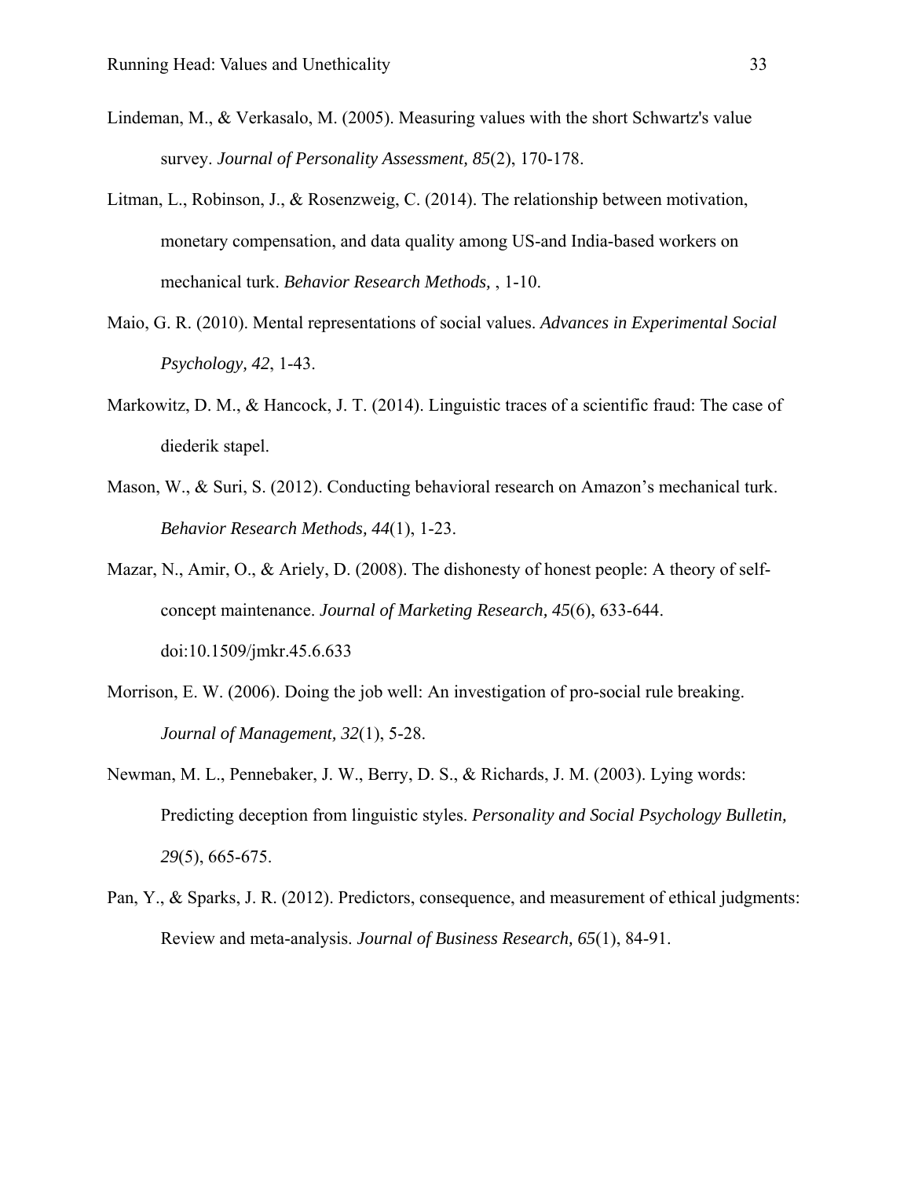Lindeman, M., & Verkasalo, M. (2005). Measuring values with the short Schwartz's value survey. *Journal of Personality Assessment, 85*(2), 170-178.

Litman, L., Robinson, J., & Rosenzweig, C. (2014). The relationship between motivation, monetary compensation, and data quality among US-and India-based workers on mechanical turk. *Behavior Research Methods,* , 1-10.

Maio, G. R. (2010). Mental representations of social values. *Advances in Experimental Social Psychology, 42*, 1-43.

Markowitz, D. M., & Hancock, J. T. (2014). Linguistic traces of a scientific fraud: The case of diederik stapel.

Mason, W., & Suri, S. (2012). Conducting behavioral research on Amazon's mechanical turk. *Behavior Research Methods, 44*(1), 1-23.

Mazar, N., Amir, O., & Ariely, D. (2008). The dishonesty of honest people: A theory of self-concept maintenance. *Journal of Marketing Research, 45*(6), 633-644. doi:10.1509/jmkr.45.6.633

Morrison, E. W. (2006). Doing the job well: An investigation of pro-social rule breaking. *Journal of Management, 32*(1), 5-28.

Newman, M. L., Pennebaker, J. W., Berry, D. S., & Richards, J. M. (2003). Lying words: Predicting deception from linguistic styles. *Personality and Social Psychology Bulletin, 29*(5), 665-675.

Pan, Y., & Sparks, J. R. (2012). Predictors, consequence, and measurement of ethical judgments: Review and meta-analysis. *Journal of Business Research, 65*(1), 84-91.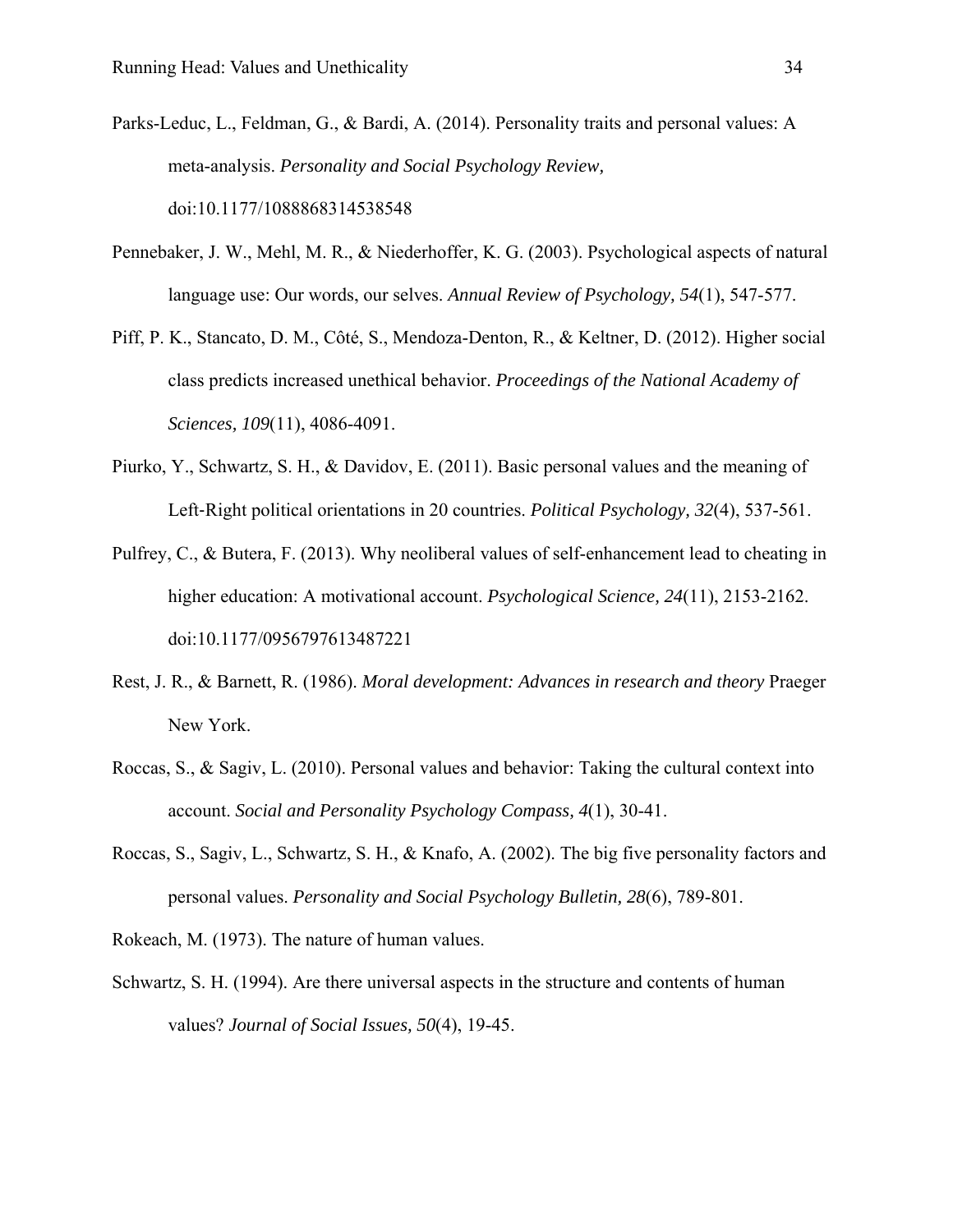Parks-Leduc, L., Feldman, G., & Bardi, A. (2014). Personality traits and personal values: A meta-analysis. *Personality and Social Psychology Review,* doi:10.1177/1088868314538548

Pennebaker, J. W., Mehl, M. R., & Niederhoffer, K. G. (2003). Psychological aspects of natural language use: Our words, our selves. *Annual Review of Psychology, 54*(1), 547-577.

Piff, P. K., Stancato, D. M., Côté, S., Mendoza-Denton, R., & Keltner, D. (2012). Higher social class predicts increased unethical behavior. *Proceedings of the National Academy of Sciences, 109*(11), 4086-4091.

Piurko, Y., Schwartz, S. H., & Davidov, E. (2011). Basic personal values and the meaning of Left-Right political orientations in 20 countries. *Political Psychology, 32*(4), 537-561.

Pulfrey, C., & Butera, F. (2013). Why neoliberal values of self-enhancement lead to cheating in higher education: A motivational account. *Psychological Science, 24*(11), 2153-2162. doi:10.1177/0956797613487221

Rest, J. R., & Barnett, R. (1986). *Moral development: Advances in research and theory* Praeger New York.

Roccas, S., & Sagiv, L. (2010). Personal values and behavior: Taking the cultural context into account. *Social and Personality Psychology Compass, 4*(1), 30-41.

Roccas, S., Sagiv, L., Schwartz, S. H., & Knafo, A. (2002). The big five personality factors and personal values. *Personality and Social Psychology Bulletin, 28*(6), 789-801.

Rokeach, M. (1973). The nature of human values.

Schwartz, S. H. (1994). Are there universal aspects in the structure and contents of human values? *Journal of Social Issues, 50*(4), 19-45.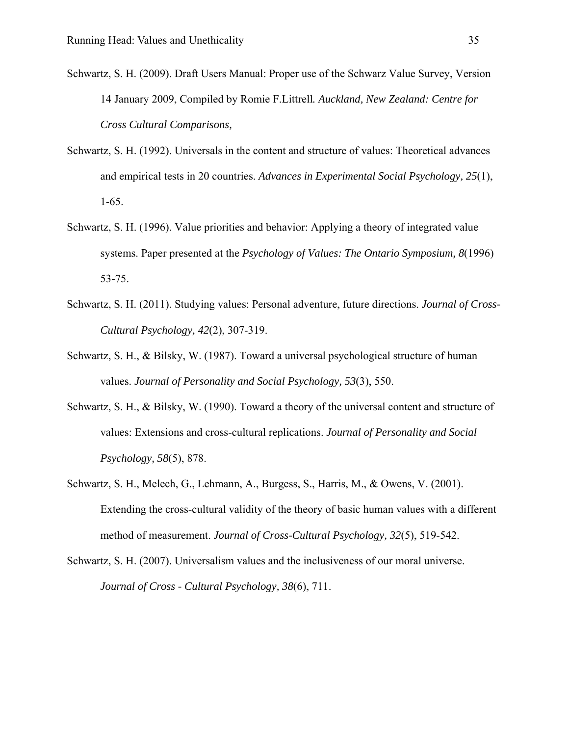Schwartz, S. H. (2009). Draft Users Manual: Proper use of the Schwarz Value Survey, Version 14 January 2009, Compiled by Romie F.Littrell. *Auckland, New Zealand: Centre for Cross Cultural Comparisons,*

Schwartz, S. H. (1992). Universals in the content and structure of values: Theoretical advances and empirical tests in 20 countries. *Advances in Experimental Social Psychology, 25*(1), 1-65.

Schwartz, S. H. (1996). Value priorities and behavior: Applying a theory of integrated value systems. Paper presented at the *Psychology of Values: The Ontario Symposium, 8*(1996) 53-75.

Schwartz, S. H. (2011). Studying values: Personal adventure, future directions. *Journal of Cross-Cultural Psychology, 42*(2), 307-319.

Schwartz, S. H., & Bilsky, W. (1987). Toward a universal psychological structure of human values. *Journal of Personality and Social Psychology, 53*(3), 550.

Schwartz, S. H., & Bilsky, W. (1990). Toward a theory of the universal content and structure of values: Extensions and cross-cultural replications. *Journal of Personality and Social Psychology, 58*(5), 878.

Schwartz, S. H., Melech, G., Lehmann, A., Burgess, S., Harris, M., & Owens, V. (2001). Extending the cross-cultural validity of the theory of basic human values with a different method of measurement. *Journal of Cross-Cultural Psychology, 32*(5), 519-542.

Schwartz, S. H. (2007). Universalism values and the inclusiveness of our moral universe. *Journal of Cross - Cultural Psychology, 38*(6), 711.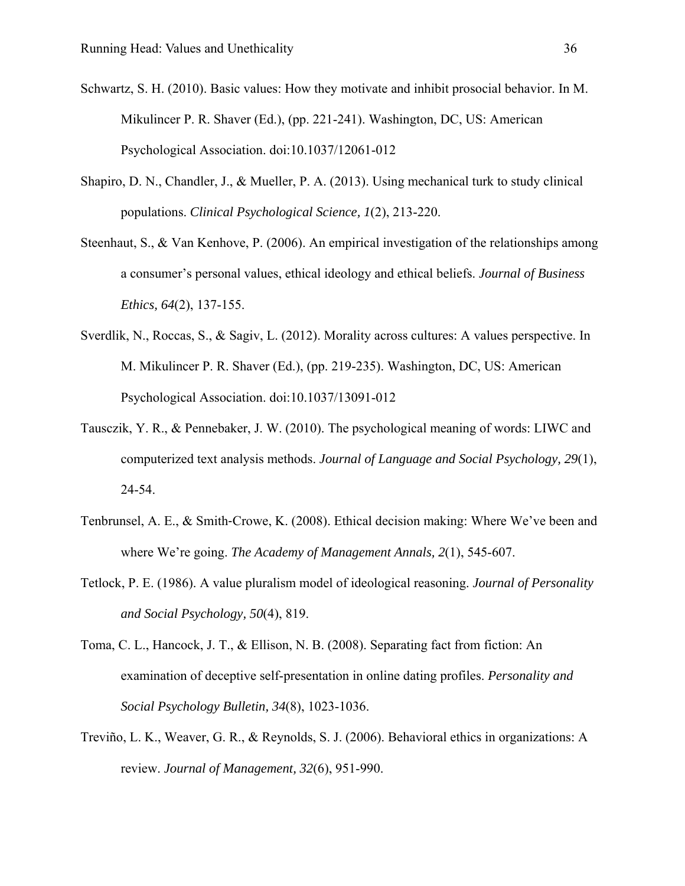Schwartz, S. H. (2010). Basic values: How they motivate and inhibit prosocial behavior. In M. Mikulincer P. R. Shaver (Ed.), (pp. 221-241). Washington, DC, US: American Psychological Association. doi:10.1037/12061-012

Shapiro, D. N., Chandler, J., & Mueller, P. A. (2013). Using mechanical turk to study clinical populations. *Clinical Psychological Science, 1*(2), 213-220.

Steenhaut, S., & Van Kenhove, P. (2006). An empirical investigation of the relationships among a consumer's personal values, ethical ideology and ethical beliefs. *Journal of Business Ethics, 64*(2), 137-155.

Sverdlik, N., Roccas, S., & Sagiv, L. (2012). Morality across cultures: A values perspective. In M. Mikulincer P. R. Shaver (Ed.), (pp. 219-235). Washington, DC, US: American Psychological Association. doi:10.1037/13091-012

Tausczik, Y. R., & Pennebaker, J. W. (2010). The psychological meaning of words: LIWC and computerized text analysis methods. *Journal of Language and Social Psychology, 29*(1), 24-54.

Tenbrunsel, A. E., & Smith-Crowe, K. (2008). Ethical decision making: Where We've been and where We're going. *The Academy of Management Annals, 2*(1), 545-607.

Tetlock, P. E. (1986). A value pluralism model of ideological reasoning. *Journal of Personality and Social Psychology, 50*(4), 819.

Toma, C. L., Hancock, J. T., & Ellison, N. B. (2008). Separating fact from fiction: An examination of deceptive self-presentation in online dating profiles. *Personality and Social Psychology Bulletin, 34*(8), 1023-1036.

Treviño, L. K., Weaver, G. R., & Reynolds, S. J. (2006). Behavioral ethics in organizations: A review. *Journal of Management, 32*(6), 951-990.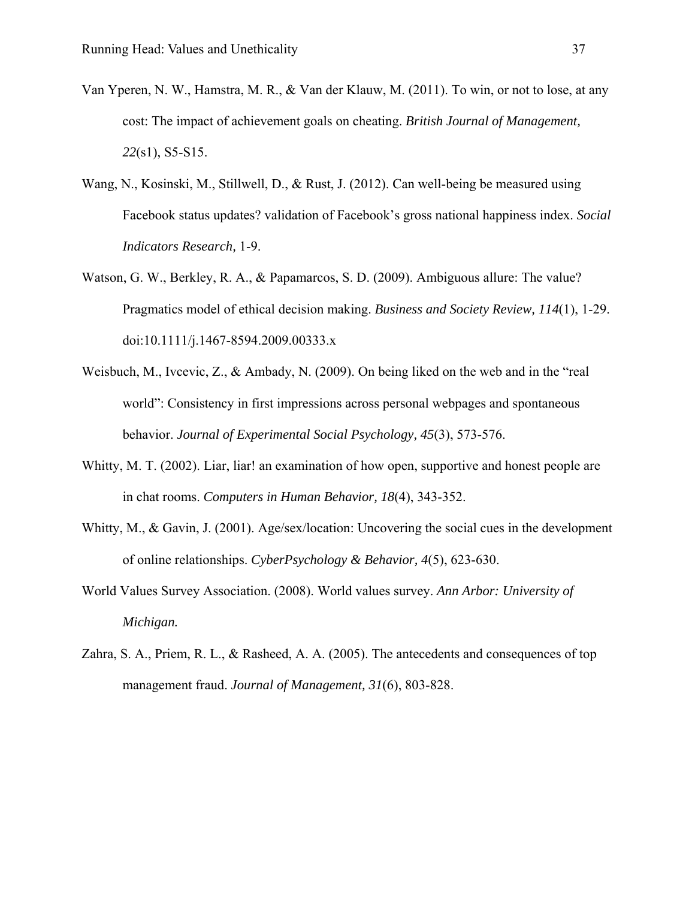Van Yperen, N. W., Hamstra, M. R., & Van der Klauw, M. (2011). To win, or not to lose, at any cost: The impact of achievement goals on cheating. *British Journal of Management, 22*(s1), S5-S15.

Wang, N., Kosinski, M., Stillwell, D., & Rust, J. (2012). Can well-being be measured using Facebook status updates? validation of Facebook's gross national happiness index. *Social Indicators Research,* 1-9.

Watson, G. W., Berkley, R. A., & Papamarcos, S. D. (2009). Ambiguous allure: The value? Pragmatics model of ethical decision making. *Business and Society Review, 114*(1), 1-29. doi:10.1111/j.1467-8594.2009.00333.x

Weisbuch, M., Ivcevic, Z., & Ambady, N. (2009). On being liked on the web and in the "real world": Consistency in first impressions across personal webpages and spontaneous behavior. *Journal of Experimental Social Psychology, 45*(3), 573-576.

Whitty, M. T. (2002). Liar, liar! an examination of how open, supportive and honest people are in chat rooms. *Computers in Human Behavior, 18*(4), 343-352.

Whitty, M., & Gavin, J. (2001). Age/sex/location: Uncovering the social cues in the development of online relationships. *CyberPsychology & Behavior, 4*(5), 623-630.

World Values Survey Association. (2008). World values survey. *Ann Arbor: University of Michigan.*

Zahra, S. A., Priem, R. L., & Rasheed, A. A. (2005). The antecedents and consequences of top management fraud. *Journal of Management, 31*(6), 803-828.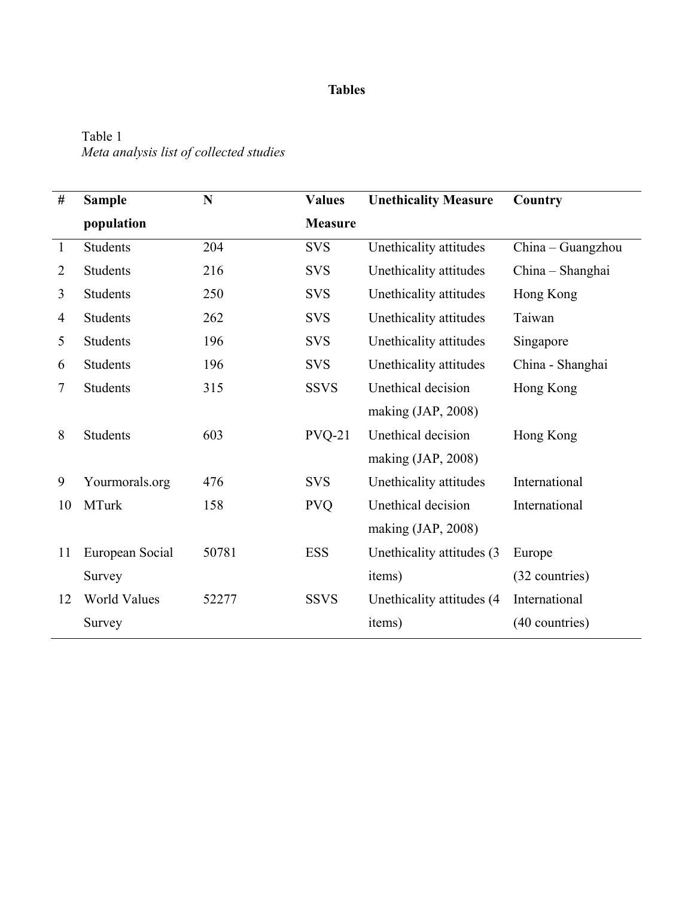**Tables**

Table 1

*Meta analysis list of collected studies*

| # | Sample population | N | Values Measure | Unethicality Measure | Country |
|---|---|---|---|---|---|
| 1 | Students | 204 | SVS | Unethicality attitudes | China – Guangzhou |
| 2 | Students | 216 | SVS | Unethicality attitudes | China – Shanghai |
| 3 | Students | 250 | SVS | Unethicality attitudes | Hong Kong |
| 4 | Students | 262 | SVS | Unethicality attitudes | Taiwan |
| 5 | Students | 196 | SVS | Unethicality attitudes | Singapore |
| 6 | Students | 196 | SVS | Unethicality attitudes | China - Shanghai |
| 7 | Students | 315 | SSVS | Unethical decision making (JAP, 2008) | Hong Kong |
| 8 | Students | 603 | PVQ-21 | Unethical decision making (JAP, 2008) | Hong Kong |
| 9 | Yourmorals.org | 476 | SVS | Unethicality attitudes | International |
| 10 | MTurk | 158 | PVQ | Unethical decision making (JAP, 2008) | International |
| 11 | European Social Survey | 50781 | ESS | Unethicality attitudes (3 items) | Europe (32 countries) |
| 12 | World Values Survey | 52277 | SSVS | Unethicality attitudes (4 items) | International (40 countries) |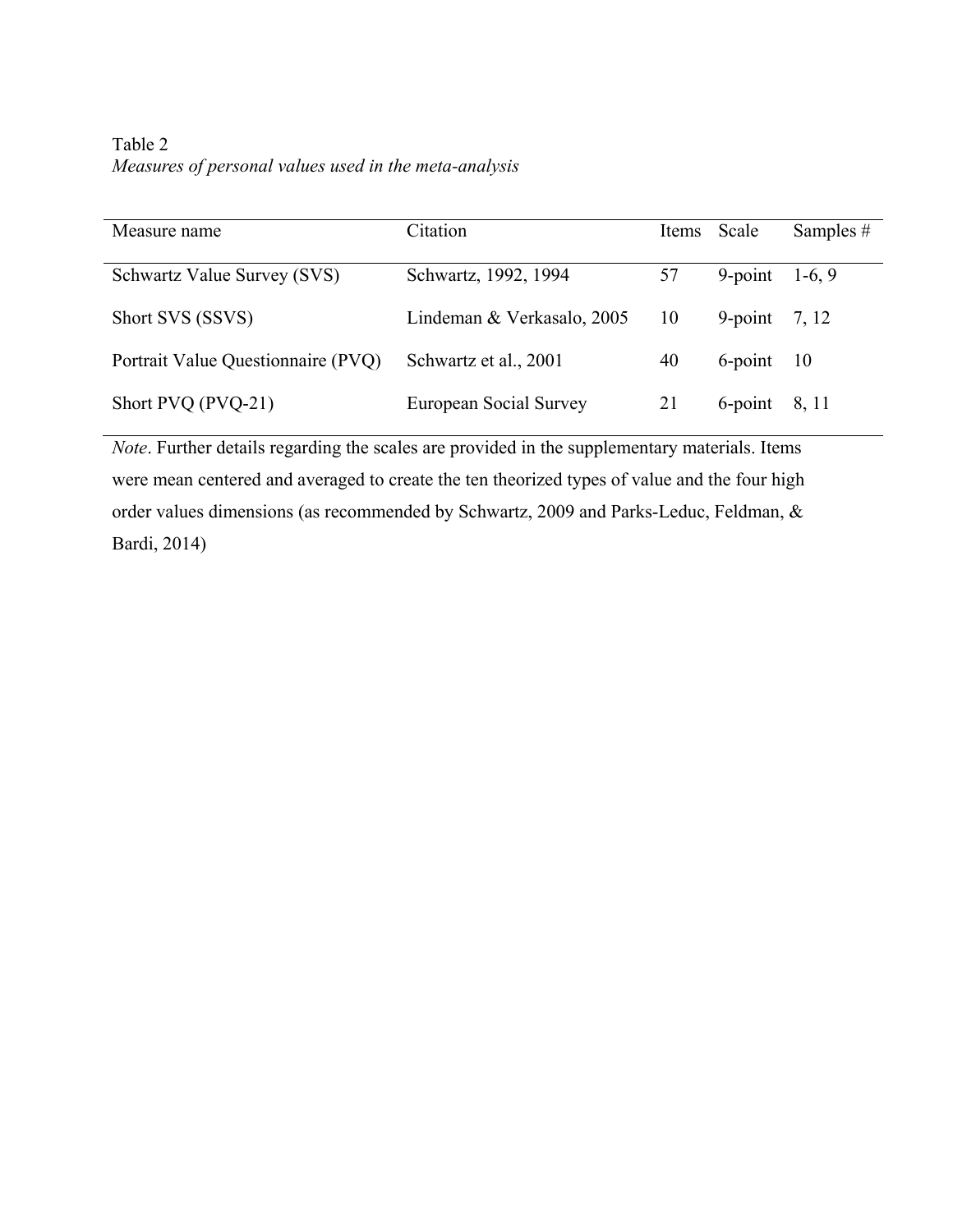Table 2

*Measures of personal values used in the meta-analysis*

| Measure name | Citation | Items | Scale | Samples # |
|---|---|---|---|---|
| Schwartz Value Survey (SVS) | Schwartz, 1992, 1994 | 57 | 9-point | 1-6, 9 |
| Short SVS (SSVS) | Lindeman & Verkasalo, 2005 | 10 | 9-point | 7, 12 |
| Portrait Value Questionnaire (PVQ) | Schwartz et al., 2001 | 40 | 6-point | 10 |
| Short PVQ (PVQ-21) | European Social Survey | 21 | 6-point | 8, 11 |

*Note*. Further details regarding the scales are provided in the supplementary materials. Items were mean centered and averaged to create the ten theorized types of value and the four high order values dimensions (as recommended by Schwartz, 2009 and Parks-Leduc, Feldman, & Bardi, 2014)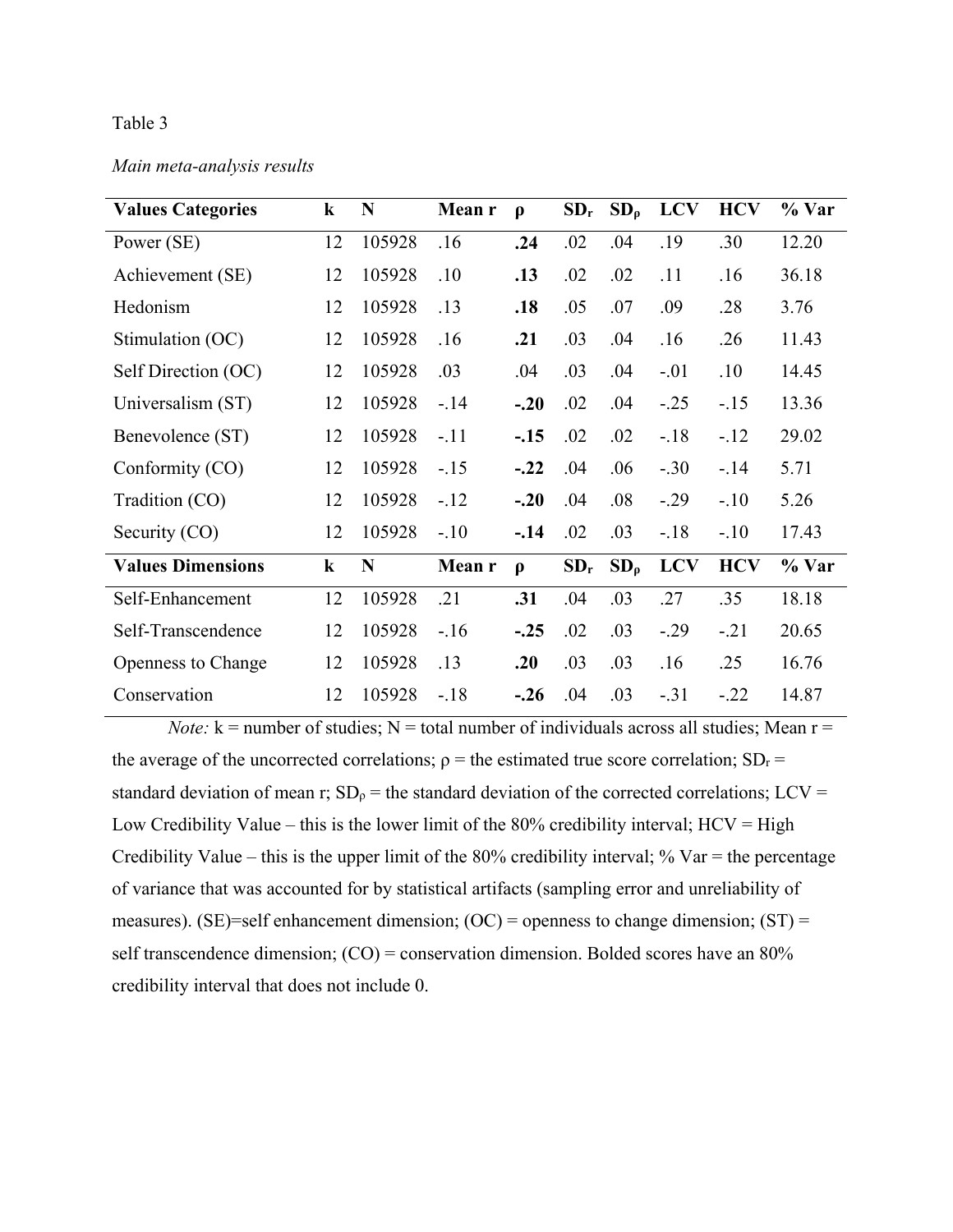Table 3

*Main meta-analysis results*

| Values Categories | k | N | Mean r | ρ | $SD_r$ | $SD_\rho$ | LCV | HCV | % Var |
|---|---|---|---|---|---|---|---|---|---|
| Power (SE) | 12 | 105928 | .16 | **.24** | .02 | .04 | .19 | .30 | 12.20 |
| Achievement (SE) | 12 | 105928 | .10 | **.13** | .02 | .02 | .11 | .16 | 36.18 |
| Hedonism | 12 | 105928 | .13 | **.18** | .05 | .07 | .09 | .28 | 3.76 |
| Stimulation (OC) | 12 | 105928 | .16 | **.21** | .03 | .04 | .16 | .26 | 11.43 |
| Self Direction (OC) | 12 | 105928 | .03 | .04 | .03 | .04 | -.01 | .10 | 14.45 |
| Universalism (ST) | 12 | 105928 | -.14 | **-.20** | .02 | .04 | -.25 | -.15 | 13.36 |
| Benevolence (ST) | 12 | 105928 | -.11 | **-.15** | .02 | .02 | -.18 | -.12 | 29.02 |
| Conformity (CO) | 12 | 105928 | -.15 | **-.22** | .04 | .06 | -.30 | -.14 | 5.71 |
| Tradition (CO) | 12 | 105928 | -.12 | **-.20** | .04 | .08 | -.29 | -.10 | 5.26 |
| Security (CO) | 12 | 105928 | -.10 | **-.14** | .02 | .03 | -.18 | -.10 | 17.43 |
| **Values Dimensions** | **k** | **N** | **Mean r** | **ρ** | **$SD_r$** | **$SD_\rho$** | **LCV** | **HCV** | **% Var** |
| Self-Enhancement | 12 | 105928 | .21 | **.31** | .04 | .03 | .27 | .35 | 18.18 |
| Self-Transcendence | 12 | 105928 | -.16 | **-.25** | .02 | .03 | -.29 | -.21 | 20.65 |
| Openness to Change | 12 | 105928 | .13 | **.20** | .03 | .03 | .16 | .25 | 16.76 |
| Conservation | 12 | 105928 | -.18 | **-.26** | .04 | .03 | -.31 | -.22 | 14.87 |

*Note:* k = number of studies; N = total number of individuals across all studies; Mean r = the average of the uncorrected correlations; ρ = the estimated true score correlation; $SD_r$ = standard deviation of mean r; $SD_\rho$ = the standard deviation of the corrected correlations; LCV = Low Credibility Value – this is the lower limit of the 80% credibility interval; HCV = High Credibility Value – this is the upper limit of the 80% credibility interval; % Var = the percentage of variance that was accounted for by statistical artifacts (sampling error and unreliability of measures). (SE)=self enhancement dimension; (OC) = openness to change dimension; (ST) = self transcendence dimension; (CO) = conservation dimension. Bolded scores have an 80% credibility interval that does not include 0.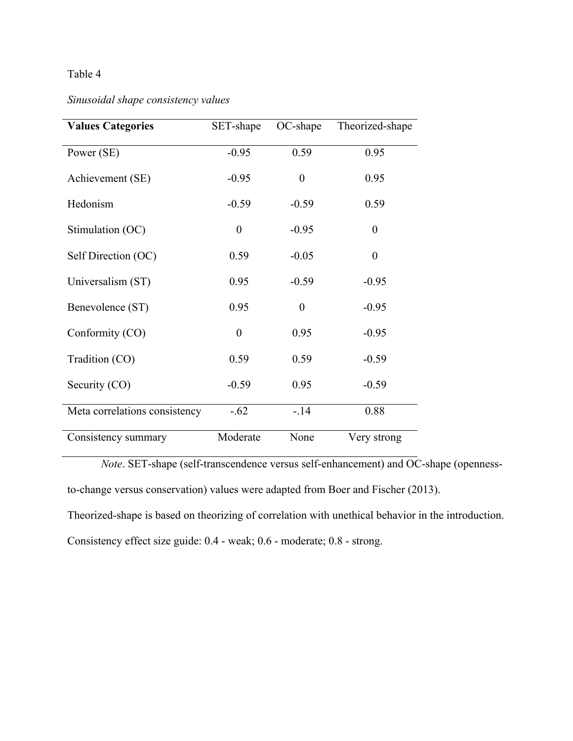Table 4

*Sinusoidal shape consistency values*

| **Values Categories** | SET-shape | OC-shape | Theorized-shape |
|---|---|---|---|
| Power (SE) | -0.95 | 0.59 | 0.95 |
| Achievement (SE) | -0.95 | 0 | 0.95 |
| Hedonism | -0.59 | -0.59 | 0.59 |
| Stimulation (OC) | 0 | -0.95 | 0 |
| Self Direction (OC) | 0.59 | -0.05 | 0 |
| Universalism (ST) | 0.95 | -0.59 | -0.95 |
| Benevolence (ST) | 0.95 | 0 | -0.95 |
| Conformity (CO) | 0 | 0.95 | -0.95 |
| Tradition (CO) | 0.59 | 0.59 | -0.59 |
| Security (CO) | -0.59 | 0.95 | -0.59 |
| Meta correlations consistency | -.62 | -.14 | 0.88 |
| Consistency summary | Moderate | None | Very strong |

*Note*. SET-shape (self-transcendence versus self-enhancement) and OC-shape (openness-to-change versus conservation) values were adapted from Boer and Fischer (2013). Theorized-shape is based on theorizing of correlation with unethical behavior in the introduction. Consistency effect size guide: 0.4 - weak; 0.6 - moderate; 0.8 - strong.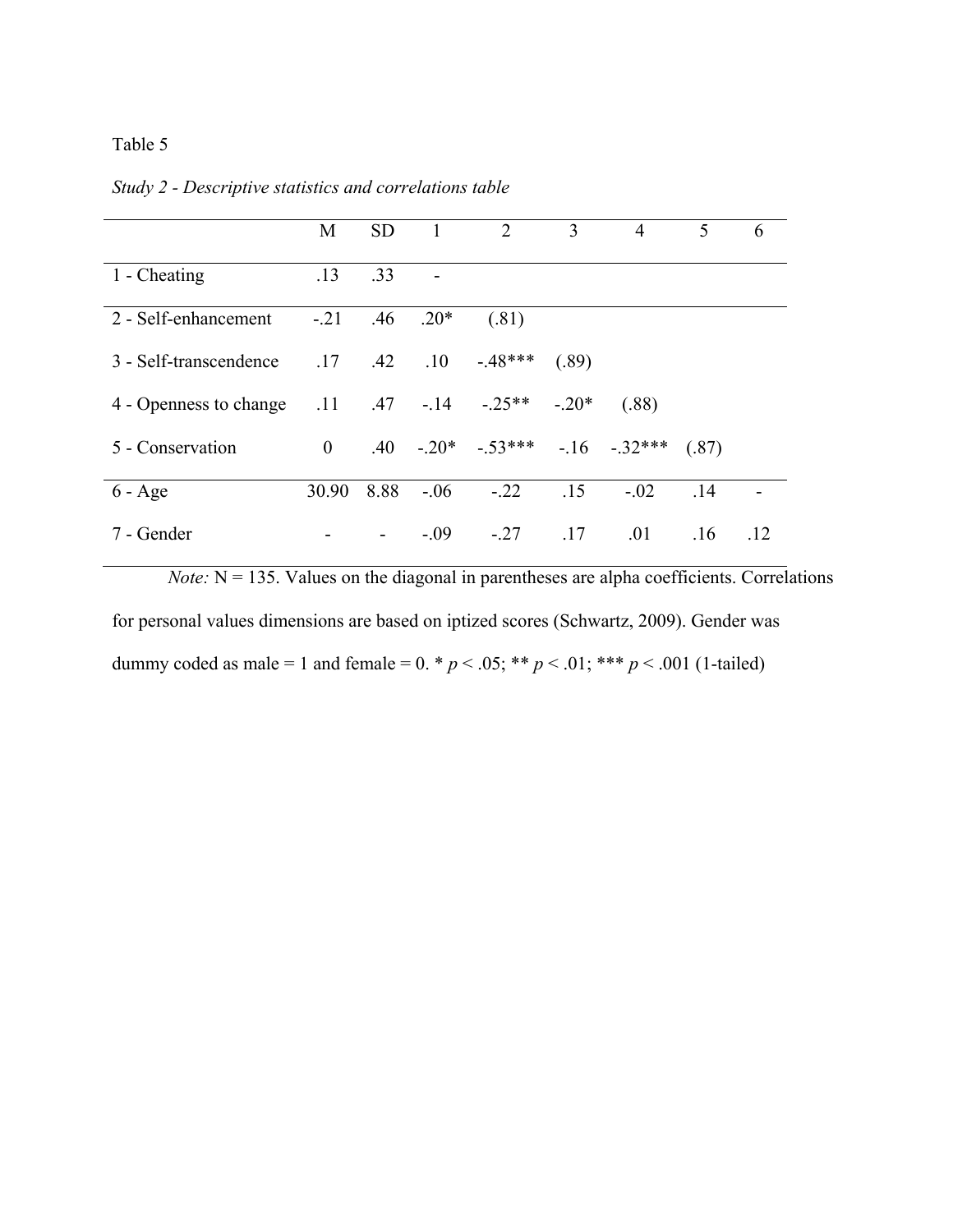Table 5

*Study 2 - Descriptive statistics and correlations table*

| | M | SD | 1 | 2 | 3 | 4 | 5 | 6 |
|---|---|---|---|---|---|---|---|---|
| 1 - Cheating | .13 | .33 | - | | | | | |
| 2 - Self-enhancement | -.21 | .46 | .20* | (.81) | | | | |
| 3 - Self-transcendence | .17 | .42 | .10 | -.48*** | (.89) | | | |
| 4 - Openness to change | .11 | .47 | -.14 | -.25** | -.20* | (.88) | | |
| 5 - Conservation | 0 | .40 | -.20* | -.53*** | -.16 | -.32*** | (.87) | |
| 6 - Age | 30.90 | 8.88 | -.06 | -.22 | .15 | -.02 | .14 | - |
| 7 - Gender | - | - | -.09 | -.27 | .17 | .01 | .16 | .12 |

*Note:* N = 135. Values on the diagonal in parentheses are alpha coefficients. Correlations for personal values dimensions are based on iptized scores (Schwartz, 2009). Gender was dummy coded as male = 1 and female = 0. * $p < .05$; ** $p < .01$; *** $p < .001$ (1-tailed)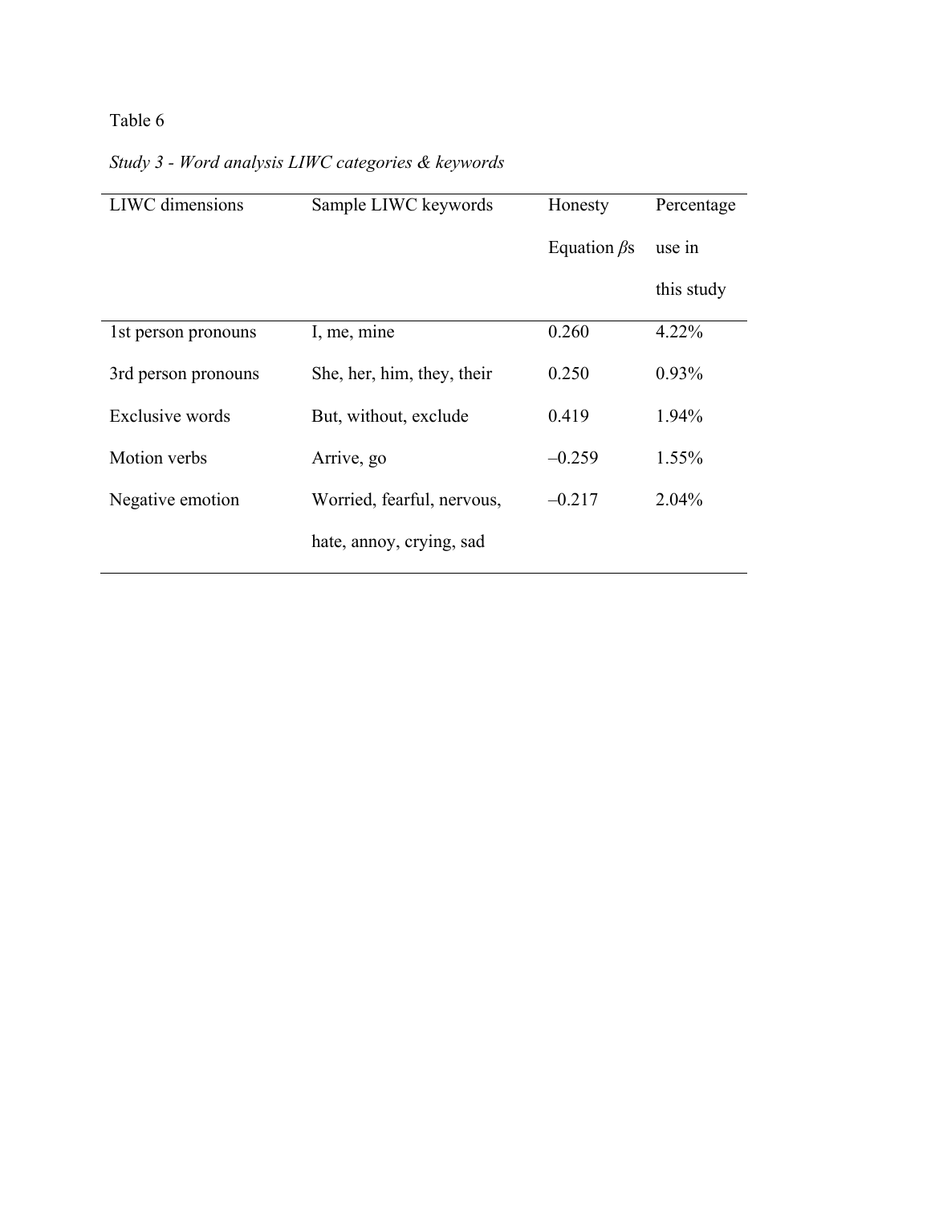Table 6

*Study 3 - Word analysis LIWC categories & keywords*

| LIWC dimensions | Sample LIWC keywords | Honesty Equation $\beta$s | Percentage use in this study |
|---|---|---|---|
| 1st person pronouns | I, me, mine | 0.260 | 4.22% |
| 3rd person pronouns | She, her, him, they, their | 0.250 | 0.93% |
| Exclusive words | But, without, exclude | 0.419 | 1.94% |
| Motion verbs | Arrive, go | –0.259 | 1.55% |
| Negative emotion | Worried, fearful, nervous, hate, annoy, crying, sad | –0.217 | 2.04% |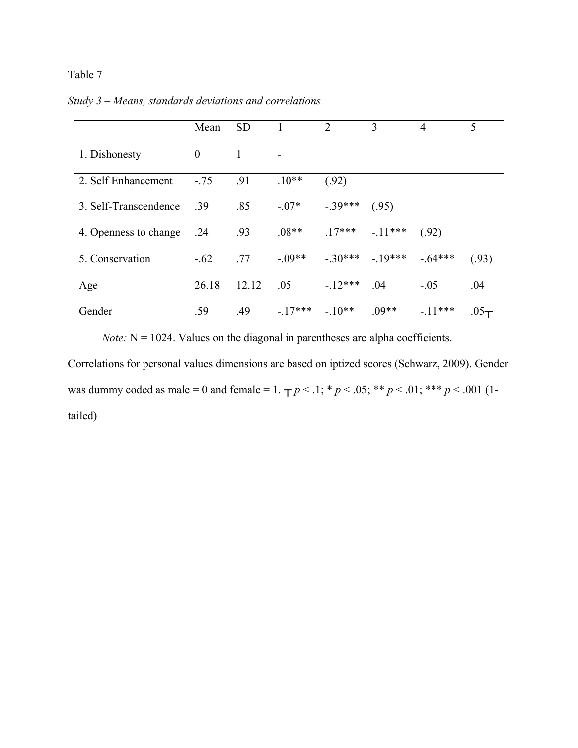Table 7

*Study 3 – Means, standards deviations and correlations*

| | Mean | SD | 1 | 2 | 3 | 4 | 5 |
|---|---|---|---|---|---|---|---|
| 1. Dishonesty | 0 | 1 | - | | | | |
| 2. Self Enhancement | -.75 | .91 | .10** | (.92) | | | |
| 3. Self-Transcendence | .39 | .85 | -.07* | -.39*** | (.95) | | |
| 4. Openness to change | .24 | .93 | .08** | .17*** | -.11*** | (.92) | |
| 5. Conservation | -.62 | .77 | -.09** | -.30*** | -.19*** | -.64*** | (.93) |
| Age | 26.18 | 12.12 | .05 | -.12*** | .04 | -.05 | .04 |
| Gender | .59 | .49 | -.17*** | -.10** | .09** | -.11*** | .05┬ |

*Note:* N = 1024. Values on the diagonal in parentheses are alpha coefficients. Correlations for personal values dimensions are based on iptized scores (Schwarz, 2009). Gender was dummy coded as male = 0 and female = 1. ┬ $p < .1$; * $p < .05$; ** $p < .01$; *** $p < .001$ (1-tailed)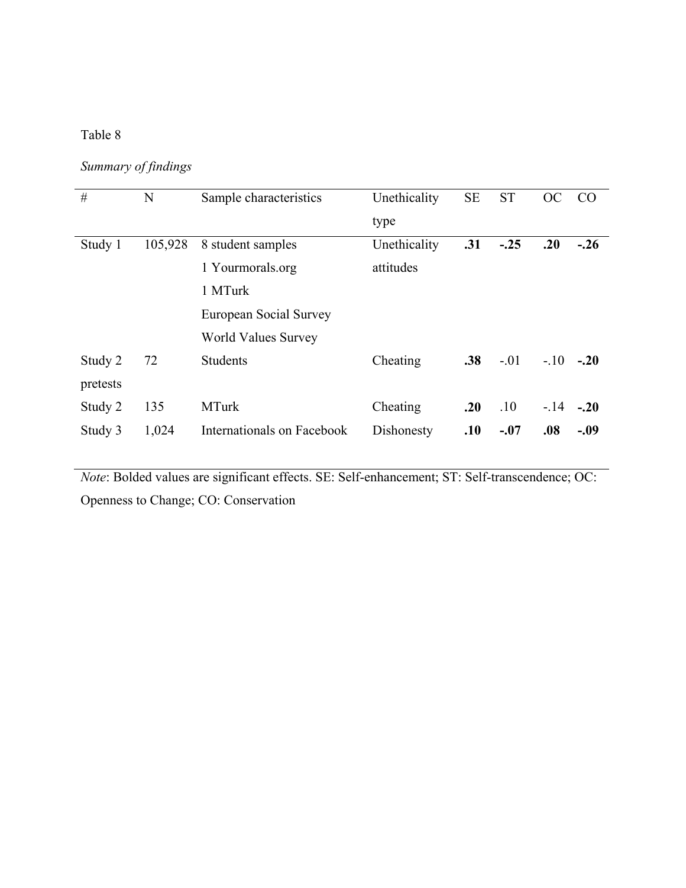Table 8

*Summary of findings*

| # | N | Sample characteristics | Unethicality type | SE | ST | OC | CO |
|---|---|---|---|---|---|---|---|
| Study 1 | 105,928 | 8 student samples<br>1 Yourmorals.org<br>1 MTurk<br>European Social Survey<br>World Values Survey | Unethicality attitudes | **.31** | **-.25** | **.20** | **-.26** |
| Study 2 pretests | 72 | Students | Cheating | **.38** | -.01 | -.10 | **-.20** |
| Study 2 | 135 | MTurk | Cheating | **.20** | .10 | -.14 | **-.20** |
| Study 3 | 1,024 | Internationals on Facebook | Dishonesty | **.10** | **-.07** | **.08** | **-.09** |

*Note*: Bolded values are significant effects. SE: Self-enhancement; ST: Self-transcendence; OC: Openness to Change; CO: Conservation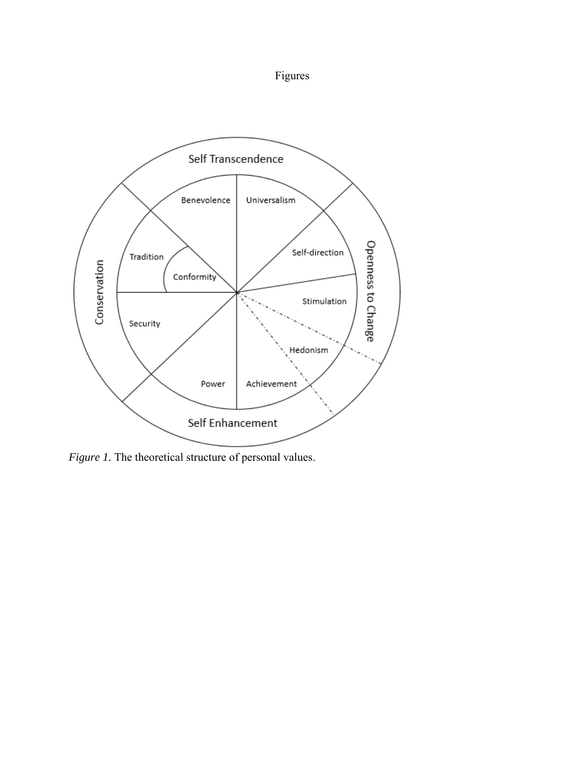Figures

*Figure 1.* The theoretical structure of personal values.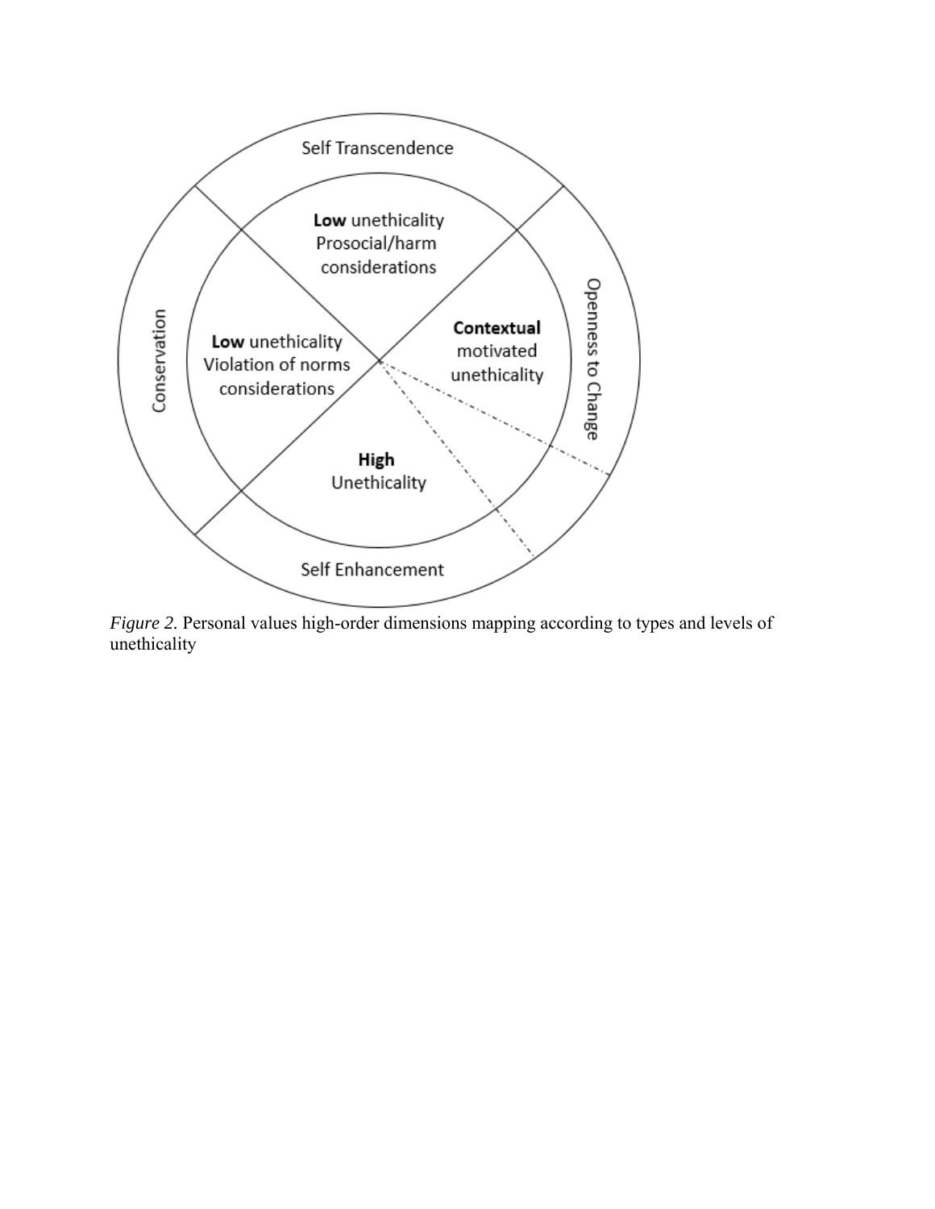Self Transcendence

**Low** unethicality
Prosocial/harm considerations

Conservation

**Low** unethicality
Violation of norms considerations

**Contextual** motivated unethicality

Openness to Change

**High** Unethicality

Self Enhancement

*Figure 2.* Personal values high-order dimensions mapping according to types and levels of unethicality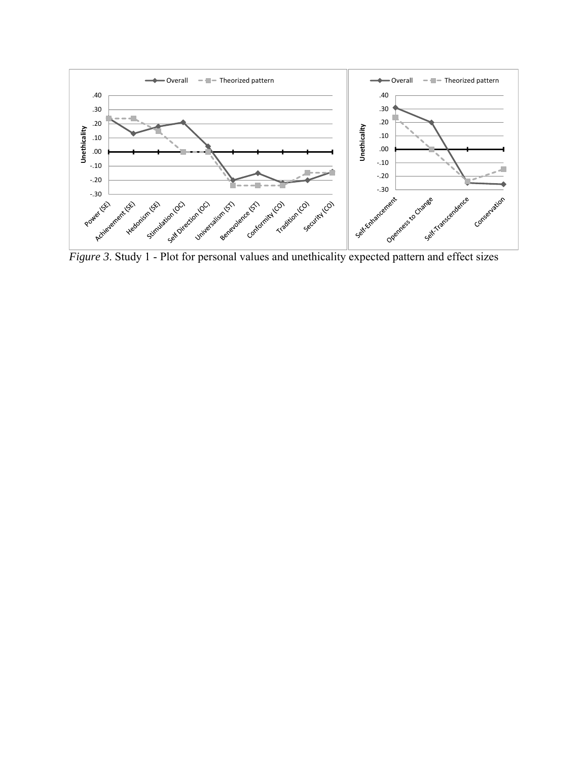*Figure 3*. Study 1 - Plot for personal values and unethicality expected pattern and effect sizes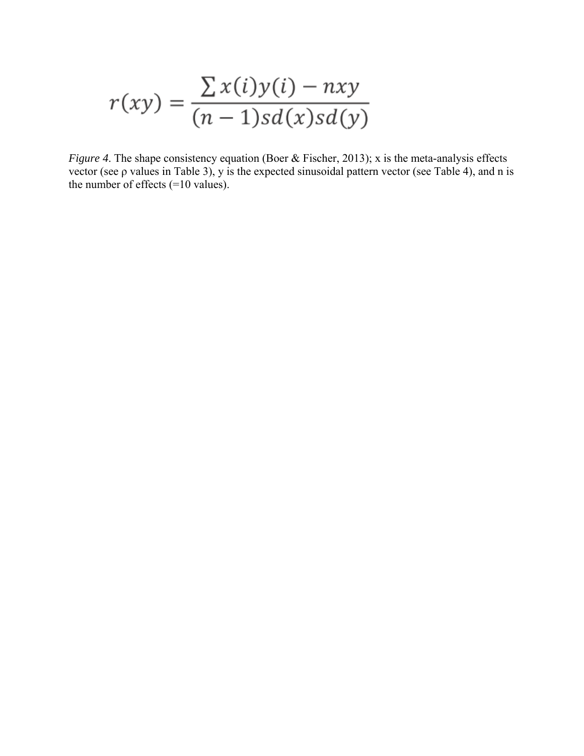$$r(xy) = \frac{\sum x(i)y(i) - nxy}{(n-1)sd(x)sd(y)}$$

*Figure 4*. The shape consistency equation (Boer & Fischer, 2013); x is the meta-analysis effects vector (see ρ values in Table 3), y is the expected sinusoidal pattern vector (see Table 4), and n is the number of effects (=10 values).